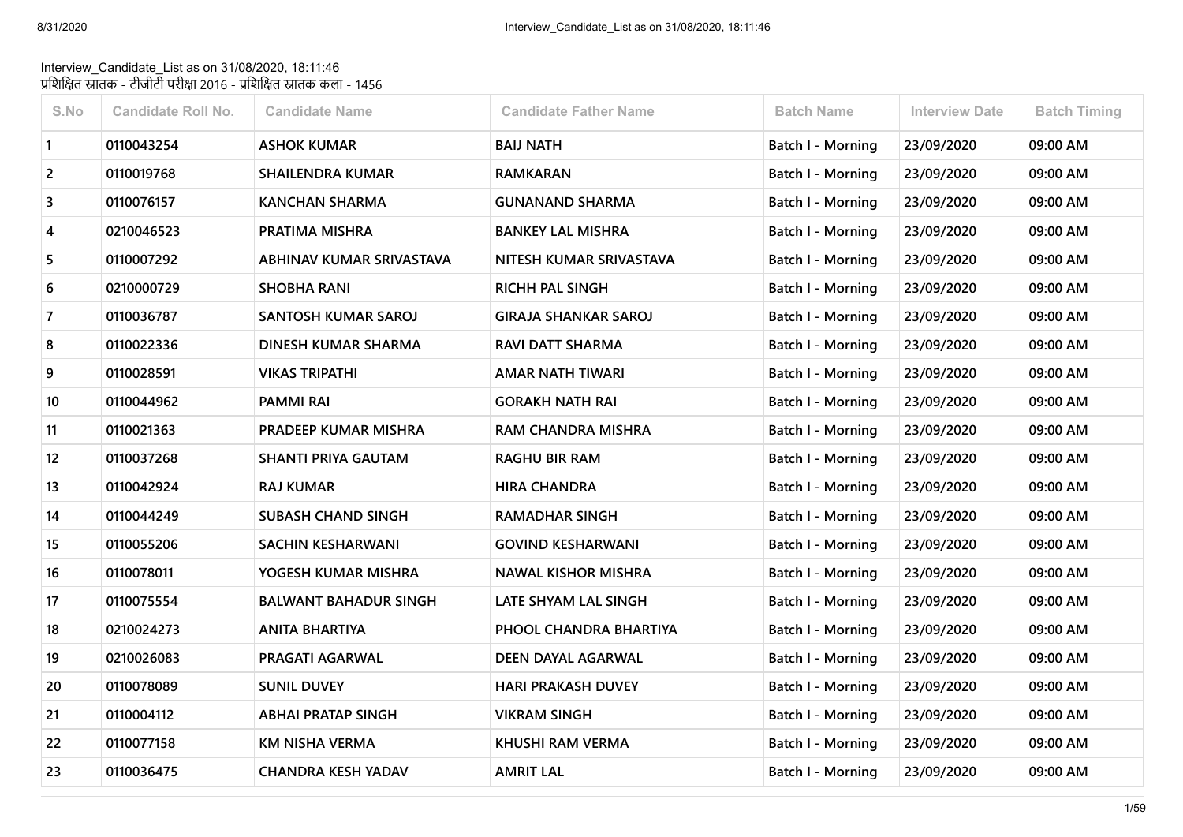Interview_Candidate_List as on 31/08/2020, 18:11:46
प्रशिक्षित स्नातक - टीजीटी परीक्षा 2016 - प्रशिक्षित स्नातक कला - 1456

| S.No | Candidate Roll No. | Candidate Name | Candidate Father Name | Batch Name | Interview Date | Batch Timing |
|---|---|---|---|---|---|---|
| 1 | 0110043254 | ASHOK KUMAR | BAIJ NATH | Batch I - Morning | 23/09/2020 | 09:00 AM |
| 2 | 0110019768 | SHAILENDRA KUMAR | RAMKARAN | Batch I - Morning | 23/09/2020 | 09:00 AM |
| 3 | 0110076157 | KANCHAN SHARMA | GUNANAND SHARMA | Batch I - Morning | 23/09/2020 | 09:00 AM |
| 4 | 0210046523 | PRATIMA MISHRA | BANKEY LAL MISHRA | Batch I - Morning | 23/09/2020 | 09:00 AM |
| 5 | 0110007292 | ABHINAV KUMAR SRIVASTAVA | NITESH KUMAR SRIVASTAVA | Batch I - Morning | 23/09/2020 | 09:00 AM |
| 6 | 0210000729 | SHOBHA RANI | RICHH PAL SINGH | Batch I - Morning | 23/09/2020 | 09:00 AM |
| 7 | 0110036787 | SANTOSH KUMAR SAROJ | GIRAJA SHANKAR SAROJ | Batch I - Morning | 23/09/2020 | 09:00 AM |
| 8 | 0110022336 | DINESH KUMAR SHARMA | RAVI DATT SHARMA | Batch I - Morning | 23/09/2020 | 09:00 AM |
| 9 | 0110028591 | VIKAS TRIPATHI | AMAR NATH TIWARI | Batch I - Morning | 23/09/2020 | 09:00 AM |
| 10 | 0110044962 | PAMMI RAI | GORAKH NATH RAI | Batch I - Morning | 23/09/2020 | 09:00 AM |
| 11 | 0110021363 | PRADEEP KUMAR MISHRA | RAM CHANDRA MISHRA | Batch I - Morning | 23/09/2020 | 09:00 AM |
| 12 | 0110037268 | SHANTI PRIYA GAUTAM | RAGHU BIR RAM | Batch I - Morning | 23/09/2020 | 09:00 AM |
| 13 | 0110042924 | RAJ KUMAR | HIRA CHANDRA | Batch I - Morning | 23/09/2020 | 09:00 AM |
| 14 | 0110044249 | SUBASH CHAND SINGH | RAMADHAR SINGH | Batch I - Morning | 23/09/2020 | 09:00 AM |
| 15 | 0110055206 | SACHIN KESHARWANI | GOVIND KESHARWANI | Batch I - Morning | 23/09/2020 | 09:00 AM |
| 16 | 0110078011 | YOGESH KUMAR MISHRA | NAWAL KISHOR MISHRA | Batch I - Morning | 23/09/2020 | 09:00 AM |
| 17 | 0110075554 | BALWANT BAHADUR SINGH | LATE SHYAM LAL SINGH | Batch I - Morning | 23/09/2020 | 09:00 AM |
| 18 | 0210024273 | ANITA BHARTIYA | PHOOL CHANDRA BHARTIYA | Batch I - Morning | 23/09/2020 | 09:00 AM |
| 19 | 0210026083 | PRAGATI AGARWAL | DEEN DAYAL AGARWAL | Batch I - Morning | 23/09/2020 | 09:00 AM |
| 20 | 0110078089 | SUNIL DUVEY | HARI PRAKASH DUVEY | Batch I - Morning | 23/09/2020 | 09:00 AM |
| 21 | 0110004112 | ABHAI PRATAP SINGH | VIKRAM SINGH | Batch I - Morning | 23/09/2020 | 09:00 AM |
| 22 | 0110077158 | KM NISHA VERMA | KHUSHI RAM VERMA | Batch I - Morning | 23/09/2020 | 09:00 AM |
| 23 | 0110036475 | CHANDRA KESH YADAV | AMRIT LAL | Batch I - Morning | 23/09/2020 | 09:00 AM |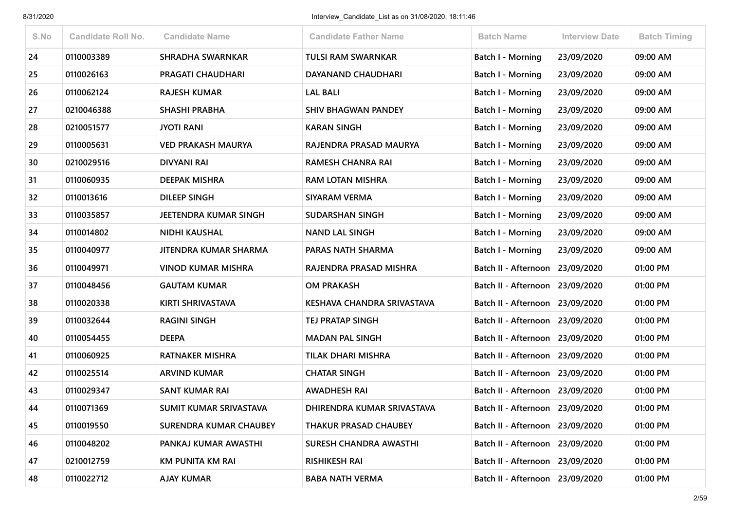| S.No | Candidate Roll No. | Candidate Name | Candidate Father Name | Batch Name | Interview Date | Batch Timing |
|---|---|---|---|---|---|---|
| 24 | 0110003389 | SHRADHA SWARNKAR | TULSI RAM SWARNKAR | Batch I - Morning | 23/09/2020 | 09:00 AM |
| 25 | 0110026163 | PRAGATI CHAUDHARI | DAYANAND CHAUDHARI | Batch I - Morning | 23/09/2020 | 09:00 AM |
| 26 | 0110062124 | RAJESH KUMAR | LAL BALI | Batch I - Morning | 23/09/2020 | 09:00 AM |
| 27 | 0210046388 | SHASHI PRABHA | SHIV BHAGWAN PANDEY | Batch I - Morning | 23/09/2020 | 09:00 AM |
| 28 | 0210051577 | JYOTI RANI | KARAN SINGH | Batch I - Morning | 23/09/2020 | 09:00 AM |
| 29 | 0110005631 | VED PRAKASH MAURYA | RAJENDRA PRASAD MAURYA | Batch I - Morning | 23/09/2020 | 09:00 AM |
| 30 | 0210029516 | DIVYANI RAI | RAMESH CHANRA RAI | Batch I - Morning | 23/09/2020 | 09:00 AM |
| 31 | 0110060935 | DEEPAK MISHRA | RAM LOTAN MISHRA | Batch I - Morning | 23/09/2020 | 09:00 AM |
| 32 | 0110013616 | DILEEP SINGH | SIYARAM VERMA | Batch I - Morning | 23/09/2020 | 09:00 AM |
| 33 | 0110035857 | JEETENDRA KUMAR SINGH | SUDARSHAN SINGH | Batch I - Morning | 23/09/2020 | 09:00 AM |
| 34 | 0110014802 | NIDHI KAUSHAL | NAND LAL SINGH | Batch I - Morning | 23/09/2020 | 09:00 AM |
| 35 | 0110040977 | JITENDRA KUMAR SHARMA | PARAS NATH SHARMA | Batch I - Morning | 23/09/2020 | 09:00 AM |
| 36 | 0110049971 | VINOD KUMAR MISHRA | RAJENDRA PRASAD MISHRA | Batch II - Afternoon | 23/09/2020 | 01:00 PM |
| 37 | 0110048456 | GAUTAM KUMAR | OM PRAKASH | Batch II - Afternoon | 23/09/2020 | 01:00 PM |
| 38 | 0110020338 | KIRTI SHRIVASTAVA | KESHAVA CHANDRA SRIVASTAVA | Batch II - Afternoon | 23/09/2020 | 01:00 PM |
| 39 | 0110032644 | RAGINI SINGH | TEJ PRATAP SINGH | Batch II - Afternoon | 23/09/2020 | 01:00 PM |
| 40 | 0110054455 | DEEPA | MADAN PAL SINGH | Batch II - Afternoon | 23/09/2020 | 01:00 PM |
| 41 | 0110060925 | RATNAKER MISHRA | TILAK DHARI MISHRA | Batch II - Afternoon | 23/09/2020 | 01:00 PM |
| 42 | 0110025514 | ARVIND KUMAR | CHATAR SINGH | Batch II - Afternoon | 23/09/2020 | 01:00 PM |
| 43 | 0110029347 | SANT KUMAR RAI | AWADHESH RAI | Batch II - Afternoon | 23/09/2020 | 01:00 PM |
| 44 | 0110071369 | SUMIT KUMAR SRIVASTAVA | DHIRENDRA KUMAR SRIVASTAVA | Batch II - Afternoon | 23/09/2020 | 01:00 PM |
| 45 | 0110019550 | SURENDRA KUMAR CHAUBEY | THAKUR PRASAD CHAUBEY | Batch II - Afternoon | 23/09/2020 | 01:00 PM |
| 46 | 0110048202 | PANKAJ KUMAR AWASTHI | SURESH CHANDRA AWASTHI | Batch II - Afternoon | 23/09/2020 | 01:00 PM |
| 47 | 0210012759 | KM PUNITA KM RAI | RISHIKESH RAI | Batch II - Afternoon | 23/09/2020 | 01:00 PM |
| 48 | 0110022712 | AJAY KUMAR | BABA NATH VERMA | Batch II - Afternoon | 23/09/2020 | 01:00 PM |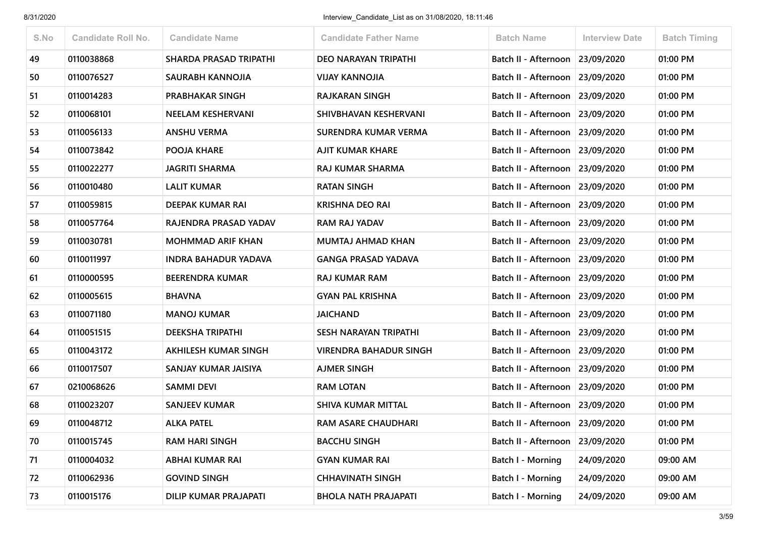| S.No | Candidate Roll No. | Candidate Name | Candidate Father Name | Batch Name | Interview Date | Batch Timing |
|---|---|---|---|---|---|---|
| 49 | 0110038868 | SHARDA PRASAD TRIPATHI | DEO NARAYAN TRIPATHI | Batch II - Afternoon | 23/09/2020 | 01:00 PM |
| 50 | 0110076527 | SAURABH KANNOJIA | VIJAY KANNOJIA | Batch II - Afternoon | 23/09/2020 | 01:00 PM |
| 51 | 0110014283 | PRABHAKAR SINGH | RAJKARAN SINGH | Batch II - Afternoon | 23/09/2020 | 01:00 PM |
| 52 | 0110068101 | NEELAM KESHERVANI | SHIVBHAVAN KESHERVANI | Batch II - Afternoon | 23/09/2020 | 01:00 PM |
| 53 | 0110056133 | ANSHU VERMA | SURENDRA KUMAR VERMA | Batch II - Afternoon | 23/09/2020 | 01:00 PM |
| 54 | 0110073842 | POOJA KHARE | AJIT KUMAR KHARE | Batch II - Afternoon | 23/09/2020 | 01:00 PM |
| 55 | 0110022277 | JAGRITI SHARMA | RAJ KUMAR SHARMA | Batch II - Afternoon | 23/09/2020 | 01:00 PM |
| 56 | 0110010480 | LALIT KUMAR | RATAN SINGH | Batch II - Afternoon | 23/09/2020 | 01:00 PM |
| 57 | 0110059815 | DEEPAK KUMAR RAI | KRISHNA DEO RAI | Batch II - Afternoon | 23/09/2020 | 01:00 PM |
| 58 | 0110057764 | RAJENDRA PRASAD YADAV | RAM RAJ YADAV | Batch II - Afternoon | 23/09/2020 | 01:00 PM |
| 59 | 0110030781 | MOHMMAD ARIF KHAN | MUMTAJ AHMAD KHAN | Batch II - Afternoon | 23/09/2020 | 01:00 PM |
| 60 | 0110011997 | INDRA BAHADUR YADAVA | GANGA PRASAD YADAVA | Batch II - Afternoon | 23/09/2020 | 01:00 PM |
| 61 | 0110000595 | BEERENDRA KUMAR | RAJ KUMAR RAM | Batch II - Afternoon | 23/09/2020 | 01:00 PM |
| 62 | 0110005615 | BHAVNA | GYAN PAL KRISHNA | Batch II - Afternoon | 23/09/2020 | 01:00 PM |
| 63 | 0110071180 | MANOJ KUMAR | JAICHAND | Batch II - Afternoon | 23/09/2020 | 01:00 PM |
| 64 | 0110051515 | DEEKSHA TRIPATHI | SESH NARAYAN TRIPATHI | Batch II - Afternoon | 23/09/2020 | 01:00 PM |
| 65 | 0110043172 | AKHILESH KUMAR SINGH | VIRENDRA BAHADUR SINGH | Batch II - Afternoon | 23/09/2020 | 01:00 PM |
| 66 | 0110017507 | SANJAY KUMAR JAISIYA | AJMER SINGH | Batch II - Afternoon | 23/09/2020 | 01:00 PM |
| 67 | 0210068626 | SAMMI DEVI | RAM LOTAN | Batch II - Afternoon | 23/09/2020 | 01:00 PM |
| 68 | 0110023207 | SANJEEV KUMAR | SHIVA KUMAR MITTAL | Batch II - Afternoon | 23/09/2020 | 01:00 PM |
| 69 | 0110048712 | ALKA PATEL | RAM ASARE CHAUDHARI | Batch II - Afternoon | 23/09/2020 | 01:00 PM |
| 70 | 0110015745 | RAM HARI SINGH | BACCHU SINGH | Batch II - Afternoon | 23/09/2020 | 01:00 PM |
| 71 | 0110004032 | ABHAI KUMAR RAI | GYAN KUMAR RAI | Batch I - Morning | 24/09/2020 | 09:00 AM |
| 72 | 0110062936 | GOVIND SINGH | CHHAVINATH SINGH | Batch I - Morning | 24/09/2020 | 09:00 AM |
| 73 | 0110015176 | DILIP KUMAR PRAJAPATI | BHOLA NATH PRAJAPATI | Batch I - Morning | 24/09/2020 | 09:00 AM |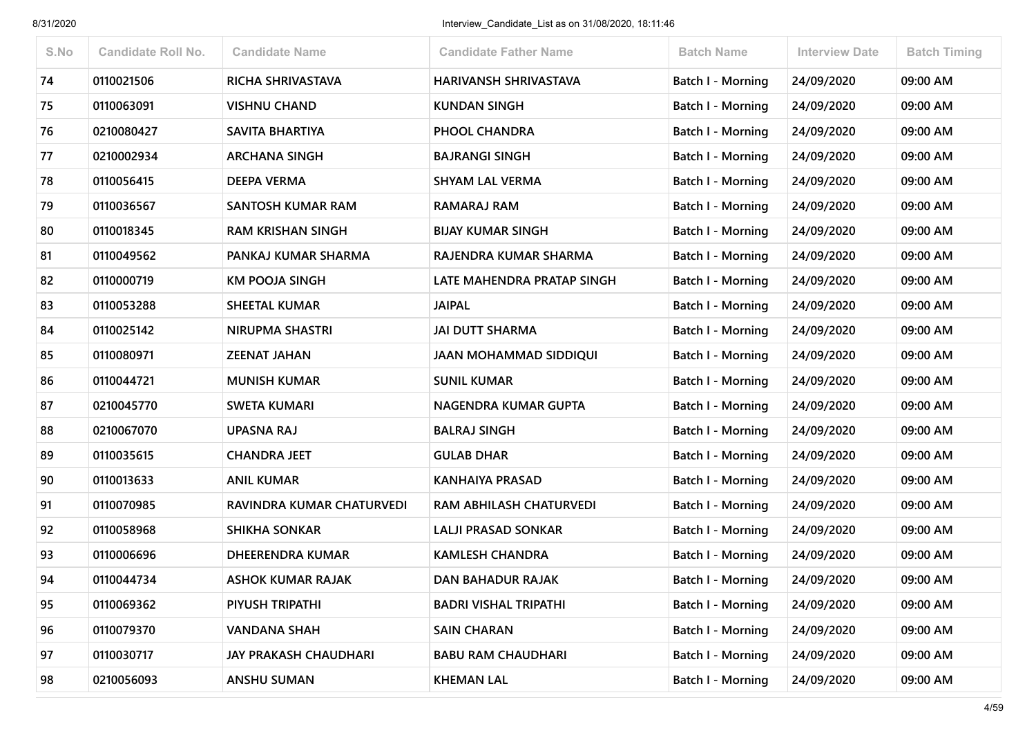| S.No | Candidate Roll No. | Candidate Name | Candidate Father Name | Batch Name | Interview Date | Batch Timing |
|---|---|---|---|---|---|---|
| 74 | 0110021506 | RICHA SHRIVASTAVA | HARIVANSH SHRIVASTAVA | Batch I - Morning | 24/09/2020 | 09:00 AM |
| 75 | 0110063091 | VISHNU CHAND | KUNDAN SINGH | Batch I - Morning | 24/09/2020 | 09:00 AM |
| 76 | 0210080427 | SAVITA BHARTIYA | PHOOL CHANDRA | Batch I - Morning | 24/09/2020 | 09:00 AM |
| 77 | 0210002934 | ARCHANA SINGH | BAJRANGI SINGH | Batch I - Morning | 24/09/2020 | 09:00 AM |
| 78 | 0110056415 | DEEPA VERMA | SHYAM LAL VERMA | Batch I - Morning | 24/09/2020 | 09:00 AM |
| 79 | 0110036567 | SANTOSH KUMAR RAM | RAMARAJ RAM | Batch I - Morning | 24/09/2020 | 09:00 AM |
| 80 | 0110018345 | RAM KRISHAN SINGH | BIJAY KUMAR SINGH | Batch I - Morning | 24/09/2020 | 09:00 AM |
| 81 | 0110049562 | PANKAJ KUMAR SHARMA | RAJENDRA KUMAR SHARMA | Batch I - Morning | 24/09/2020 | 09:00 AM |
| 82 | 0110000719 | KM POOJA SINGH | LATE MAHENDRA PRATAP SINGH | Batch I - Morning | 24/09/2020 | 09:00 AM |
| 83 | 0110053288 | SHEETAL KUMAR | JAIPAL | Batch I - Morning | 24/09/2020 | 09:00 AM |
| 84 | 0110025142 | NIRUPMA SHASTRI | JAI DUTT SHARMA | Batch I - Morning | 24/09/2020 | 09:00 AM |
| 85 | 0110080971 | ZEENAT JAHAN | JAAN MOHAMMAD SIDDIQUI | Batch I - Morning | 24/09/2020 | 09:00 AM |
| 86 | 0110044721 | MUNISH KUMAR | SUNIL KUMAR | Batch I - Morning | 24/09/2020 | 09:00 AM |
| 87 | 0210045770 | SWETA KUMARI | NAGENDRA KUMAR GUPTA | Batch I - Morning | 24/09/2020 | 09:00 AM |
| 88 | 0210067070 | UPASNA RAJ | BALRAJ SINGH | Batch I - Morning | 24/09/2020 | 09:00 AM |
| 89 | 0110035615 | CHANDRA JEET | GULAB DHAR | Batch I - Morning | 24/09/2020 | 09:00 AM |
| 90 | 0110013633 | ANIL KUMAR | KANHAIYA PRASAD | Batch I - Morning | 24/09/2020 | 09:00 AM |
| 91 | 0110070985 | RAVINDRA KUMAR CHATURVEDI | RAM ABHILASH CHATURVEDI | Batch I - Morning | 24/09/2020 | 09:00 AM |
| 92 | 0110058968 | SHIKHA SONKAR | LALJI PRASAD SONKAR | Batch I - Morning | 24/09/2020 | 09:00 AM |
| 93 | 0110006696 | DHEERENDRA KUMAR | KAMLESH CHANDRA | Batch I - Morning | 24/09/2020 | 09:00 AM |
| 94 | 0110044734 | ASHOK KUMAR RAJAK | DAN BAHADUR RAJAK | Batch I - Morning | 24/09/2020 | 09:00 AM |
| 95 | 0110069362 | PIYUSH TRIPATHI | BADRI VISHAL TRIPATHI | Batch I - Morning | 24/09/2020 | 09:00 AM |
| 96 | 0110079370 | VANDANA SHAH | SAIN CHARAN | Batch I - Morning | 24/09/2020 | 09:00 AM |
| 97 | 0110030717 | JAY PRAKASH CHAUDHARI | BABU RAM CHAUDHARI | Batch I - Morning | 24/09/2020 | 09:00 AM |
| 98 | 0210056093 | ANSHU SUMAN | KHEMAN LAL | Batch I - Morning | 24/09/2020 | 09:00 AM |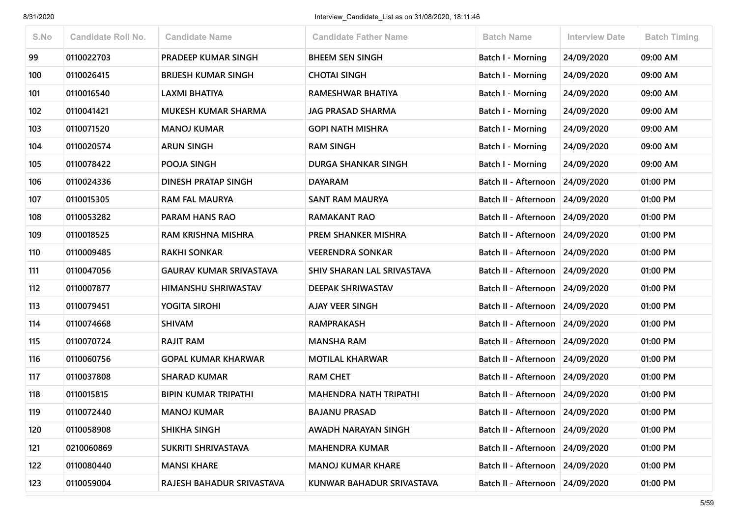| S.No | Candidate Roll No. | Candidate Name | Candidate Father Name | Batch Name | Interview Date | Batch Timing |
|---|---|---|---|---|---|---|
| 99 | 0110022703 | PRADEEP KUMAR SINGH | BHEEM SEN SINGH | Batch I - Morning | 24/09/2020 | 09:00 AM |
| 100 | 0110026415 | BRIJESH KUMAR SINGH | CHOTAI SINGH | Batch I - Morning | 24/09/2020 | 09:00 AM |
| 101 | 0110016540 | LAXMI BHATIYA | RAMESHWAR BHATIYA | Batch I - Morning | 24/09/2020 | 09:00 AM |
| 102 | 0110041421 | MUKESH KUMAR SHARMA | JAG PRASAD SHARMA | Batch I - Morning | 24/09/2020 | 09:00 AM |
| 103 | 0110071520 | MANOJ KUMAR | GOPI NATH MISHRA | Batch I - Morning | 24/09/2020 | 09:00 AM |
| 104 | 0110020574 | ARUN SINGH | RAM SINGH | Batch I - Morning | 24/09/2020 | 09:00 AM |
| 105 | 0110078422 | POOJA SINGH | DURGA SHANKAR SINGH | Batch I - Morning | 24/09/2020 | 09:00 AM |
| 106 | 0110024336 | DINESH PRATAP SINGH | DAYARAM | Batch II - Afternoon | 24/09/2020 | 01:00 PM |
| 107 | 0110015305 | RAM FAL MAURYA | SANT RAM MAURYA | Batch II - Afternoon | 24/09/2020 | 01:00 PM |
| 108 | 0110053282 | PARAM HANS RAO | RAMAKANT RAO | Batch II - Afternoon | 24/09/2020 | 01:00 PM |
| 109 | 0110018525 | RAM KRISHNA MISHRA | PREM SHANKER MISHRA | Batch II - Afternoon | 24/09/2020 | 01:00 PM |
| 110 | 0110009485 | RAKHI SONKAR | VEERENDRA SONKAR | Batch II - Afternoon | 24/09/2020 | 01:00 PM |
| 111 | 0110047056 | GAURAV KUMAR SRIVASTAVA | SHIV SHARAN LAL SRIVASTAVA | Batch II - Afternoon | 24/09/2020 | 01:00 PM |
| 112 | 0110007877 | HIMANSHU SHRIWASTAV | DEEPAK SHRIWASTAV | Batch II - Afternoon | 24/09/2020 | 01:00 PM |
| 113 | 0110079451 | YOGITA SIROHI | AJAY VEER SINGH | Batch II - Afternoon | 24/09/2020 | 01:00 PM |
| 114 | 0110074668 | SHIVAM | RAMPRAKASH | Batch II - Afternoon | 24/09/2020 | 01:00 PM |
| 115 | 0110070724 | RAJIT RAM | MANSHA RAM | Batch II - Afternoon | 24/09/2020 | 01:00 PM |
| 116 | 0110060756 | GOPAL KUMAR KHARWAR | MOTILAL KHARWAR | Batch II - Afternoon | 24/09/2020 | 01:00 PM |
| 117 | 0110037808 | SHARAD KUMAR | RAM CHET | Batch II - Afternoon | 24/09/2020 | 01:00 PM |
| 118 | 0110015815 | BIPIN KUMAR TRIPATHI | MAHENDRA NATH TRIPATHI | Batch II - Afternoon | 24/09/2020 | 01:00 PM |
| 119 | 0110072440 | MANOJ KUMAR | BAJANU PRASAD | Batch II - Afternoon | 24/09/2020 | 01:00 PM |
| 120 | 0110058908 | SHIKHA SINGH | AWADH NARAYAN SINGH | Batch II - Afternoon | 24/09/2020 | 01:00 PM |
| 121 | 0210060869 | SUKRITI SHRIVASTAVA | MAHENDRA KUMAR | Batch II - Afternoon | 24/09/2020 | 01:00 PM |
| 122 | 0110080440 | MANSI KHARE | MANOJ KUMAR KHARE | Batch II - Afternoon | 24/09/2020 | 01:00 PM |
| 123 | 0110059004 | RAJESH BAHADUR SRIVASTAVA | KUNWAR BAHADUR SRIVASTAVA | Batch II - Afternoon | 24/09/2020 | 01:00 PM |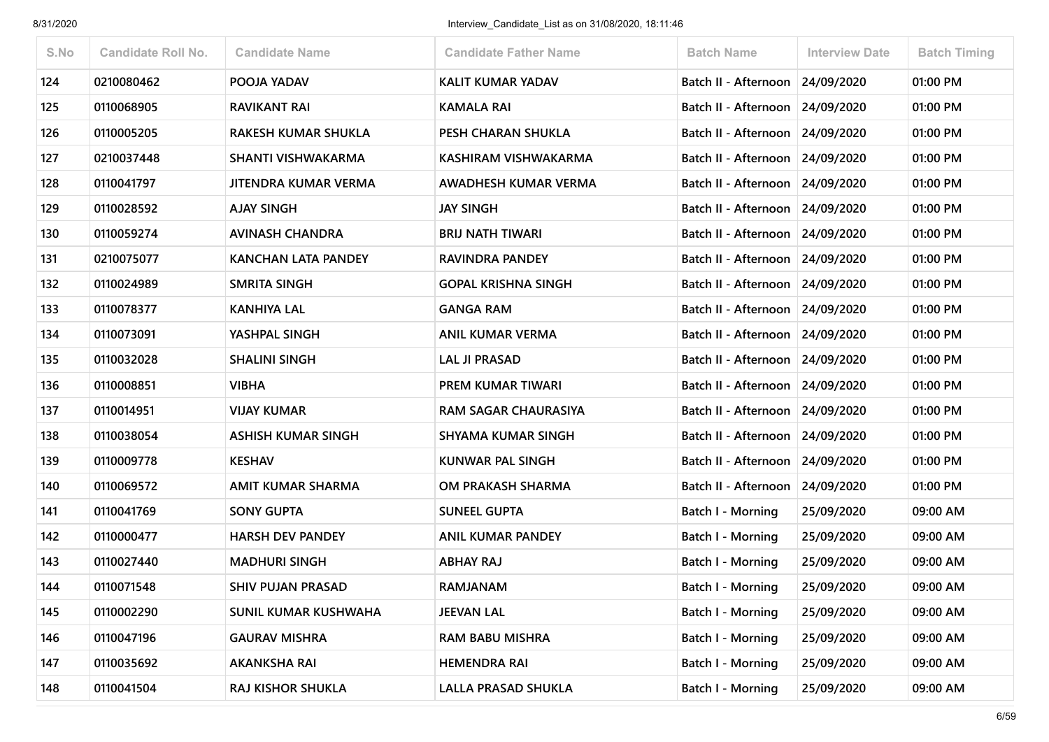| S.No | Candidate Roll No. | Candidate Name | Candidate Father Name | Batch Name | Interview Date | Batch Timing |
|---|---|---|---|---|---|---|
| 124 | 0210080462 | POOJA YADAV | KALIT KUMAR YADAV | Batch II - Afternoon | 24/09/2020 | 01:00 PM |
| 125 | 0110068905 | RAVIKANT RAI | KAMALA RAI | Batch II - Afternoon | 24/09/2020 | 01:00 PM |
| 126 | 0110005205 | RAKESH KUMAR SHUKLA | PESH CHARAN SHUKLA | Batch II - Afternoon | 24/09/2020 | 01:00 PM |
| 127 | 0210037448 | SHANTI VISHWAKARMA | KASHIRAM VISHWAKARMA | Batch II - Afternoon | 24/09/2020 | 01:00 PM |
| 128 | 0110041797 | JITENDRA KUMAR VERMA | AWADHESH KUMAR VERMA | Batch II - Afternoon | 24/09/2020 | 01:00 PM |
| 129 | 0110028592 | AJAY SINGH | JAY SINGH | Batch II - Afternoon | 24/09/2020 | 01:00 PM |
| 130 | 0110059274 | AVINASH CHANDRA | BRIJ NATH TIWARI | Batch II - Afternoon | 24/09/2020 | 01:00 PM |
| 131 | 0210075077 | KANCHAN LATA PANDEY | RAVINDRA PANDEY | Batch II - Afternoon | 24/09/2020 | 01:00 PM |
| 132 | 0110024989 | SMRITA SINGH | GOPAL KRISHNA SINGH | Batch II - Afternoon | 24/09/2020 | 01:00 PM |
| 133 | 0110078377 | KANHIYA LAL | GANGA RAM | Batch II - Afternoon | 24/09/2020 | 01:00 PM |
| 134 | 0110073091 | YASHPAL SINGH | ANIL KUMAR VERMA | Batch II - Afternoon | 24/09/2020 | 01:00 PM |
| 135 | 0110032028 | SHALINI SINGH | LAL JI PRASAD | Batch II - Afternoon | 24/09/2020 | 01:00 PM |
| 136 | 0110008851 | VIBHA | PREM KUMAR TIWARI | Batch II - Afternoon | 24/09/2020 | 01:00 PM |
| 137 | 0110014951 | VIJAY KUMAR | RAM SAGAR CHAURASIYA | Batch II - Afternoon | 24/09/2020 | 01:00 PM |
| 138 | 0110038054 | ASHISH KUMAR SINGH | SHYAMA KUMAR SINGH | Batch II - Afternoon | 24/09/2020 | 01:00 PM |
| 139 | 0110009778 | KESHAV | KUNWAR PAL SINGH | Batch II - Afternoon | 24/09/2020 | 01:00 PM |
| 140 | 0110069572 | AMIT KUMAR SHARMA | OM PRAKASH SHARMA | Batch II - Afternoon | 24/09/2020 | 01:00 PM |
| 141 | 0110041769 | SONY GUPTA | SUNEEL GUPTA | Batch I - Morning | 25/09/2020 | 09:00 AM |
| 142 | 0110000477 | HARSH DEV PANDEY | ANIL KUMAR PANDEY | Batch I - Morning | 25/09/2020 | 09:00 AM |
| 143 | 0110027440 | MADHURI SINGH | ABHAY RAJ | Batch I - Morning | 25/09/2020 | 09:00 AM |
| 144 | 0110071548 | SHIV PUJAN PRASAD | RAMJANAM | Batch I - Morning | 25/09/2020 | 09:00 AM |
| 145 | 0110002290 | SUNIL KUMAR KUSHWAHA | JEEVAN LAL | Batch I - Morning | 25/09/2020 | 09:00 AM |
| 146 | 0110047196 | GAURAV MISHRA | RAM BABU MISHRA | Batch I - Morning | 25/09/2020 | 09:00 AM |
| 147 | 0110035692 | AKANKSHA RAI | HEMENDRA RAI | Batch I - Morning | 25/09/2020 | 09:00 AM |
| 148 | 0110041504 | RAJ KISHOR SHUKLA | LALLA PRASAD SHUKLA | Batch I - Morning | 25/09/2020 | 09:00 AM |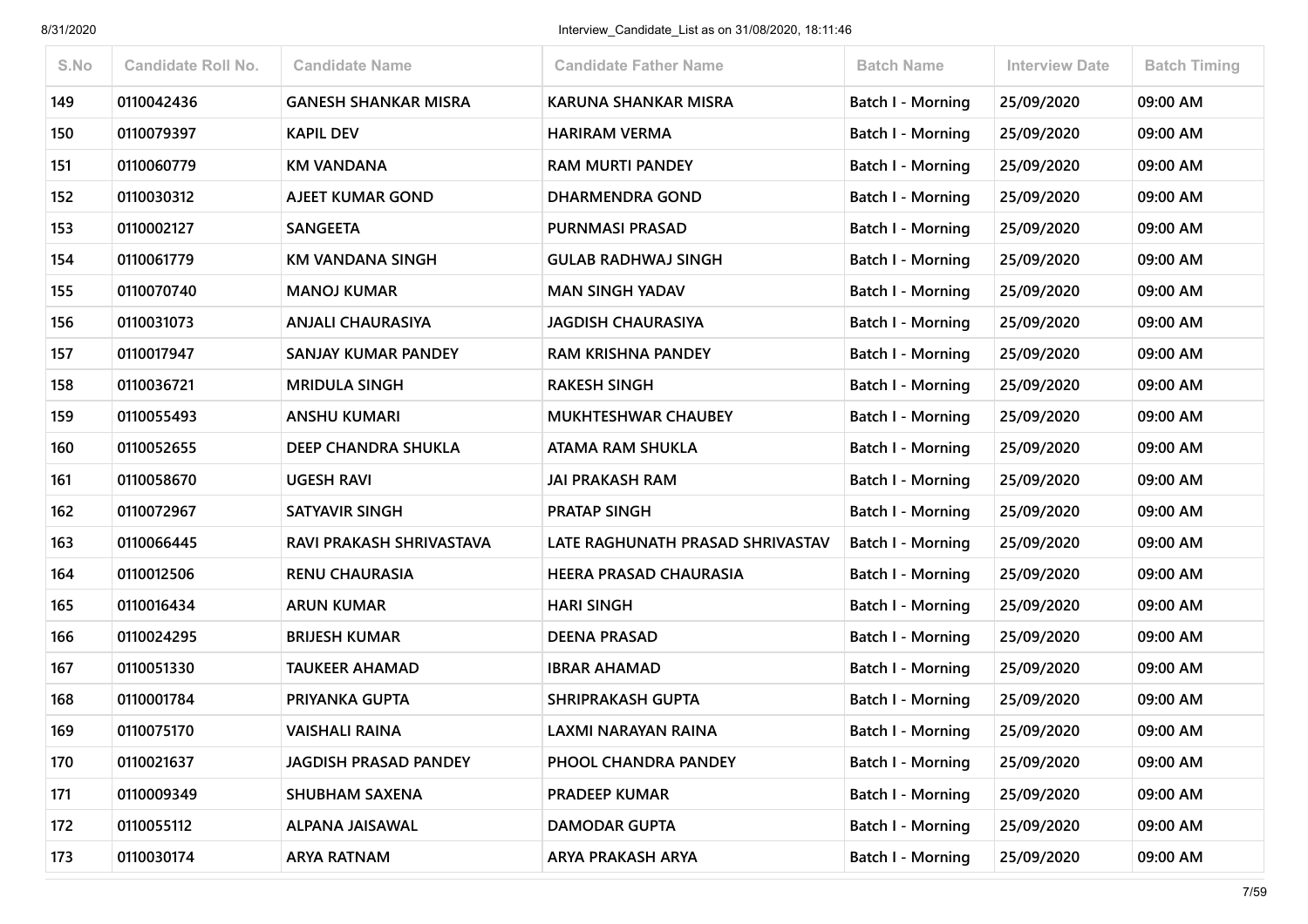| S.No | Candidate Roll No. | Candidate Name | Candidate Father Name | Batch Name | Interview Date | Batch Timing |
|---|---|---|---|---|---|---|
| 149 | 0110042436 | GANESH SHANKAR MISRA | KARUNA SHANKAR MISRA | Batch I - Morning | 25/09/2020 | 09:00 AM |
| 150 | 0110079397 | KAPIL DEV | HARIRAM VERMA | Batch I - Morning | 25/09/2020 | 09:00 AM |
| 151 | 0110060779 | KM VANDANA | RAM MURTI PANDEY | Batch I - Morning | 25/09/2020 | 09:00 AM |
| 152 | 0110030312 | AJEET KUMAR GOND | DHARMENDRA GOND | Batch I - Morning | 25/09/2020 | 09:00 AM |
| 153 | 0110002127 | SANGEETA | PURNMASI PRASAD | Batch I - Morning | 25/09/2020 | 09:00 AM |
| 154 | 0110061779 | KM VANDANA SINGH | GULAB RADHWAJ SINGH | Batch I - Morning | 25/09/2020 | 09:00 AM |
| 155 | 0110070740 | MANOJ KUMAR | MAN SINGH YADAV | Batch I - Morning | 25/09/2020 | 09:00 AM |
| 156 | 0110031073 | ANJALI CHAURASIYA | JAGDISH CHAURASIYA | Batch I - Morning | 25/09/2020 | 09:00 AM |
| 157 | 0110017947 | SANJAY KUMAR PANDEY | RAM KRISHNA PANDEY | Batch I - Morning | 25/09/2020 | 09:00 AM |
| 158 | 0110036721 | MRIDULA SINGH | RAKESH SINGH | Batch I - Morning | 25/09/2020 | 09:00 AM |
| 159 | 0110055493 | ANSHU KUMARI | MUKHTESHWAR CHAUBEY | Batch I - Morning | 25/09/2020 | 09:00 AM |
| 160 | 0110052655 | DEEP CHANDRA SHUKLA | ATAMA RAM SHUKLA | Batch I - Morning | 25/09/2020 | 09:00 AM |
| 161 | 0110058670 | UGESH RAVI | JAI PRAKASH RAM | Batch I - Morning | 25/09/2020 | 09:00 AM |
| 162 | 0110072967 | SATYAVIR SINGH | PRATAP SINGH | Batch I - Morning | 25/09/2020 | 09:00 AM |
| 163 | 0110066445 | RAVI PRAKASH SHRIVASTAVA | LATE RAGHUNATH PRASAD SHRIVASTAV | Batch I - Morning | 25/09/2020 | 09:00 AM |
| 164 | 0110012506 | RENU CHAURASIA | HEERA PRASAD CHAURASIA | Batch I - Morning | 25/09/2020 | 09:00 AM |
| 165 | 0110016434 | ARUN KUMAR | HARI SINGH | Batch I - Morning | 25/09/2020 | 09:00 AM |
| 166 | 0110024295 | BRIJESH KUMAR | DEENA PRASAD | Batch I - Morning | 25/09/2020 | 09:00 AM |
| 167 | 0110051330 | TAUKEER AHAMAD | IBRAR AHAMAD | Batch I - Morning | 25/09/2020 | 09:00 AM |
| 168 | 0110001784 | PRIYANKA GUPTA | SHRIPRAKASH GUPTA | Batch I - Morning | 25/09/2020 | 09:00 AM |
| 169 | 0110075170 | VAISHALI RAINA | LAXMI NARAYAN RAINA | Batch I - Morning | 25/09/2020 | 09:00 AM |
| 170 | 0110021637 | JAGDISH PRASAD PANDEY | PHOOL CHANDRA PANDEY | Batch I - Morning | 25/09/2020 | 09:00 AM |
| 171 | 0110009349 | SHUBHAM SAXENA | PRADEEP KUMAR | Batch I - Morning | 25/09/2020 | 09:00 AM |
| 172 | 0110055112 | ALPANA JAISAWAL | DAMODAR GUPTA | Batch I - Morning | 25/09/2020 | 09:00 AM |
| 173 | 0110030174 | ARYA RATNAM | ARYA PRAKASH ARYA | Batch I - Morning | 25/09/2020 | 09:00 AM |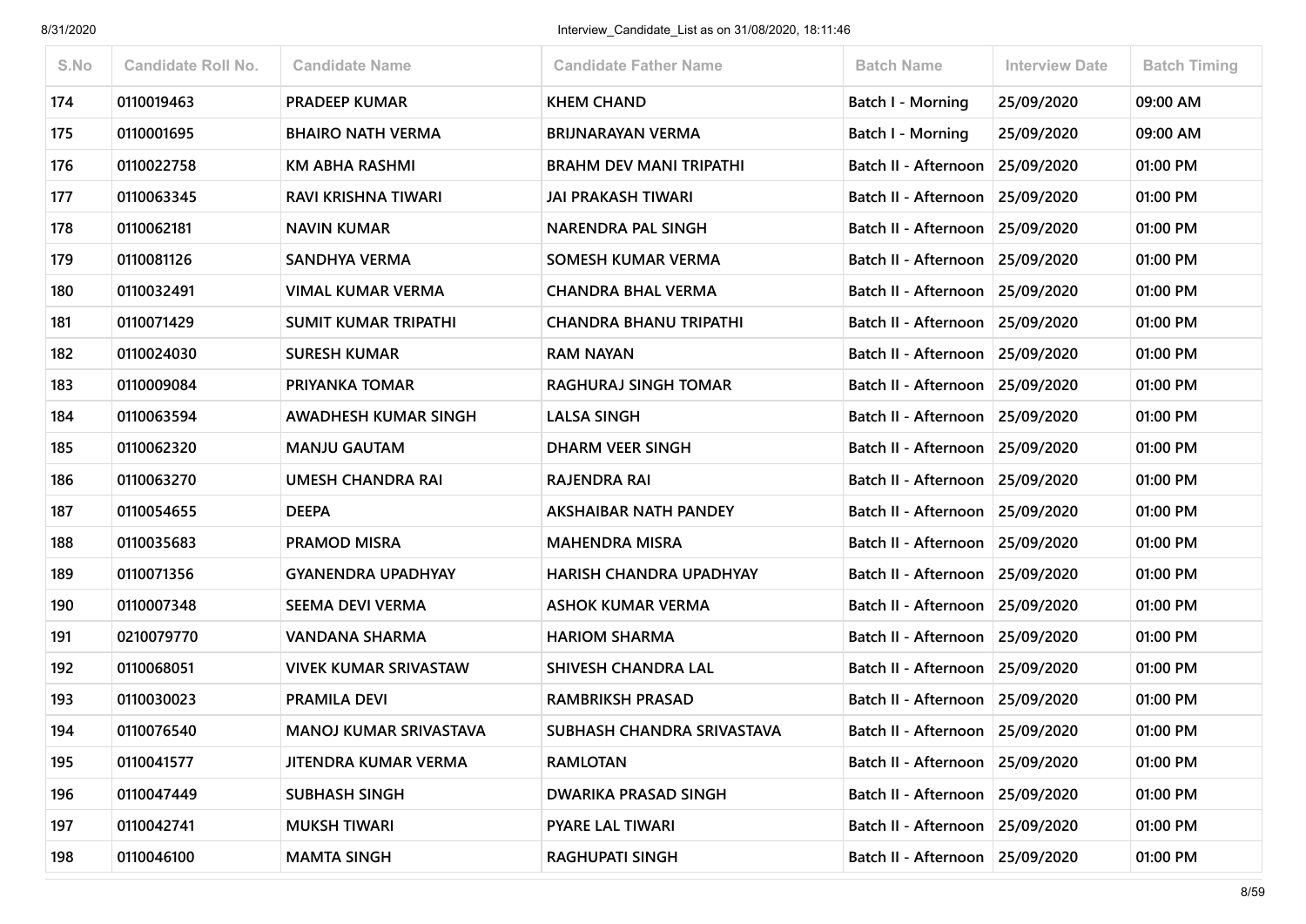| S.No | Candidate Roll No. | Candidate Name | Candidate Father Name | Batch Name | Interview Date | Batch Timing |
|---|---|---|---|---|---|---|
| 174 | 0110019463 | PRADEEP KUMAR | KHEM CHAND | Batch I - Morning | 25/09/2020 | 09:00 AM |
| 175 | 0110001695 | BHAIRO NATH VERMA | BRIJNARAYAN VERMA | Batch I - Morning | 25/09/2020 | 09:00 AM |
| 176 | 0110022758 | KM ABHA RASHMI | BRAHM DEV MANI TRIPATHI | Batch II - Afternoon | 25/09/2020 | 01:00 PM |
| 177 | 0110063345 | RAVI KRISHNA TIWARI | JAI PRAKASH TIWARI | Batch II - Afternoon | 25/09/2020 | 01:00 PM |
| 178 | 0110062181 | NAVIN KUMAR | NARENDRA PAL SINGH | Batch II - Afternoon | 25/09/2020 | 01:00 PM |
| 179 | 0110081126 | SANDHYA VERMA | SOMESH KUMAR VERMA | Batch II - Afternoon | 25/09/2020 | 01:00 PM |
| 180 | 0110032491 | VIMAL KUMAR VERMA | CHANDRA BHAL VERMA | Batch II - Afternoon | 25/09/2020 | 01:00 PM |
| 181 | 0110071429 | SUMIT KUMAR TRIPATHI | CHANDRA BHANU TRIPATHI | Batch II - Afternoon | 25/09/2020 | 01:00 PM |
| 182 | 0110024030 | SURESH KUMAR | RAM NAYAN | Batch II - Afternoon | 25/09/2020 | 01:00 PM |
| 183 | 0110009084 | PRIYANKA TOMAR | RAGHURAJ SINGH TOMAR | Batch II - Afternoon | 25/09/2020 | 01:00 PM |
| 184 | 0110063594 | AWADHESH KUMAR SINGH | LALSA SINGH | Batch II - Afternoon | 25/09/2020 | 01:00 PM |
| 185 | 0110062320 | MANJU GAUTAM | DHARM VEER SINGH | Batch II - Afternoon | 25/09/2020 | 01:00 PM |
| 186 | 0110063270 | UMESH CHANDRA RAI | RAJENDRA RAI | Batch II - Afternoon | 25/09/2020 | 01:00 PM |
| 187 | 0110054655 | DEEPA | AKSHAIBAR NATH PANDEY | Batch II - Afternoon | 25/09/2020 | 01:00 PM |
| 188 | 0110035683 | PRAMOD MISRA | MAHENDRA MISRA | Batch II - Afternoon | 25/09/2020 | 01:00 PM |
| 189 | 0110071356 | GYANENDRA UPADHYAY | HARISH CHANDRA UPADHYAY | Batch II - Afternoon | 25/09/2020 | 01:00 PM |
| 190 | 0110007348 | SEEMA DEVI VERMA | ASHOK KUMAR VERMA | Batch II - Afternoon | 25/09/2020 | 01:00 PM |
| 191 | 0210079770 | VANDANA SHARMA | HARIOM SHARMA | Batch II - Afternoon | 25/09/2020 | 01:00 PM |
| 192 | 0110068051 | VIVEK KUMAR SRIVASTAW | SHIVESH CHANDRA LAL | Batch II - Afternoon | 25/09/2020 | 01:00 PM |
| 193 | 0110030023 | PRAMILA DEVI | RAMBRIKSH PRASAD | Batch II - Afternoon | 25/09/2020 | 01:00 PM |
| 194 | 0110076540 | MANOJ KUMAR SRIVASTAVA | SUBHASH CHANDRA SRIVASTAVA | Batch II - Afternoon | 25/09/2020 | 01:00 PM |
| 195 | 0110041577 | JITENDRA KUMAR VERMA | RAMLOTAN | Batch II - Afternoon | 25/09/2020 | 01:00 PM |
| 196 | 0110047449 | SUBHASH SINGH | DWARIKA PRASAD SINGH | Batch II - Afternoon | 25/09/2020 | 01:00 PM |
| 197 | 0110042741 | MUKSH TIWARI | PYARE LAL TIWARI | Batch II - Afternoon | 25/09/2020 | 01:00 PM |
| 198 | 0110046100 | MAMTA SINGH | RAGHUPATI SINGH | Batch II - Afternoon | 25/09/2020 | 01:00 PM |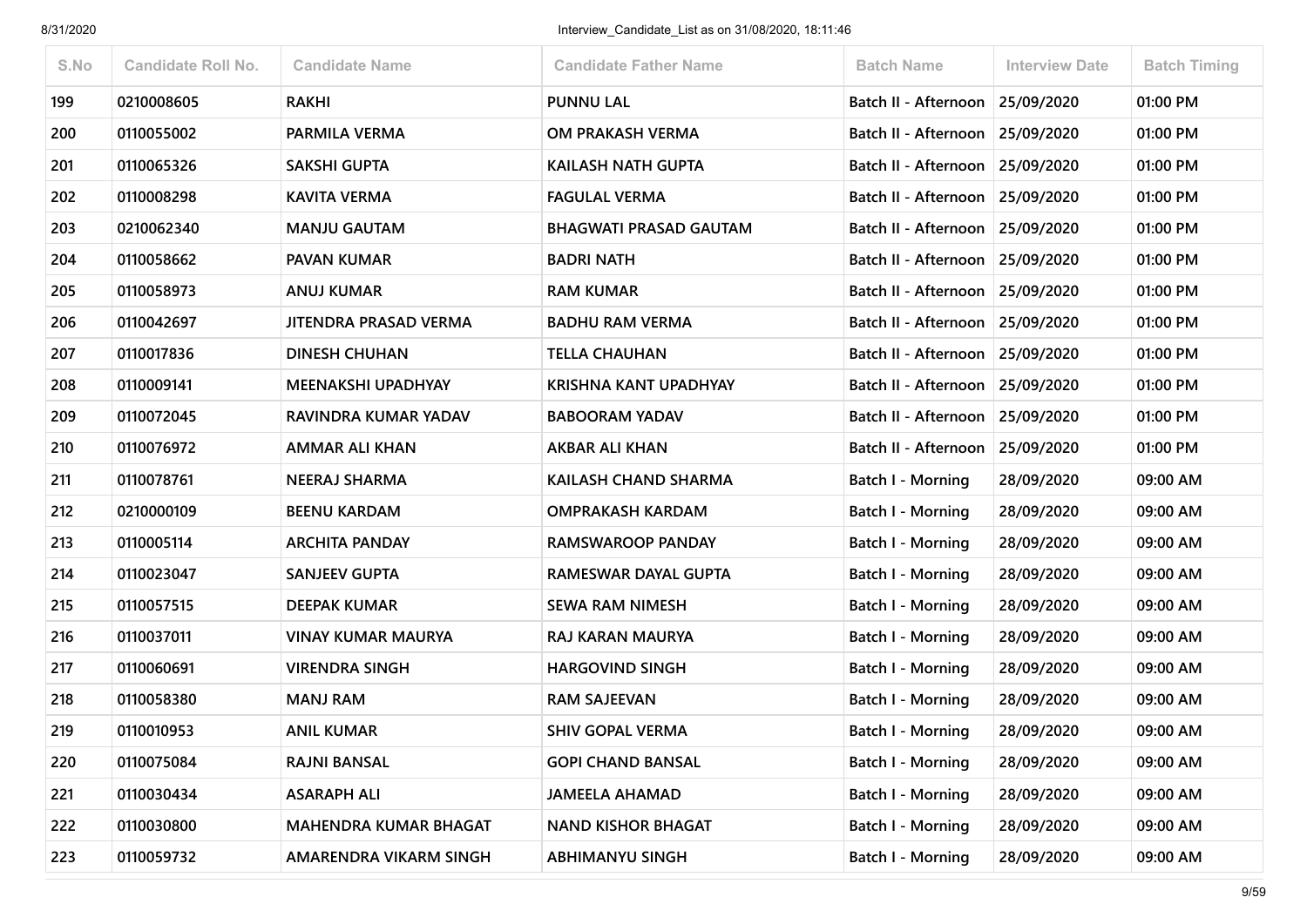| S.No | Candidate Roll No. | Candidate Name | Candidate Father Name | Batch Name | Interview Date | Batch Timing |
|---|---|---|---|---|---|---|
| 199 | 0210008605 | RAKHI | PUNNU LAL | Batch II - Afternoon | 25/09/2020 | 01:00 PM |
| 200 | 0110055002 | PARMILA VERMA | OM PRAKASH VERMA | Batch II - Afternoon | 25/09/2020 | 01:00 PM |
| 201 | 0110065326 | SAKSHI GUPTA | KAILASH NATH GUPTA | Batch II - Afternoon | 25/09/2020 | 01:00 PM |
| 202 | 0110008298 | KAVITA VERMA | FAGULAL VERMA | Batch II - Afternoon | 25/09/2020 | 01:00 PM |
| 203 | 0210062340 | MANJU GAUTAM | BHAGWATI PRASAD GAUTAM | Batch II - Afternoon | 25/09/2020 | 01:00 PM |
| 204 | 0110058662 | PAVAN KUMAR | BADRI NATH | Batch II - Afternoon | 25/09/2020 | 01:00 PM |
| 205 | 0110058973 | ANUJ KUMAR | RAM KUMAR | Batch II - Afternoon | 25/09/2020 | 01:00 PM |
| 206 | 0110042697 | JITENDRA PRASAD VERMA | BADHU RAM VERMA | Batch II - Afternoon | 25/09/2020 | 01:00 PM |
| 207 | 0110017836 | DINESH CHUHAN | TELLA CHAUHAN | Batch II - Afternoon | 25/09/2020 | 01:00 PM |
| 208 | 0110009141 | MEENAKSHI UPADHYAY | KRISHNA KANT UPADHYAY | Batch II - Afternoon | 25/09/2020 | 01:00 PM |
| 209 | 0110072045 | RAVINDRA KUMAR YADAV | BABOORAM YADAV | Batch II - Afternoon | 25/09/2020 | 01:00 PM |
| 210 | 0110076972 | AMMAR ALI KHAN | AKBAR ALI KHAN | Batch II - Afternoon | 25/09/2020 | 01:00 PM |
| 211 | 0110078761 | NEERAJ SHARMA | KAILASH CHAND SHARMA | Batch I - Morning | 28/09/2020 | 09:00 AM |
| 212 | 0210000109 | BEENU KARDAM | OMPRAKASH KARDAM | Batch I - Morning | 28/09/2020 | 09:00 AM |
| 213 | 0110005114 | ARCHITA PANDAY | RAMSWAROOP PANDAY | Batch I - Morning | 28/09/2020 | 09:00 AM |
| 214 | 0110023047 | SANJEEV GUPTA | RAMESWAR DAYAL GUPTA | Batch I - Morning | 28/09/2020 | 09:00 AM |
| 215 | 0110057515 | DEEPAK KUMAR | SEWA RAM NIMESH | Batch I - Morning | 28/09/2020 | 09:00 AM |
| 216 | 0110037011 | VINAY KUMAR MAURYA | RAJ KARAN MAURYA | Batch I - Morning | 28/09/2020 | 09:00 AM |
| 217 | 0110060691 | VIRENDRA SINGH | HARGOVIND SINGH | Batch I - Morning | 28/09/2020 | 09:00 AM |
| 218 | 0110058380 | MANJ RAM | RAM SAJEEVAN | Batch I - Morning | 28/09/2020 | 09:00 AM |
| 219 | 0110010953 | ANIL KUMAR | SHIV GOPAL VERMA | Batch I - Morning | 28/09/2020 | 09:00 AM |
| 220 | 0110075084 | RAJNI BANSAL | GOPI CHAND BANSAL | Batch I - Morning | 28/09/2020 | 09:00 AM |
| 221 | 0110030434 | ASARAPH ALI | JAMEELA AHAMAD | Batch I - Morning | 28/09/2020 | 09:00 AM |
| 222 | 0110030800 | MAHENDRA KUMAR BHAGAT | NAND KISHOR BHAGAT | Batch I - Morning | 28/09/2020 | 09:00 AM |
| 223 | 0110059732 | AMARENDRA VIKARM SINGH | ABHIMANYU SINGH | Batch I - Morning | 28/09/2020 | 09:00 AM |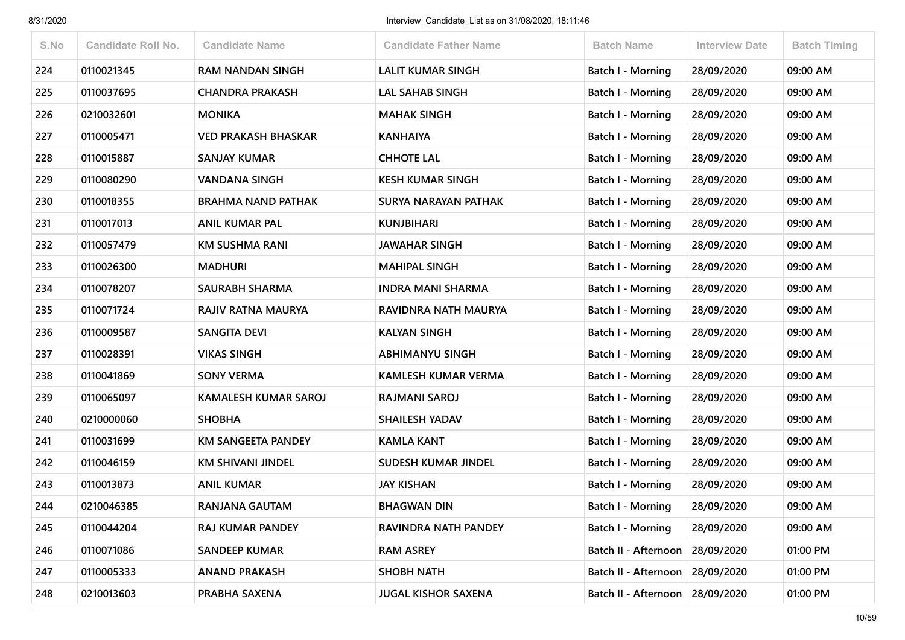| S.No | Candidate Roll No. | Candidate Name | Candidate Father Name | Batch Name | Interview Date | Batch Timing |
|---|---|---|---|---|---|---|
| 224 | 0110021345 | RAM NANDAN SINGH | LALIT KUMAR SINGH | Batch I - Morning | 28/09/2020 | 09:00 AM |
| 225 | 0110037695 | CHANDRA PRAKASH | LAL SAHAB SINGH | Batch I - Morning | 28/09/2020 | 09:00 AM |
| 226 | 0210032601 | MONIKA | MAHAK SINGH | Batch I - Morning | 28/09/2020 | 09:00 AM |
| 227 | 0110005471 | VED PRAKASH BHASKAR | KANHAIYA | Batch I - Morning | 28/09/2020 | 09:00 AM |
| 228 | 0110015887 | SANJAY KUMAR | CHHOTE LAL | Batch I - Morning | 28/09/2020 | 09:00 AM |
| 229 | 0110080290 | VANDANA SINGH | KESH KUMAR SINGH | Batch I - Morning | 28/09/2020 | 09:00 AM |
| 230 | 0110018355 | BRAHMA NAND PATHAK | SURYA NARAYAN PATHAK | Batch I - Morning | 28/09/2020 | 09:00 AM |
| 231 | 0110017013 | ANIL KUMAR PAL | KUNJBIHARI | Batch I - Morning | 28/09/2020 | 09:00 AM |
| 232 | 0110057479 | KM SUSHMA RANI | JAWAHAR SINGH | Batch I - Morning | 28/09/2020 | 09:00 AM |
| 233 | 0110026300 | MADHURI | MAHIPAL SINGH | Batch I - Morning | 28/09/2020 | 09:00 AM |
| 234 | 0110078207 | SAURABH SHARMA | INDRA MANI SHARMA | Batch I - Morning | 28/09/2020 | 09:00 AM |
| 235 | 0110071724 | RAJIV RATNA MAURYA | RAVIDNRA NATH MAURYA | Batch I - Morning | 28/09/2020 | 09:00 AM |
| 236 | 0110009587 | SANGITA DEVI | KALYAN SINGH | Batch I - Morning | 28/09/2020 | 09:00 AM |
| 237 | 0110028391 | VIKAS SINGH | ABHIMANYU SINGH | Batch I - Morning | 28/09/2020 | 09:00 AM |
| 238 | 0110041869 | SONY VERMA | KAMLESH KUMAR VERMA | Batch I - Morning | 28/09/2020 | 09:00 AM |
| 239 | 0110065097 | KAMALESH KUMAR SAROJ | RAJMANI SAROJ | Batch I - Morning | 28/09/2020 | 09:00 AM |
| 240 | 0210000060 | SHOBHA | SHAILESH YADAV | Batch I - Morning | 28/09/2020 | 09:00 AM |
| 241 | 0110031699 | KM SANGEETA PANDEY | KAMLA KANT | Batch I - Morning | 28/09/2020 | 09:00 AM |
| 242 | 0110046159 | KM SHIVANI JINDEL | SUDESH KUMAR JINDEL | Batch I - Morning | 28/09/2020 | 09:00 AM |
| 243 | 0110013873 | ANIL KUMAR | JAY KISHAN | Batch I - Morning | 28/09/2020 | 09:00 AM |
| 244 | 0210046385 | RANJANA GAUTAM | BHAGWAN DIN | Batch I - Morning | 28/09/2020 | 09:00 AM |
| 245 | 0110044204 | RAJ KUMAR PANDEY | RAVINDRA NATH PANDEY | Batch I - Morning | 28/09/2020 | 09:00 AM |
| 246 | 0110071086 | SANDEEP KUMAR | RAM ASREY | Batch II - Afternoon | 28/09/2020 | 01:00 PM |
| 247 | 0110005333 | ANAND PRAKASH | SHOBH NATH | Batch II - Afternoon | 28/09/2020 | 01:00 PM |
| 248 | 0210013603 | PRABHA SAXENA | JUGAL KISHOR SAXENA | Batch II - Afternoon | 28/09/2020 | 01:00 PM |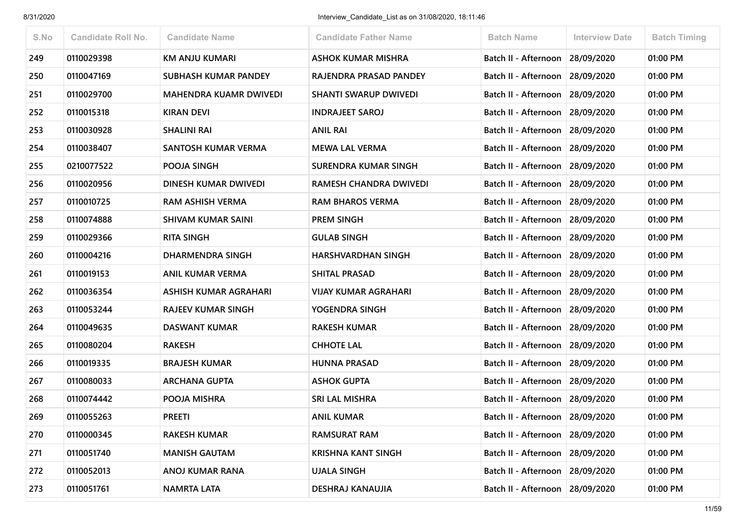| S.No | Candidate Roll No. | Candidate Name | Candidate Father Name | Batch Name | Interview Date | Batch Timing |
|---|---|---|---|---|---|---|
| 249 | 0110029398 | KM ANJU KUMARI | ASHOK KUMAR MISHRA | Batch II - Afternoon | 28/09/2020 | 01:00 PM |
| 250 | 0110047169 | SUBHASH KUMAR PANDEY | RAJENDRA PRASAD PANDEY | Batch II - Afternoon | 28/09/2020 | 01:00 PM |
| 251 | 0110029700 | MAHENDRA KUAMR DWIVEDI | SHANTI SWARUP DWIVEDI | Batch II - Afternoon | 28/09/2020 | 01:00 PM |
| 252 | 0110015318 | KIRAN DEVI | INDRAJEET SAROJ | Batch II - Afternoon | 28/09/2020 | 01:00 PM |
| 253 | 0110030928 | SHALINI RAI | ANIL RAI | Batch II - Afternoon | 28/09/2020 | 01:00 PM |
| 254 | 0110038407 | SANTOSH KUMAR VERMA | MEWA LAL VERMA | Batch II - Afternoon | 28/09/2020 | 01:00 PM |
| 255 | 0210077522 | POOJA SINGH | SURENDRA KUMAR SINGH | Batch II - Afternoon | 28/09/2020 | 01:00 PM |
| 256 | 0110020956 | DINESH KUMAR DWIVEDI | RAMESH CHANDRA DWIVEDI | Batch II - Afternoon | 28/09/2020 | 01:00 PM |
| 257 | 0110010725 | RAM ASHISH VERMA | RAM BHAROS VERMA | Batch II - Afternoon | 28/09/2020 | 01:00 PM |
| 258 | 0110074888 | SHIVAM KUMAR SAINI | PREM SINGH | Batch II - Afternoon | 28/09/2020 | 01:00 PM |
| 259 | 0110029366 | RITA SINGH | GULAB SINGH | Batch II - Afternoon | 28/09/2020 | 01:00 PM |
| 260 | 0110004216 | DHARMENDRA SINGH | HARSHVARDHAN SINGH | Batch II - Afternoon | 28/09/2020 | 01:00 PM |
| 261 | 0110019153 | ANIL KUMAR VERMA | SHITAL PRASAD | Batch II - Afternoon | 28/09/2020 | 01:00 PM |
| 262 | 0110036354 | ASHISH KUMAR AGRAHARI | VIJAY KUMAR AGRAHARI | Batch II - Afternoon | 28/09/2020 | 01:00 PM |
| 263 | 0110053244 | RAJEEV KUMAR SINGH | YOGENDRA SINGH | Batch II - Afternoon | 28/09/2020 | 01:00 PM |
| 264 | 0110049635 | DASWANT KUMAR | RAKESH KUMAR | Batch II - Afternoon | 28/09/2020 | 01:00 PM |
| 265 | 0110080204 | RAKESH | CHHOTE LAL | Batch II - Afternoon | 28/09/2020 | 01:00 PM |
| 266 | 0110019335 | BRAJESH KUMAR | HUNNA PRASAD | Batch II - Afternoon | 28/09/2020 | 01:00 PM |
| 267 | 0110080033 | ARCHANA GUPTA | ASHOK GUPTA | Batch II - Afternoon | 28/09/2020 | 01:00 PM |
| 268 | 0110074442 | POOJA MISHRA | SRI LAL MISHRA | Batch II - Afternoon | 28/09/2020 | 01:00 PM |
| 269 | 0110055263 | PREETI | ANIL KUMAR | Batch II - Afternoon | 28/09/2020 | 01:00 PM |
| 270 | 0110000345 | RAKESH KUMAR | RAMSURAT RAM | Batch II - Afternoon | 28/09/2020 | 01:00 PM |
| 271 | 0110051740 | MANISH GAUTAM | KRISHNA KANT SINGH | Batch II - Afternoon | 28/09/2020 | 01:00 PM |
| 272 | 0110052013 | ANOJ KUMAR RANA | UJALA SINGH | Batch II - Afternoon | 28/09/2020 | 01:00 PM |
| 273 | 0110051761 | NAMRTA LATA | DESHRAJ KANAUJIA | Batch II - Afternoon | 28/09/2020 | 01:00 PM |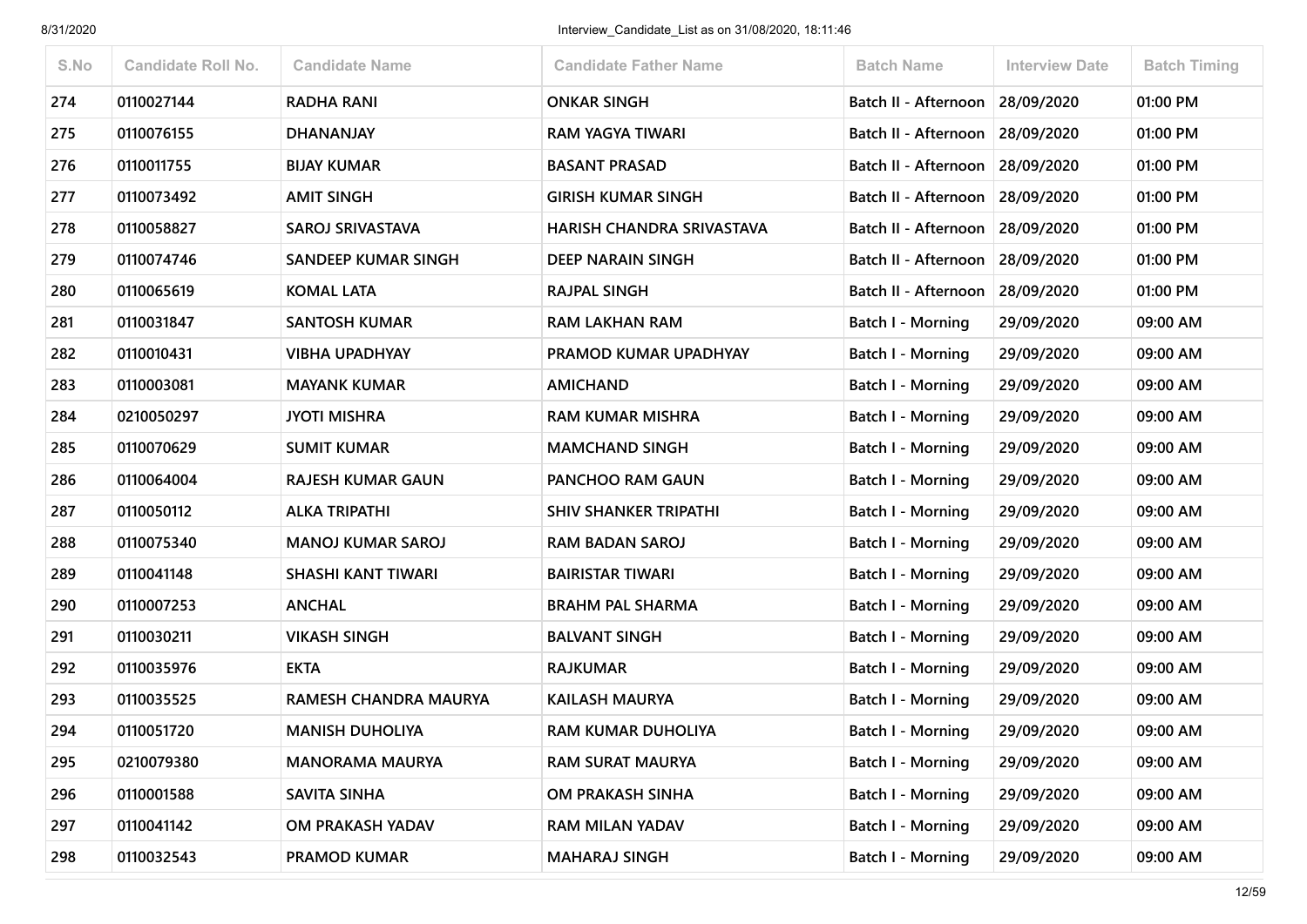| S.No | Candidate Roll No. | Candidate Name | Candidate Father Name | Batch Name | Interview Date | Batch Timing |
|---|---|---|---|---|---|---|
| 274 | 0110027144 | RADHA RANI | ONKAR SINGH | Batch II - Afternoon | 28/09/2020 | 01:00 PM |
| 275 | 0110076155 | DHANANJAY | RAM YAGYA TIWARI | Batch II - Afternoon | 28/09/2020 | 01:00 PM |
| 276 | 0110011755 | BIJAY KUMAR | BASANT PRASAD | Batch II - Afternoon | 28/09/2020 | 01:00 PM |
| 277 | 0110073492 | AMIT SINGH | GIRISH KUMAR SINGH | Batch II - Afternoon | 28/09/2020 | 01:00 PM |
| 278 | 0110058827 | SAROJ SRIVASTAVA | HARISH CHANDRA SRIVASTAVA | Batch II - Afternoon | 28/09/2020 | 01:00 PM |
| 279 | 0110074746 | SANDEEP KUMAR SINGH | DEEP NARAIN SINGH | Batch II - Afternoon | 28/09/2020 | 01:00 PM |
| 280 | 0110065619 | KOMAL LATA | RAJPAL SINGH | Batch II - Afternoon | 28/09/2020 | 01:00 PM |
| 281 | 0110031847 | SANTOSH KUMAR | RAM LAKHAN RAM | Batch I - Morning | 29/09/2020 | 09:00 AM |
| 282 | 0110010431 | VIBHA UPADHYAY | PRAMOD KUMAR UPADHYAY | Batch I - Morning | 29/09/2020 | 09:00 AM |
| 283 | 0110003081 | MAYANK KUMAR | AMICHAND | Batch I - Morning | 29/09/2020 | 09:00 AM |
| 284 | 0210050297 | JYOTI MISHRA | RAM KUMAR MISHRA | Batch I - Morning | 29/09/2020 | 09:00 AM |
| 285 | 0110070629 | SUMIT KUMAR | MAMCHAND SINGH | Batch I - Morning | 29/09/2020 | 09:00 AM |
| 286 | 0110064004 | RAJESH KUMAR GAUN | PANCHOO RAM GAUN | Batch I - Morning | 29/09/2020 | 09:00 AM |
| 287 | 0110050112 | ALKA TRIPATHI | SHIV SHANKER TRIPATHI | Batch I - Morning | 29/09/2020 | 09:00 AM |
| 288 | 0110075340 | MANOJ KUMAR SAROJ | RAM BADAN SAROJ | Batch I - Morning | 29/09/2020 | 09:00 AM |
| 289 | 0110041148 | SHASHI KANT TIWARI | BAIRISTAR TIWARI | Batch I - Morning | 29/09/2020 | 09:00 AM |
| 290 | 0110007253 | ANCHAL | BRAHM PAL SHARMA | Batch I - Morning | 29/09/2020 | 09:00 AM |
| 291 | 0110030211 | VIKASH SINGH | BALVANT SINGH | Batch I - Morning | 29/09/2020 | 09:00 AM |
| 292 | 0110035976 | EKTA | RAJKUMAR | Batch I - Morning | 29/09/2020 | 09:00 AM |
| 293 | 0110035525 | RAMESH CHANDRA MAURYA | KAILASH MAURYA | Batch I - Morning | 29/09/2020 | 09:00 AM |
| 294 | 0110051720 | MANISH DUHOLIYA | RAM KUMAR DUHOLIYA | Batch I - Morning | 29/09/2020 | 09:00 AM |
| 295 | 0210079380 | MANORAMA MAURYA | RAM SURAT MAURYA | Batch I - Morning | 29/09/2020 | 09:00 AM |
| 296 | 0110001588 | SAVITA SINHA | OM PRAKASH SINHA | Batch I - Morning | 29/09/2020 | 09:00 AM |
| 297 | 0110041142 | OM PRAKASH YADAV | RAM MILAN YADAV | Batch I - Morning | 29/09/2020 | 09:00 AM |
| 298 | 0110032543 | PRAMOD KUMAR | MAHARAJ SINGH | Batch I - Morning | 29/09/2020 | 09:00 AM |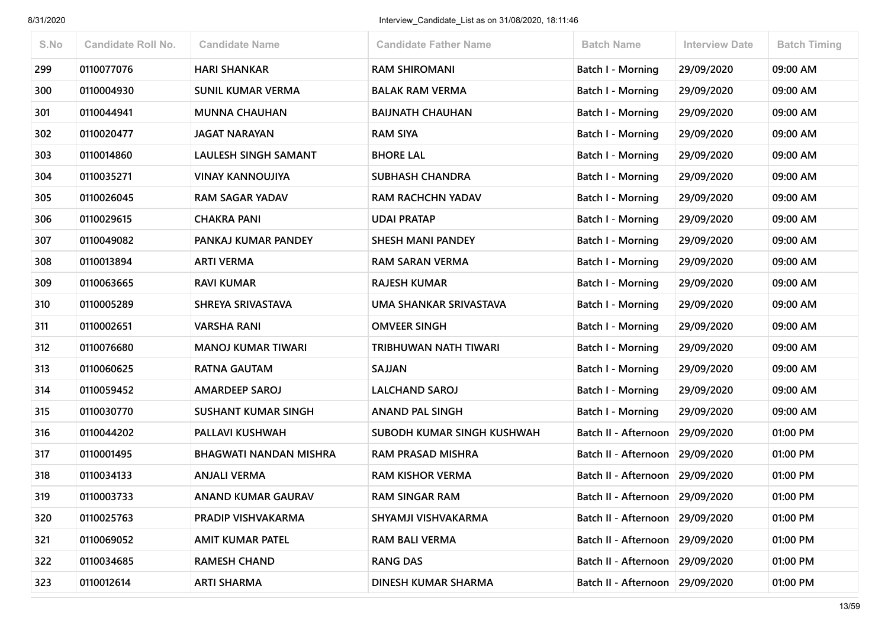| S.No | Candidate Roll No. | Candidate Name | Candidate Father Name | Batch Name | Interview Date | Batch Timing |
|---|---|---|---|---|---|---|
| 299 | 0110077076 | HARI SHANKAR | RAM SHIROMANI | Batch I - Morning | 29/09/2020 | 09:00 AM |
| 300 | 0110004930 | SUNIL KUMAR VERMA | BALAK RAM VERMA | Batch I - Morning | 29/09/2020 | 09:00 AM |
| 301 | 0110044941 | MUNNA CHAUHAN | BAIJNATH CHAUHAN | Batch I - Morning | 29/09/2020 | 09:00 AM |
| 302 | 0110020477 | JAGAT NARAYAN | RAM SIYA | Batch I - Morning | 29/09/2020 | 09:00 AM |
| 303 | 0110014860 | LAULESH SINGH SAMANT | BHORE LAL | Batch I - Morning | 29/09/2020 | 09:00 AM |
| 304 | 0110035271 | VINAY KANNOUJIYA | SUBHASH CHANDRA | Batch I - Morning | 29/09/2020 | 09:00 AM |
| 305 | 0110026045 | RAM SAGAR YADAV | RAM RACHCHN YADAV | Batch I - Morning | 29/09/2020 | 09:00 AM |
| 306 | 0110029615 | CHAKRA PANI | UDAI PRATAP | Batch I - Morning | 29/09/2020 | 09:00 AM |
| 307 | 0110049082 | PANKAJ KUMAR PANDEY | SHESH MANI PANDEY | Batch I - Morning | 29/09/2020 | 09:00 AM |
| 308 | 0110013894 | ARTI VERMA | RAM SARAN VERMA | Batch I - Morning | 29/09/2020 | 09:00 AM |
| 309 | 0110063665 | RAVI KUMAR | RAJESH KUMAR | Batch I - Morning | 29/09/2020 | 09:00 AM |
| 310 | 0110005289 | SHREYA SRIVASTAVA | UMA SHANKAR SRIVASTAVA | Batch I - Morning | 29/09/2020 | 09:00 AM |
| 311 | 0110002651 | VARSHA RANI | OMVEER SINGH | Batch I - Morning | 29/09/2020 | 09:00 AM |
| 312 | 0110076680 | MANOJ KUMAR TIWARI | TRIBHUWAN NATH TIWARI | Batch I - Morning | 29/09/2020 | 09:00 AM |
| 313 | 0110060625 | RATNA GAUTAM | SAJJAN | Batch I - Morning | 29/09/2020 | 09:00 AM |
| 314 | 0110059452 | AMARDEEP SAROJ | LALCHAND SAROJ | Batch I - Morning | 29/09/2020 | 09:00 AM |
| 315 | 0110030770 | SUSHANT KUMAR SINGH | ANAND PAL SINGH | Batch I - Morning | 29/09/2020 | 09:00 AM |
| 316 | 0110044202 | PALLAVI KUSHWAH | SUBODH KUMAR SINGH KUSHWAH | Batch II - Afternoon | 29/09/2020 | 01:00 PM |
| 317 | 0110001495 | BHAGWATI NANDAN MISHRA | RAM PRASAD MISHRA | Batch II - Afternoon | 29/09/2020 | 01:00 PM |
| 318 | 0110034133 | ANJALI VERMA | RAM KISHOR VERMA | Batch II - Afternoon | 29/09/2020 | 01:00 PM |
| 319 | 0110003733 | ANAND KUMAR GAURAV | RAM SINGAR RAM | Batch II - Afternoon | 29/09/2020 | 01:00 PM |
| 320 | 0110025763 | PRADIP VISHVAKARMA | SHYAMJI VISHVAKARMA | Batch II - Afternoon | 29/09/2020 | 01:00 PM |
| 321 | 0110069052 | AMIT KUMAR PATEL | RAM BALI VERMA | Batch II - Afternoon | 29/09/2020 | 01:00 PM |
| 322 | 0110034685 | RAMESH CHAND | RANG DAS | Batch II - Afternoon | 29/09/2020 | 01:00 PM |
| 323 | 0110012614 | ARTI SHARMA | DINESH KUMAR SHARMA | Batch II - Afternoon | 29/09/2020 | 01:00 PM |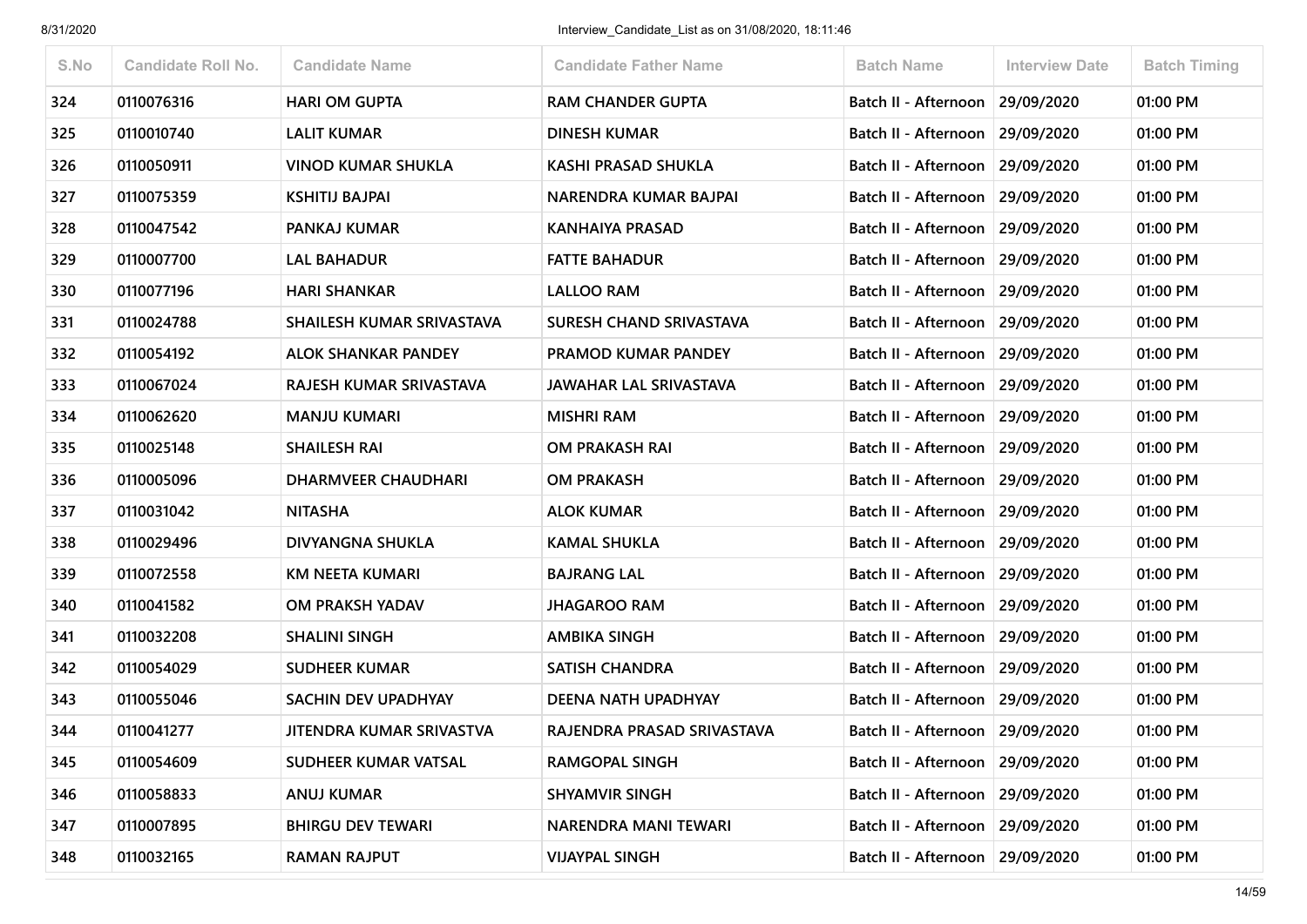| S.No | Candidate Roll No. | Candidate Name | Candidate Father Name | Batch Name | Interview Date | Batch Timing |
|---|---|---|---|---|---|---|
| 324 | 0110076316 | HARI OM GUPTA | RAM CHANDER GUPTA | Batch II - Afternoon | 29/09/2020 | 01:00 PM |
| 325 | 0110010740 | LALIT KUMAR | DINESH KUMAR | Batch II - Afternoon | 29/09/2020 | 01:00 PM |
| 326 | 0110050911 | VINOD KUMAR SHUKLA | KASHI PRASAD SHUKLA | Batch II - Afternoon | 29/09/2020 | 01:00 PM |
| 327 | 0110075359 | KSHITIJ BAJPAI | NARENDRA KUMAR BAJPAI | Batch II - Afternoon | 29/09/2020 | 01:00 PM |
| 328 | 0110047542 | PANKAJ KUMAR | KANHAIYA PRASAD | Batch II - Afternoon | 29/09/2020 | 01:00 PM |
| 329 | 0110007700 | LAL BAHADUR | FATTE BAHADUR | Batch II - Afternoon | 29/09/2020 | 01:00 PM |
| 330 | 0110077196 | HARI SHANKAR | LALLOO RAM | Batch II - Afternoon | 29/09/2020 | 01:00 PM |
| 331 | 0110024788 | SHAILESH KUMAR SRIVASTAVA | SURESH CHAND SRIVASTAVA | Batch II - Afternoon | 29/09/2020 | 01:00 PM |
| 332 | 0110054192 | ALOK SHANKAR PANDEY | PRAMOD KUMAR PANDEY | Batch II - Afternoon | 29/09/2020 | 01:00 PM |
| 333 | 0110067024 | RAJESH KUMAR SRIVASTAVA | JAWAHAR LAL SRIVASTAVA | Batch II - Afternoon | 29/09/2020 | 01:00 PM |
| 334 | 0110062620 | MANJU KUMARI | MISHRI RAM | Batch II - Afternoon | 29/09/2020 | 01:00 PM |
| 335 | 0110025148 | SHAILESH RAI | OM PRAKASH RAI | Batch II - Afternoon | 29/09/2020 | 01:00 PM |
| 336 | 0110005096 | DHARMVEER CHAUDHARI | OM PRAKASH | Batch II - Afternoon | 29/09/2020 | 01:00 PM |
| 337 | 0110031042 | NITASHA | ALOK KUMAR | Batch II - Afternoon | 29/09/2020 | 01:00 PM |
| 338 | 0110029496 | DIVYANGNA SHUKLA | KAMAL SHUKLA | Batch II - Afternoon | 29/09/2020 | 01:00 PM |
| 339 | 0110072558 | KM NEETA KUMARI | BAJRANG LAL | Batch II - Afternoon | 29/09/2020 | 01:00 PM |
| 340 | 0110041582 | OM PRAKSH YADAV | JHAGAROO RAM | Batch II - Afternoon | 29/09/2020 | 01:00 PM |
| 341 | 0110032208 | SHALINI SINGH | AMBIKA SINGH | Batch II - Afternoon | 29/09/2020 | 01:00 PM |
| 342 | 0110054029 | SUDHEER KUMAR | SATISH CHANDRA | Batch II - Afternoon | 29/09/2020 | 01:00 PM |
| 343 | 0110055046 | SACHIN DEV UPADHYAY | DEENA NATH UPADHYAY | Batch II - Afternoon | 29/09/2020 | 01:00 PM |
| 344 | 0110041277 | JITENDRA KUMAR SRIVASTVA | RAJENDRA PRASAD SRIVASTAVA | Batch II - Afternoon | 29/09/2020 | 01:00 PM |
| 345 | 0110054609 | SUDHEER KUMAR VATSAL | RAMGOPAL SINGH | Batch II - Afternoon | 29/09/2020 | 01:00 PM |
| 346 | 0110058833 | ANUJ KUMAR | SHYAMVIR SINGH | Batch II - Afternoon | 29/09/2020 | 01:00 PM |
| 347 | 0110007895 | BHIRGU DEV TEWARI | NARENDRA MANI TEWARI | Batch II - Afternoon | 29/09/2020 | 01:00 PM |
| 348 | 0110032165 | RAMAN RAJPUT | VIJAYPAL SINGH | Batch II - Afternoon | 29/09/2020 | 01:00 PM |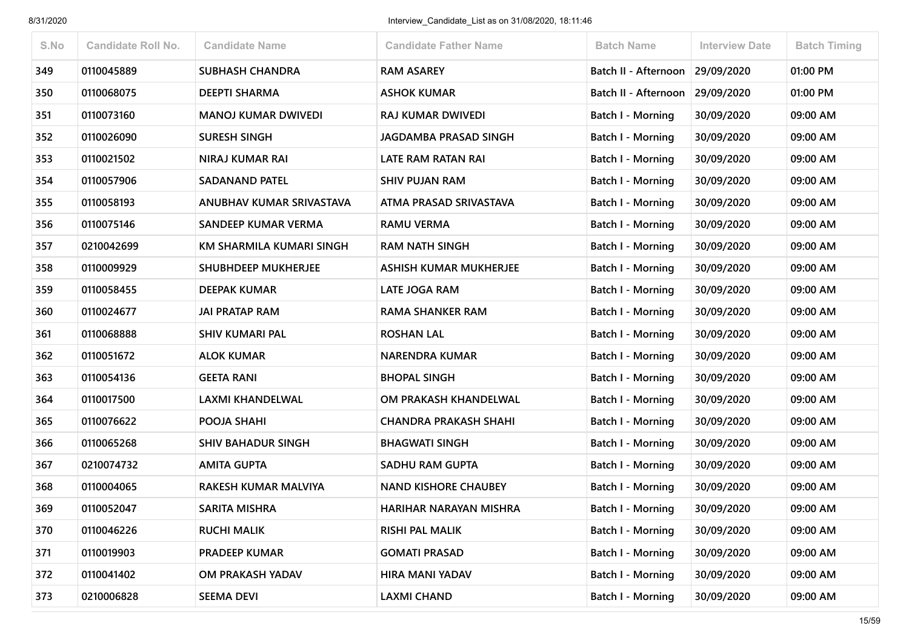| S.No | Candidate Roll No. | Candidate Name | Candidate Father Name | Batch Name | Interview Date | Batch Timing |
|---|---|---|---|---|---|---|
| 349 | 0110045889 | SUBHASH CHANDRA | RAM ASAREY | Batch II - Afternoon | 29/09/2020 | 01:00 PM |
| 350 | 0110068075 | DEEPTI SHARMA | ASHOK KUMAR | Batch II - Afternoon | 29/09/2020 | 01:00 PM |
| 351 | 0110073160 | MANOJ KUMAR DWIVEDI | RAJ KUMAR DWIVEDI | Batch I - Morning | 30/09/2020 | 09:00 AM |
| 352 | 0110026090 | SURESH SINGH | JAGDAMBA PRASAD SINGH | Batch I - Morning | 30/09/2020 | 09:00 AM |
| 353 | 0110021502 | NIRAJ KUMAR RAI | LATE RAM RATAN RAI | Batch I - Morning | 30/09/2020 | 09:00 AM |
| 354 | 0110057906 | SADANAND PATEL | SHIV PUJAN RAM | Batch I - Morning | 30/09/2020 | 09:00 AM |
| 355 | 0110058193 | ANUBHAV KUMAR SRIVASTAVA | ATMA PRASAD SRIVASTAVA | Batch I - Morning | 30/09/2020 | 09:00 AM |
| 356 | 0110075146 | SANDEEP KUMAR VERMA | RAMU VERMA | Batch I - Morning | 30/09/2020 | 09:00 AM |
| 357 | 0210042699 | KM SHARMILA KUMARI SINGH | RAM NATH SINGH | Batch I - Morning | 30/09/2020 | 09:00 AM |
| 358 | 0110009929 | SHUBHDEEP MUKHERJEE | ASHISH KUMAR MUKHERJEE | Batch I - Morning | 30/09/2020 | 09:00 AM |
| 359 | 0110058455 | DEEPAK KUMAR | LATE JOGA RAM | Batch I - Morning | 30/09/2020 | 09:00 AM |
| 360 | 0110024677 | JAI PRATAP RAM | RAMA SHANKER RAM | Batch I - Morning | 30/09/2020 | 09:00 AM |
| 361 | 0110068888 | SHIV KUMARI PAL | ROSHAN LAL | Batch I - Morning | 30/09/2020 | 09:00 AM |
| 362 | 0110051672 | ALOK KUMAR | NARENDRA KUMAR | Batch I - Morning | 30/09/2020 | 09:00 AM |
| 363 | 0110054136 | GEETA RANI | BHOPAL SINGH | Batch I - Morning | 30/09/2020 | 09:00 AM |
| 364 | 0110017500 | LAXMI KHANDELWAL | OM PRAKASH KHANDELWAL | Batch I - Morning | 30/09/2020 | 09:00 AM |
| 365 | 0110076622 | POOJA SHAHI | CHANDRA PRAKASH SHAHI | Batch I - Morning | 30/09/2020 | 09:00 AM |
| 366 | 0110065268 | SHIV BAHADUR SINGH | BHAGWATI SINGH | Batch I - Morning | 30/09/2020 | 09:00 AM |
| 367 | 0210074732 | AMITA GUPTA | SADHU RAM GUPTA | Batch I - Morning | 30/09/2020 | 09:00 AM |
| 368 | 0110004065 | RAKESH KUMAR MALVIYA | NAND KISHORE CHAUBEY | Batch I - Morning | 30/09/2020 | 09:00 AM |
| 369 | 0110052047 | SARITA MISHRA | HARIHAR NARAYAN MISHRA | Batch I - Morning | 30/09/2020 | 09:00 AM |
| 370 | 0110046226 | RUCHI MALIK | RISHI PAL MALIK | Batch I - Morning | 30/09/2020 | 09:00 AM |
| 371 | 0110019903 | PRADEEP KUMAR | GOMATI PRASAD | Batch I - Morning | 30/09/2020 | 09:00 AM |
| 372 | 0110041402 | OM PRAKASH YADAV | HIRA MANI YADAV | Batch I - Morning | 30/09/2020 | 09:00 AM |
| 373 | 0210006828 | SEEMA DEVI | LAXMI CHAND | Batch I - Morning | 30/09/2020 | 09:00 AM |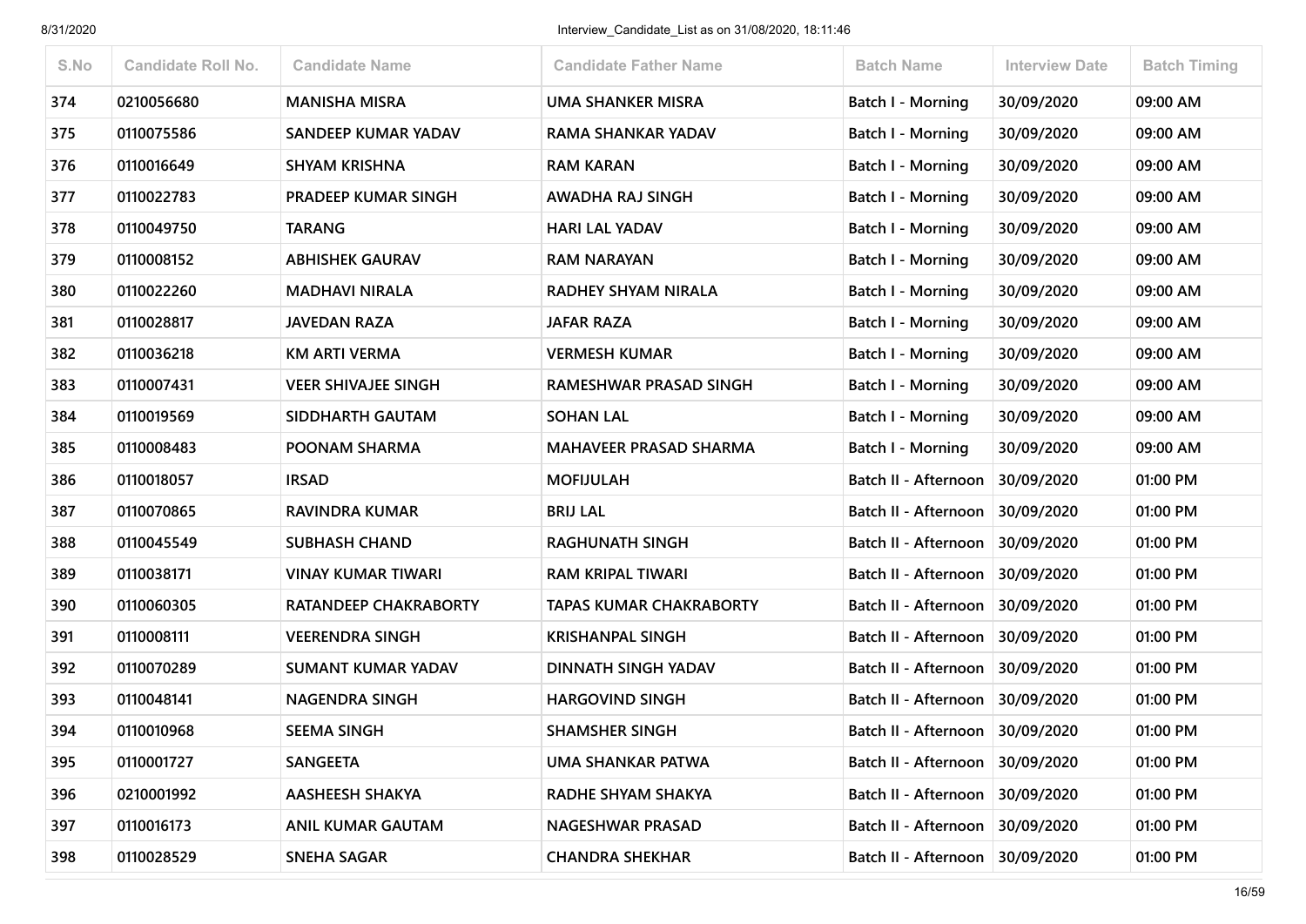| S.No | Candidate Roll No. | Candidate Name | Candidate Father Name | Batch Name | Interview Date | Batch Timing |
|---|---|---|---|---|---|---|
| 374 | 0210056680 | MANISHA MISRA | UMA SHANKER MISRA | Batch I - Morning | 30/09/2020 | 09:00 AM |
| 375 | 0110075586 | SANDEEP KUMAR YADAV | RAMA SHANKAR YADAV | Batch I - Morning | 30/09/2020 | 09:00 AM |
| 376 | 0110016649 | SHYAM KRISHNA | RAM KARAN | Batch I - Morning | 30/09/2020 | 09:00 AM |
| 377 | 0110022783 | PRADEEP KUMAR SINGH | AWADHA RAJ SINGH | Batch I - Morning | 30/09/2020 | 09:00 AM |
| 378 | 0110049750 | TARANG | HARI LAL YADAV | Batch I - Morning | 30/09/2020 | 09:00 AM |
| 379 | 0110008152 | ABHISHEK GAURAV | RAM NARAYAN | Batch I - Morning | 30/09/2020 | 09:00 AM |
| 380 | 0110022260 | MADHAVI NIRALA | RADHEY SHYAM NIRALA | Batch I - Morning | 30/09/2020 | 09:00 AM |
| 381 | 0110028817 | JAVEDAN RAZA | JAFAR RAZA | Batch I - Morning | 30/09/2020 | 09:00 AM |
| 382 | 0110036218 | KM ARTI VERMA | VERMESH KUMAR | Batch I - Morning | 30/09/2020 | 09:00 AM |
| 383 | 0110007431 | VEER SHIVAJEE SINGH | RAMESHWAR PRASAD SINGH | Batch I - Morning | 30/09/2020 | 09:00 AM |
| 384 | 0110019569 | SIDDHARTH GAUTAM | SOHAN LAL | Batch I - Morning | 30/09/2020 | 09:00 AM |
| 385 | 0110008483 | POONAM SHARMA | MAHAVEER PRASAD SHARMA | Batch I - Morning | 30/09/2020 | 09:00 AM |
| 386 | 0110018057 | IRSAD | MOFIJULAH | Batch II - Afternoon | 30/09/2020 | 01:00 PM |
| 387 | 0110070865 | RAVINDRA KUMAR | BRIJ LAL | Batch II - Afternoon | 30/09/2020 | 01:00 PM |
| 388 | 0110045549 | SUBHASH CHAND | RAGHUNATH SINGH | Batch II - Afternoon | 30/09/2020 | 01:00 PM |
| 389 | 0110038171 | VINAY KUMAR TIWARI | RAM KRIPAL TIWARI | Batch II - Afternoon | 30/09/2020 | 01:00 PM |
| 390 | 0110060305 | RATANDEEP CHAKRABORTY | TAPAS KUMAR CHAKRABORTY | Batch II - Afternoon | 30/09/2020 | 01:00 PM |
| 391 | 0110008111 | VEERENDRA SINGH | KRISHANPAL SINGH | Batch II - Afternoon | 30/09/2020 | 01:00 PM |
| 392 | 0110070289 | SUMANT KUMAR YADAV | DINNATH SINGH YADAV | Batch II - Afternoon | 30/09/2020 | 01:00 PM |
| 393 | 0110048141 | NAGENDRA SINGH | HARGOVIND SINGH | Batch II - Afternoon | 30/09/2020 | 01:00 PM |
| 394 | 0110010968 | SEEMA SINGH | SHAMSHER SINGH | Batch II - Afternoon | 30/09/2020 | 01:00 PM |
| 395 | 0110001727 | SANGEETA | UMA SHANKAR PATWA | Batch II - Afternoon | 30/09/2020 | 01:00 PM |
| 396 | 0210001992 | AASHEESH SHAKYA | RADHE SHYAM SHAKYA | Batch II - Afternoon | 30/09/2020 | 01:00 PM |
| 397 | 0110016173 | ANIL KUMAR GAUTAM | NAGESHWAR PRASAD | Batch II - Afternoon | 30/09/2020 | 01:00 PM |
| 398 | 0110028529 | SNEHA SAGAR | CHANDRA SHEKHAR | Batch II - Afternoon | 30/09/2020 | 01:00 PM |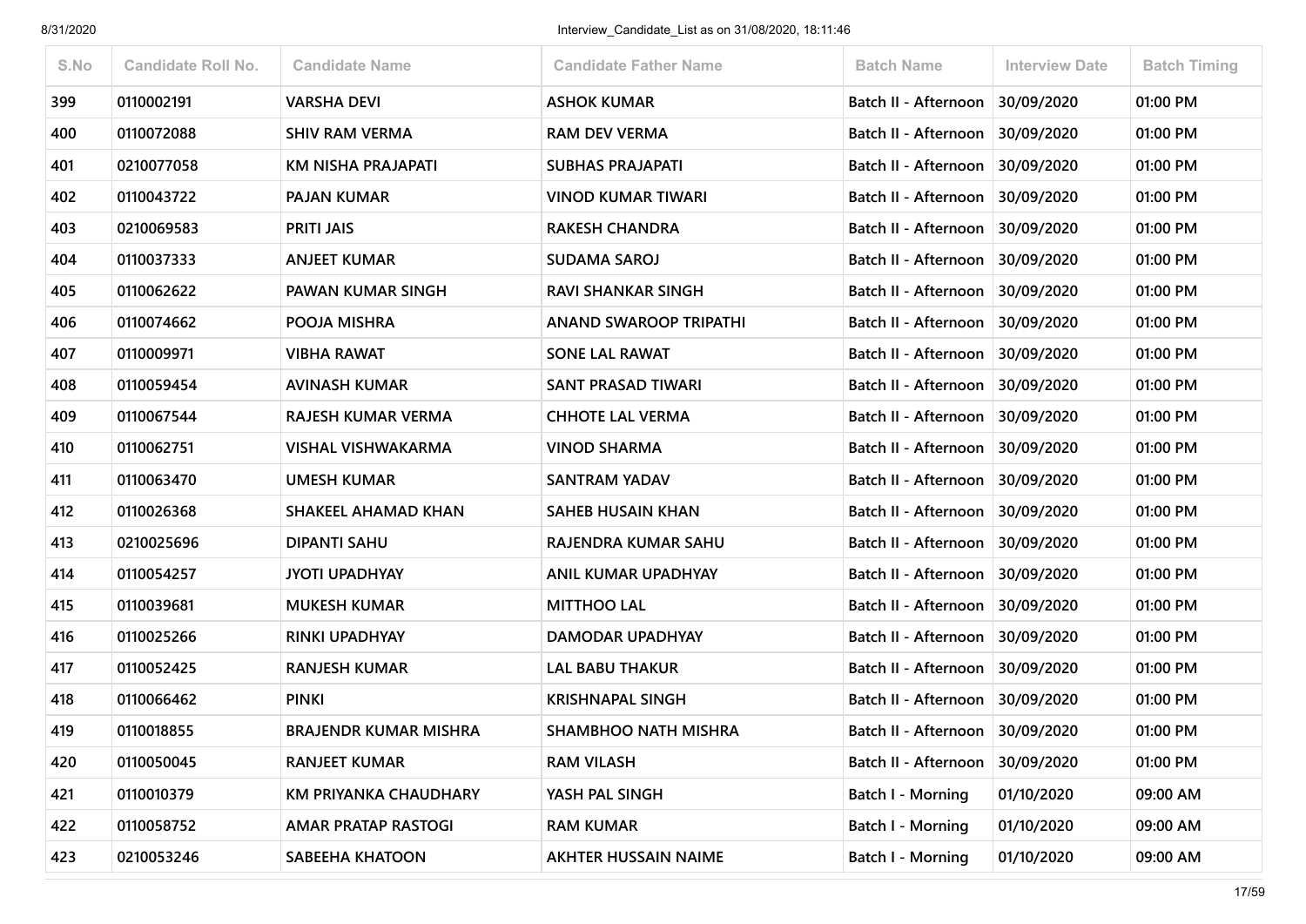| S.No | Candidate Roll No. | Candidate Name | Candidate Father Name | Batch Name | Interview Date | Batch Timing |
|---|---|---|---|---|---|---|
| 399 | 0110002191 | VARSHA DEVI | ASHOK KUMAR | Batch II - Afternoon | 30/09/2020 | 01:00 PM |
| 400 | 0110072088 | SHIV RAM VERMA | RAM DEV VERMA | Batch II - Afternoon | 30/09/2020 | 01:00 PM |
| 401 | 0210077058 | KM NISHA PRAJAPATI | SUBHAS PRAJAPATI | Batch II - Afternoon | 30/09/2020 | 01:00 PM |
| 402 | 0110043722 | PAJAN KUMAR | VINOD KUMAR TIWARI | Batch II - Afternoon | 30/09/2020 | 01:00 PM |
| 403 | 0210069583 | PRITI JAIS | RAKESH CHANDRA | Batch II - Afternoon | 30/09/2020 | 01:00 PM |
| 404 | 0110037333 | ANJEET KUMAR | SUDAMA SAROJ | Batch II - Afternoon | 30/09/2020 | 01:00 PM |
| 405 | 0110062622 | PAWAN KUMAR SINGH | RAVI SHANKAR SINGH | Batch II - Afternoon | 30/09/2020 | 01:00 PM |
| 406 | 0110074662 | POOJA MISHRA | ANAND SWAROOP TRIPATHI | Batch II - Afternoon | 30/09/2020 | 01:00 PM |
| 407 | 0110009971 | VIBHA RAWAT | SONE LAL RAWAT | Batch II - Afternoon | 30/09/2020 | 01:00 PM |
| 408 | 0110059454 | AVINASH KUMAR | SANT PRASAD TIWARI | Batch II - Afternoon | 30/09/2020 | 01:00 PM |
| 409 | 0110067544 | RAJESH KUMAR VERMA | CHHOTE LAL VERMA | Batch II - Afternoon | 30/09/2020 | 01:00 PM |
| 410 | 0110062751 | VISHAL VISHWAKARMA | VINOD SHARMA | Batch II - Afternoon | 30/09/2020 | 01:00 PM |
| 411 | 0110063470 | UMESH KUMAR | SANTRAM YADAV | Batch II - Afternoon | 30/09/2020 | 01:00 PM |
| 412 | 0110026368 | SHAKEEL AHAMAD KHAN | SAHEB HUSAIN KHAN | Batch II - Afternoon | 30/09/2020 | 01:00 PM |
| 413 | 0210025696 | DIPANTI SAHU | RAJENDRA KUMAR SAHU | Batch II - Afternoon | 30/09/2020 | 01:00 PM |
| 414 | 0110054257 | JYOTI UPADHYAY | ANIL KUMAR UPADHYAY | Batch II - Afternoon | 30/09/2020 | 01:00 PM |
| 415 | 0110039681 | MUKESH KUMAR | MITTHOO LAL | Batch II - Afternoon | 30/09/2020 | 01:00 PM |
| 416 | 0110025266 | RINKI UPADHYAY | DAMODAR UPADHYAY | Batch II - Afternoon | 30/09/2020 | 01:00 PM |
| 417 | 0110052425 | RANJESH KUMAR | LAL BABU THAKUR | Batch II - Afternoon | 30/09/2020 | 01:00 PM |
| 418 | 0110066462 | PINKI | KRISHNAPAL SINGH | Batch II - Afternoon | 30/09/2020 | 01:00 PM |
| 419 | 0110018855 | BRAJENDR KUMAR MISHRA | SHAMBHOO NATH MISHRA | Batch II - Afternoon | 30/09/2020 | 01:00 PM |
| 420 | 0110050045 | RANJEET KUMAR | RAM VILASH | Batch II - Afternoon | 30/09/2020 | 01:00 PM |
| 421 | 0110010379 | KM PRIYANKA CHAUDHARY | YASH PAL SINGH | Batch I - Morning | 01/10/2020 | 09:00 AM |
| 422 | 0110058752 | AMAR PRATAP RASTOGI | RAM KUMAR | Batch I - Morning | 01/10/2020 | 09:00 AM |
| 423 | 0210053246 | SABEEHA KHATOON | AKHTER HUSSAIN NAIME | Batch I - Morning | 01/10/2020 | 09:00 AM |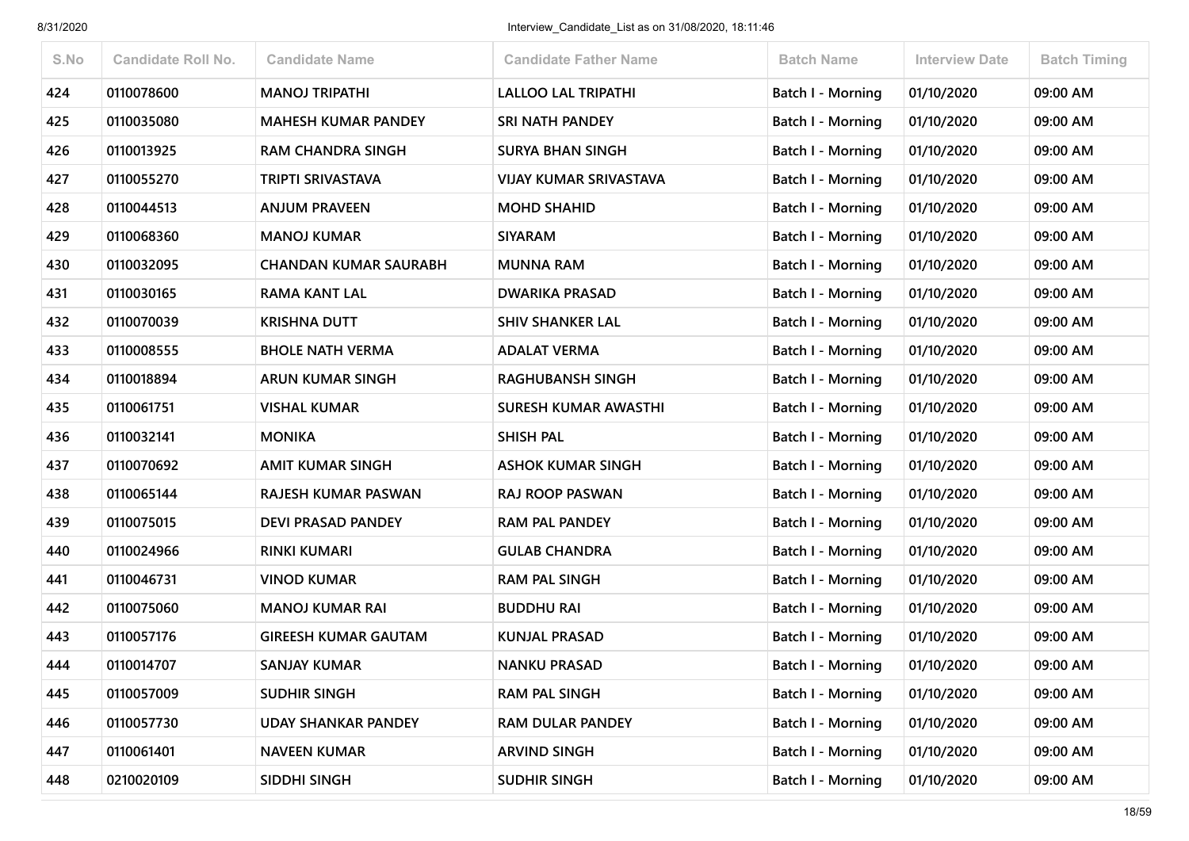| S.No | Candidate Roll No. | Candidate Name | Candidate Father Name | Batch Name | Interview Date | Batch Timing |
|---|---|---|---|---|---|---|
| 424 | 0110078600 | MANOJ TRIPATHI | LALLOO LAL TRIPATHI | Batch I - Morning | 01/10/2020 | 09:00 AM |
| 425 | 0110035080 | MAHESH KUMAR PANDEY | SRI NATH PANDEY | Batch I - Morning | 01/10/2020 | 09:00 AM |
| 426 | 0110013925 | RAM CHANDRA SINGH | SURYA BHAN SINGH | Batch I - Morning | 01/10/2020 | 09:00 AM |
| 427 | 0110055270 | TRIPTI SRIVASTAVA | VIJAY KUMAR SRIVASTAVA | Batch I - Morning | 01/10/2020 | 09:00 AM |
| 428 | 0110044513 | ANJUM PRAVEEN | MOHD SHAHID | Batch I - Morning | 01/10/2020 | 09:00 AM |
| 429 | 0110068360 | MANOJ KUMAR | SIYARAM | Batch I - Morning | 01/10/2020 | 09:00 AM |
| 430 | 0110032095 | CHANDAN KUMAR SAURABH | MUNNA RAM | Batch I - Morning | 01/10/2020 | 09:00 AM |
| 431 | 0110030165 | RAMA KANT LAL | DWARIKA PRASAD | Batch I - Morning | 01/10/2020 | 09:00 AM |
| 432 | 0110070039 | KRISHNA DUTT | SHIV SHANKER LAL | Batch I - Morning | 01/10/2020 | 09:00 AM |
| 433 | 0110008555 | BHOLE NATH VERMA | ADALAT VERMA | Batch I - Morning | 01/10/2020 | 09:00 AM |
| 434 | 0110018894 | ARUN KUMAR SINGH | RAGHUBANSH SINGH | Batch I - Morning | 01/10/2020 | 09:00 AM |
| 435 | 0110061751 | VISHAL KUMAR | SURESH KUMAR AWASTHI | Batch I - Morning | 01/10/2020 | 09:00 AM |
| 436 | 0110032141 | MONIKA | SHISH PAL | Batch I - Morning | 01/10/2020 | 09:00 AM |
| 437 | 0110070692 | AMIT KUMAR SINGH | ASHOK KUMAR SINGH | Batch I - Morning | 01/10/2020 | 09:00 AM |
| 438 | 0110065144 | RAJESH KUMAR PASWAN | RAJ ROOP PASWAN | Batch I - Morning | 01/10/2020 | 09:00 AM |
| 439 | 0110075015 | DEVI PRASAD PANDEY | RAM PAL PANDEY | Batch I - Morning | 01/10/2020 | 09:00 AM |
| 440 | 0110024966 | RINKI KUMARI | GULAB CHANDRA | Batch I - Morning | 01/10/2020 | 09:00 AM |
| 441 | 0110046731 | VINOD KUMAR | RAM PAL SINGH | Batch I - Morning | 01/10/2020 | 09:00 AM |
| 442 | 0110075060 | MANOJ KUMAR RAI | BUDDHU RAI | Batch I - Morning | 01/10/2020 | 09:00 AM |
| 443 | 0110057176 | GIREESH KUMAR GAUTAM | KUNJAL PRASAD | Batch I - Morning | 01/10/2020 | 09:00 AM |
| 444 | 0110014707 | SANJAY KUMAR | NANKU PRASAD | Batch I - Morning | 01/10/2020 | 09:00 AM |
| 445 | 0110057009 | SUDHIR SINGH | RAM PAL SINGH | Batch I - Morning | 01/10/2020 | 09:00 AM |
| 446 | 0110057730 | UDAY SHANKAR PANDEY | RAM DULAR PANDEY | Batch I - Morning | 01/10/2020 | 09:00 AM |
| 447 | 0110061401 | NAVEEN KUMAR | ARVIND SINGH | Batch I - Morning | 01/10/2020 | 09:00 AM |
| 448 | 0210020109 | SIDDHI SINGH | SUDHIR SINGH | Batch I - Morning | 01/10/2020 | 09:00 AM |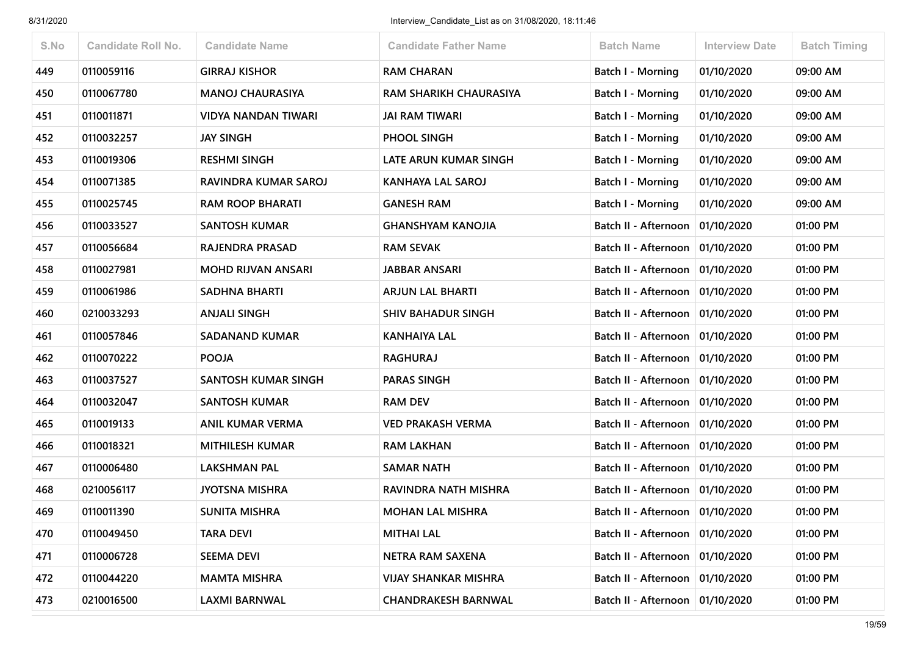| S.No | Candidate Roll No. | Candidate Name | Candidate Father Name | Batch Name | Interview Date | Batch Timing |
|---|---|---|---|---|---|---|
| 449 | 0110059116 | GIRRAJ KISHOR | RAM CHARAN | Batch I - Morning | 01/10/2020 | 09:00 AM |
| 450 | 0110067780 | MANOJ CHAURASIYA | RAM SHARIKH CHAURASIYA | Batch I - Morning | 01/10/2020 | 09:00 AM |
| 451 | 0110011871 | VIDYA NANDAN TIWARI | JAI RAM TIWARI | Batch I - Morning | 01/10/2020 | 09:00 AM |
| 452 | 0110032257 | JAY SINGH | PHOOL SINGH | Batch I - Morning | 01/10/2020 | 09:00 AM |
| 453 | 0110019306 | RESHMI SINGH | LATE ARUN KUMAR SINGH | Batch I - Morning | 01/10/2020 | 09:00 AM |
| 454 | 0110071385 | RAVINDRA KUMAR SAROJ | KANHAYA LAL SAROJ | Batch I - Morning | 01/10/2020 | 09:00 AM |
| 455 | 0110025745 | RAM ROOP BHARATI | GANESH RAM | Batch I - Morning | 01/10/2020 | 09:00 AM |
| 456 | 0110033527 | SANTOSH KUMAR | GHANSHYAM KANOJIA | Batch II - Afternoon | 01/10/2020 | 01:00 PM |
| 457 | 0110056684 | RAJENDRA PRASAD | RAM SEVAK | Batch II - Afternoon | 01/10/2020 | 01:00 PM |
| 458 | 0110027981 | MOHD RIJVAN ANSARI | JABBAR ANSARI | Batch II - Afternoon | 01/10/2020 | 01:00 PM |
| 459 | 0110061986 | SADHNA BHARTI | ARJUN LAL BHARTI | Batch II - Afternoon | 01/10/2020 | 01:00 PM |
| 460 | 0210033293 | ANJALI SINGH | SHIV BAHADUR SINGH | Batch II - Afternoon | 01/10/2020 | 01:00 PM |
| 461 | 0110057846 | SADANAND KUMAR | KANHAIYA LAL | Batch II - Afternoon | 01/10/2020 | 01:00 PM |
| 462 | 0110070222 | POOJA | RAGHURAJ | Batch II - Afternoon | 01/10/2020 | 01:00 PM |
| 463 | 0110037527 | SANTOSH KUMAR SINGH | PARAS SINGH | Batch II - Afternoon | 01/10/2020 | 01:00 PM |
| 464 | 0110032047 | SANTOSH KUMAR | RAM DEV | Batch II - Afternoon | 01/10/2020 | 01:00 PM |
| 465 | 0110019133 | ANIL KUMAR VERMA | VED PRAKASH VERMA | Batch II - Afternoon | 01/10/2020 | 01:00 PM |
| 466 | 0110018321 | MITHILESH KUMAR | RAM LAKHAN | Batch II - Afternoon | 01/10/2020 | 01:00 PM |
| 467 | 0110006480 | LAKSHMAN PAL | SAMAR NATH | Batch II - Afternoon | 01/10/2020 | 01:00 PM |
| 468 | 0210056117 | JYOTSNA MISHRA | RAVINDRA NATH MISHRA | Batch II - Afternoon | 01/10/2020 | 01:00 PM |
| 469 | 0110011390 | SUNITA MISHRA | MOHAN LAL MISHRA | Batch II - Afternoon | 01/10/2020 | 01:00 PM |
| 470 | 0110049450 | TARA DEVI | MITHAI LAL | Batch II - Afternoon | 01/10/2020 | 01:00 PM |
| 471 | 0110006728 | SEEMA DEVI | NETRA RAM SAXENA | Batch II - Afternoon | 01/10/2020 | 01:00 PM |
| 472 | 0110044220 | MAMTA MISHRA | VIJAY SHANKAR MISHRA | Batch II - Afternoon | 01/10/2020 | 01:00 PM |
| 473 | 0210016500 | LAXMI BARNWAL | CHANDRAKESH BARNWAL | Batch II - Afternoon | 01/10/2020 | 01:00 PM |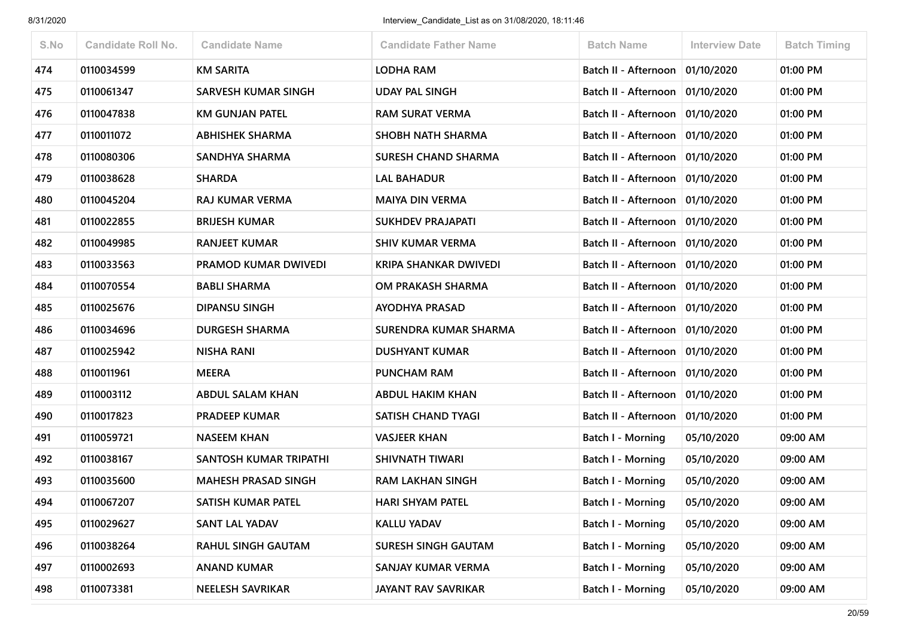| S.No | Candidate Roll No. | Candidate Name | Candidate Father Name | Batch Name | Interview Date | Batch Timing |
|---|---|---|---|---|---|---|
| 474 | 0110034599 | KM SARITA | LODHA RAM | Batch II - Afternoon | 01/10/2020 | 01:00 PM |
| 475 | 0110061347 | SARVESH KUMAR SINGH | UDAY PAL SINGH | Batch II - Afternoon | 01/10/2020 | 01:00 PM |
| 476 | 0110047838 | KM GUNJAN PATEL | RAM SURAT VERMA | Batch II - Afternoon | 01/10/2020 | 01:00 PM |
| 477 | 0110011072 | ABHISHEK SHARMA | SHOBH NATH SHARMA | Batch II - Afternoon | 01/10/2020 | 01:00 PM |
| 478 | 0110080306 | SANDHYA SHARMA | SURESH CHAND SHARMA | Batch II - Afternoon | 01/10/2020 | 01:00 PM |
| 479 | 0110038628 | SHARDA | LAL BAHADUR | Batch II - Afternoon | 01/10/2020 | 01:00 PM |
| 480 | 0110045204 | RAJ KUMAR VERMA | MAIYA DIN VERMA | Batch II - Afternoon | 01/10/2020 | 01:00 PM |
| 481 | 0110022855 | BRIJESH KUMAR | SUKHDEV PRAJAPATI | Batch II - Afternoon | 01/10/2020 | 01:00 PM |
| 482 | 0110049985 | RANJEET KUMAR | SHIV KUMAR VERMA | Batch II - Afternoon | 01/10/2020 | 01:00 PM |
| 483 | 0110033563 | PRAMOD KUMAR DWIVEDI | KRIPA SHANKAR DWIVEDI | Batch II - Afternoon | 01/10/2020 | 01:00 PM |
| 484 | 0110070554 | BABLI SHARMA | OM PRAKASH SHARMA | Batch II - Afternoon | 01/10/2020 | 01:00 PM |
| 485 | 0110025676 | DIPANSU SINGH | AYODHYA PRASAD | Batch II - Afternoon | 01/10/2020 | 01:00 PM |
| 486 | 0110034696 | DURGESH SHARMA | SURENDRA KUMAR SHARMA | Batch II - Afternoon | 01/10/2020 | 01:00 PM |
| 487 | 0110025942 | NISHA RANI | DUSHYANT KUMAR | Batch II - Afternoon | 01/10/2020 | 01:00 PM |
| 488 | 0110011961 | MEERA | PUNCHAM RAM | Batch II - Afternoon | 01/10/2020 | 01:00 PM |
| 489 | 0110003112 | ABDUL SALAM KHAN | ABDUL HAKIM KHAN | Batch II - Afternoon | 01/10/2020 | 01:00 PM |
| 490 | 0110017823 | PRADEEP KUMAR | SATISH CHAND TYAGI | Batch II - Afternoon | 01/10/2020 | 01:00 PM |
| 491 | 0110059721 | NASEEM KHAN | VASJEER KHAN | Batch I - Morning | 05/10/2020 | 09:00 AM |
| 492 | 0110038167 | SANTOSH KUMAR TRIPATHI | SHIVNATH TIWARI | Batch I - Morning | 05/10/2020 | 09:00 AM |
| 493 | 0110035600 | MAHESH PRASAD SINGH | RAM LAKHAN SINGH | Batch I - Morning | 05/10/2020 | 09:00 AM |
| 494 | 0110067207 | SATISH KUMAR PATEL | HARI SHYAM PATEL | Batch I - Morning | 05/10/2020 | 09:00 AM |
| 495 | 0110029627 | SANT LAL YADAV | KALLU YADAV | Batch I - Morning | 05/10/2020 | 09:00 AM |
| 496 | 0110038264 | RAHUL SINGH GAUTAM | SURESH SINGH GAUTAM | Batch I - Morning | 05/10/2020 | 09:00 AM |
| 497 | 0110002693 | ANAND KUMAR | SANJAY KUMAR VERMA | Batch I - Morning | 05/10/2020 | 09:00 AM |
| 498 | 0110073381 | NEELESH SAVRIKAR | JAYANT RAV SAVRIKAR | Batch I - Morning | 05/10/2020 | 09:00 AM |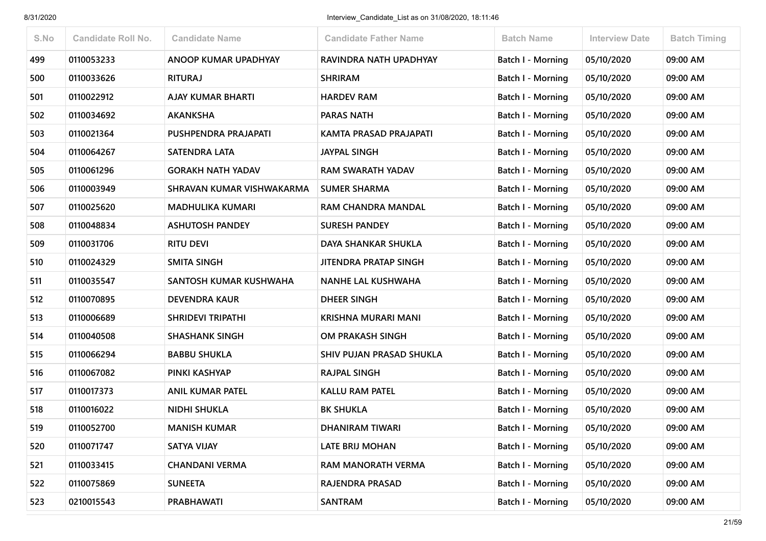| S.No | Candidate Roll No. | Candidate Name | Candidate Father Name | Batch Name | Interview Date | Batch Timing |
|---|---|---|---|---|---|---|
| 499 | 0110053233 | ANOOP KUMAR UPADHYAY | RAVINDRA NATH UPADHYAY | Batch I - Morning | 05/10/2020 | 09:00 AM |
| 500 | 0110033626 | RITURAJ | SHRIRAM | Batch I - Morning | 05/10/2020 | 09:00 AM |
| 501 | 0110022912 | AJAY KUMAR BHARTI | HARDEV RAM | Batch I - Morning | 05/10/2020 | 09:00 AM |
| 502 | 0110034692 | AKANKSHA | PARAS NATH | Batch I - Morning | 05/10/2020 | 09:00 AM |
| 503 | 0110021364 | PUSHPENDRA PRAJAPATI | KAMTA PRASAD PRAJAPATI | Batch I - Morning | 05/10/2020 | 09:00 AM |
| 504 | 0110064267 | SATENDRA LATA | JAYPAL SINGH | Batch I - Morning | 05/10/2020 | 09:00 AM |
| 505 | 0110061296 | GORAKH NATH YADAV | RAM SWARATH YADAV | Batch I - Morning | 05/10/2020 | 09:00 AM |
| 506 | 0110003949 | SHRAVAN KUMAR VISHWAKARMA | SUMER SHARMA | Batch I - Morning | 05/10/2020 | 09:00 AM |
| 507 | 0110025620 | MADHULIKA KUMARI | RAM CHANDRA MANDAL | Batch I - Morning | 05/10/2020 | 09:00 AM |
| 508 | 0110048834 | ASHUTOSH PANDEY | SURESH PANDEY | Batch I - Morning | 05/10/2020 | 09:00 AM |
| 509 | 0110031706 | RITU DEVI | DAYA SHANKAR SHUKLA | Batch I - Morning | 05/10/2020 | 09:00 AM |
| 510 | 0110024329 | SMITA SINGH | JITENDRA PRATAP SINGH | Batch I - Morning | 05/10/2020 | 09:00 AM |
| 511 | 0110035547 | SANTOSH KUMAR KUSHWAHA | NANHE LAL KUSHWAHA | Batch I - Morning | 05/10/2020 | 09:00 AM |
| 512 | 0110070895 | DEVENDRA KAUR | DHEER SINGH | Batch I - Morning | 05/10/2020 | 09:00 AM |
| 513 | 0110006689 | SHRIDEVI TRIPATHI | KRISHNA MURARI MANI | Batch I - Morning | 05/10/2020 | 09:00 AM |
| 514 | 0110040508 | SHASHANK SINGH | OM PRAKASH SINGH | Batch I - Morning | 05/10/2020 | 09:00 AM |
| 515 | 0110066294 | BABBU SHUKLA | SHIV PUJAN PRASAD SHUKLA | Batch I - Morning | 05/10/2020 | 09:00 AM |
| 516 | 0110067082 | PINKI KASHYAP | RAJPAL SINGH | Batch I - Morning | 05/10/2020 | 09:00 AM |
| 517 | 0110017373 | ANIL KUMAR PATEL | KALLU RAM PATEL | Batch I - Morning | 05/10/2020 | 09:00 AM |
| 518 | 0110016022 | NIDHI SHUKLA | BK SHUKLA | Batch I - Morning | 05/10/2020 | 09:00 AM |
| 519 | 0110052700 | MANISH KUMAR | DHANIRAM TIWARI | Batch I - Morning | 05/10/2020 | 09:00 AM |
| 520 | 0110071747 | SATYA VIJAY | LATE BRIJ MOHAN | Batch I - Morning | 05/10/2020 | 09:00 AM |
| 521 | 0110033415 | CHANDANI VERMA | RAM MANORATH VERMA | Batch I - Morning | 05/10/2020 | 09:00 AM |
| 522 | 0110075869 | SUNEETA | RAJENDRA PRASAD | Batch I - Morning | 05/10/2020 | 09:00 AM |
| 523 | 0210015543 | PRABHAWATI | SANTRAM | Batch I - Morning | 05/10/2020 | 09:00 AM |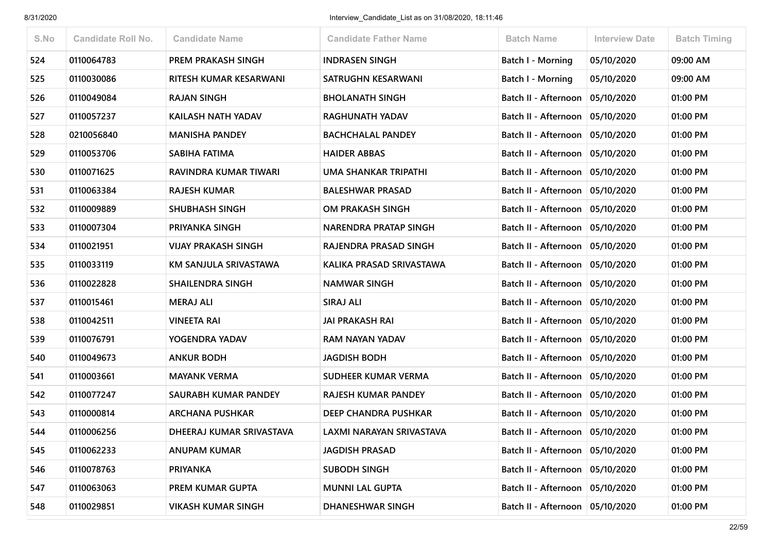| S.No | Candidate Roll No. | Candidate Name | Candidate Father Name | Batch Name | Interview Date | Batch Timing |
|---|---|---|---|---|---|---|
| 524 | 0110064783 | PREM PRAKASH SINGH | INDRASEN SINGH | Batch I - Morning | 05/10/2020 | 09:00 AM |
| 525 | 0110030086 | RITESH KUMAR KESARWANI | SATRUGHN KESARWANI | Batch I - Morning | 05/10/2020 | 09:00 AM |
| 526 | 0110049084 | RAJAN SINGH | BHOLANATH SINGH | Batch II - Afternoon | 05/10/2020 | 01:00 PM |
| 527 | 0110057237 | KAILASH NATH YADAV | RAGHUNATH YADAV | Batch II - Afternoon | 05/10/2020 | 01:00 PM |
| 528 | 0210056840 | MANISHA PANDEY | BACHCHALAL PANDEY | Batch II - Afternoon | 05/10/2020 | 01:00 PM |
| 529 | 0110053706 | SABIHA FATIMA | HAIDER ABBAS | Batch II - Afternoon | 05/10/2020 | 01:00 PM |
| 530 | 0110071625 | RAVINDRA KUMAR TIWARI | UMA SHANKAR TRIPATHI | Batch II - Afternoon | 05/10/2020 | 01:00 PM |
| 531 | 0110063384 | RAJESH KUMAR | BALESHWAR PRASAD | Batch II - Afternoon | 05/10/2020 | 01:00 PM |
| 532 | 0110009889 | SHUBHASH SINGH | OM PRAKASH SINGH | Batch II - Afternoon | 05/10/2020 | 01:00 PM |
| 533 | 0110007304 | PRIYANKA SINGH | NARENDRA PRATAP SINGH | Batch II - Afternoon | 05/10/2020 | 01:00 PM |
| 534 | 0110021951 | VIJAY PRAKASH SINGH | RAJENDRA PRASAD SINGH | Batch II - Afternoon | 05/10/2020 | 01:00 PM |
| 535 | 0110033119 | KM SANJULA SRIVASTAWA | KALIKA PRASAD SRIVASTAWA | Batch II - Afternoon | 05/10/2020 | 01:00 PM |
| 536 | 0110022828 | SHAILENDRA SINGH | NAMWAR SINGH | Batch II - Afternoon | 05/10/2020 | 01:00 PM |
| 537 | 0110015461 | MERAJ ALI | SIRAJ ALI | Batch II - Afternoon | 05/10/2020 | 01:00 PM |
| 538 | 0110042511 | VINEETA RAI | JAI PRAKASH RAI | Batch II - Afternoon | 05/10/2020 | 01:00 PM |
| 539 | 0110076791 | YOGENDRA YADAV | RAM NAYAN YADAV | Batch II - Afternoon | 05/10/2020 | 01:00 PM |
| 540 | 0110049673 | ANKUR BODH | JAGDISH BODH | Batch II - Afternoon | 05/10/2020 | 01:00 PM |
| 541 | 0110003661 | MAYANK VERMA | SUDHEER KUMAR VERMA | Batch II - Afternoon | 05/10/2020 | 01:00 PM |
| 542 | 0110077247 | SAURABH KUMAR PANDEY | RAJESH KUMAR PANDEY | Batch II - Afternoon | 05/10/2020 | 01:00 PM |
| 543 | 0110000814 | ARCHANA PUSHKAR | DEEP CHANDRA PUSHKAR | Batch II - Afternoon | 05/10/2020 | 01:00 PM |
| 544 | 0110006256 | DHEERAJ KUMAR SRIVASTAVA | LAXMI NARAYAN SRIVASTAVA | Batch II - Afternoon | 05/10/2020 | 01:00 PM |
| 545 | 0110062233 | ANUPAM KUMAR | JAGDISH PRASAD | Batch II - Afternoon | 05/10/2020 | 01:00 PM |
| 546 | 0110078763 | PRIYANKA | SUBODH SINGH | Batch II - Afternoon | 05/10/2020 | 01:00 PM |
| 547 | 0110063063 | PREM KUMAR GUPTA | MUNNI LAL GUPTA | Batch II - Afternoon | 05/10/2020 | 01:00 PM |
| 548 | 0110029851 | VIKASH KUMAR SINGH | DHANESHWAR SINGH | Batch II - Afternoon | 05/10/2020 | 01:00 PM |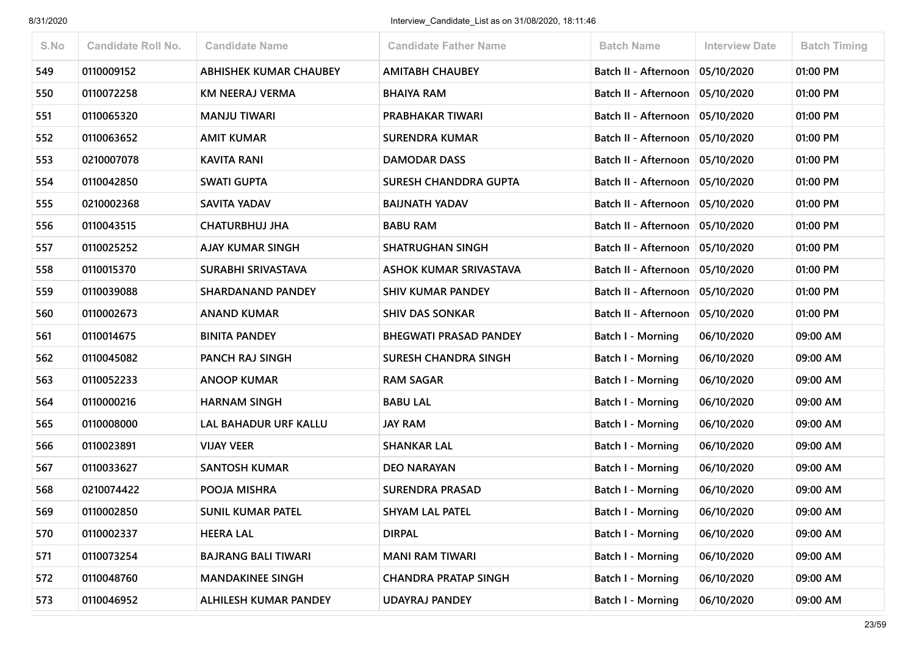| S.No | Candidate Roll No. | Candidate Name | Candidate Father Name | Batch Name | Interview Date | Batch Timing |
|---|---|---|---|---|---|---|
| 549 | 0110009152 | ABHISHEK KUMAR CHAUBEY | AMITABH CHAUBEY | Batch II - Afternoon | 05/10/2020 | 01:00 PM |
| 550 | 0110072258 | KM NEERAJ VERMA | BHAIYA RAM | Batch II - Afternoon | 05/10/2020 | 01:00 PM |
| 551 | 0110065320 | MANJU TIWARI | PRABHAKAR TIWARI | Batch II - Afternoon | 05/10/2020 | 01:00 PM |
| 552 | 0110063652 | AMIT KUMAR | SURENDRA KUMAR | Batch II - Afternoon | 05/10/2020 | 01:00 PM |
| 553 | 0210007078 | KAVITA RANI | DAMODAR DASS | Batch II - Afternoon | 05/10/2020 | 01:00 PM |
| 554 | 0110042850 | SWATI GUPTA | SURESH CHANDDRA GUPTA | Batch II - Afternoon | 05/10/2020 | 01:00 PM |
| 555 | 0210002368 | SAVITA YADAV | BAIJNATH YADAV | Batch II - Afternoon | 05/10/2020 | 01:00 PM |
| 556 | 0110043515 | CHATURBHUJ JHA | BABU RAM | Batch II - Afternoon | 05/10/2020 | 01:00 PM |
| 557 | 0110025252 | AJAY KUMAR SINGH | SHATRUGHAN SINGH | Batch II - Afternoon | 05/10/2020 | 01:00 PM |
| 558 | 0110015370 | SURABHI SRIVASTAVA | ASHOK KUMAR SRIVASTAVA | Batch II - Afternoon | 05/10/2020 | 01:00 PM |
| 559 | 0110039088 | SHARDANAND PANDEY | SHIV KUMAR PANDEY | Batch II - Afternoon | 05/10/2020 | 01:00 PM |
| 560 | 0110002673 | ANAND KUMAR | SHIV DAS SONKAR | Batch II - Afternoon | 05/10/2020 | 01:00 PM |
| 561 | 0110014675 | BINITA PANDEY | BHEGWATI PRASAD PANDEY | Batch I - Morning | 06/10/2020 | 09:00 AM |
| 562 | 0110045082 | PANCH RAJ SINGH | SURESH CHANDRA SINGH | Batch I - Morning | 06/10/2020 | 09:00 AM |
| 563 | 0110052233 | ANOOP KUMAR | RAM SAGAR | Batch I - Morning | 06/10/2020 | 09:00 AM |
| 564 | 0110000216 | HARNAM SINGH | BABU LAL | Batch I - Morning | 06/10/2020 | 09:00 AM |
| 565 | 0110008000 | LAL BAHADUR URF KALLU | JAY RAM | Batch I - Morning | 06/10/2020 | 09:00 AM |
| 566 | 0110023891 | VIJAY VEER | SHANKAR LAL | Batch I - Morning | 06/10/2020 | 09:00 AM |
| 567 | 0110033627 | SANTOSH KUMAR | DEO NARAYAN | Batch I - Morning | 06/10/2020 | 09:00 AM |
| 568 | 0210074422 | POOJA MISHRA | SURENDRA PRASAD | Batch I - Morning | 06/10/2020 | 09:00 AM |
| 569 | 0110002850 | SUNIL KUMAR PATEL | SHYAM LAL PATEL | Batch I - Morning | 06/10/2020 | 09:00 AM |
| 570 | 0110002337 | HEERA LAL | DIRPAL | Batch I - Morning | 06/10/2020 | 09:00 AM |
| 571 | 0110073254 | BAJRANG BALI TIWARI | MANI RAM TIWARI | Batch I - Morning | 06/10/2020 | 09:00 AM |
| 572 | 0110048760 | MANDAKINEE SINGH | CHANDRA PRATAP SINGH | Batch I - Morning | 06/10/2020 | 09:00 AM |
| 573 | 0110046952 | ALHILESH KUMAR PANDEY | UDAYRAJ PANDEY | Batch I - Morning | 06/10/2020 | 09:00 AM |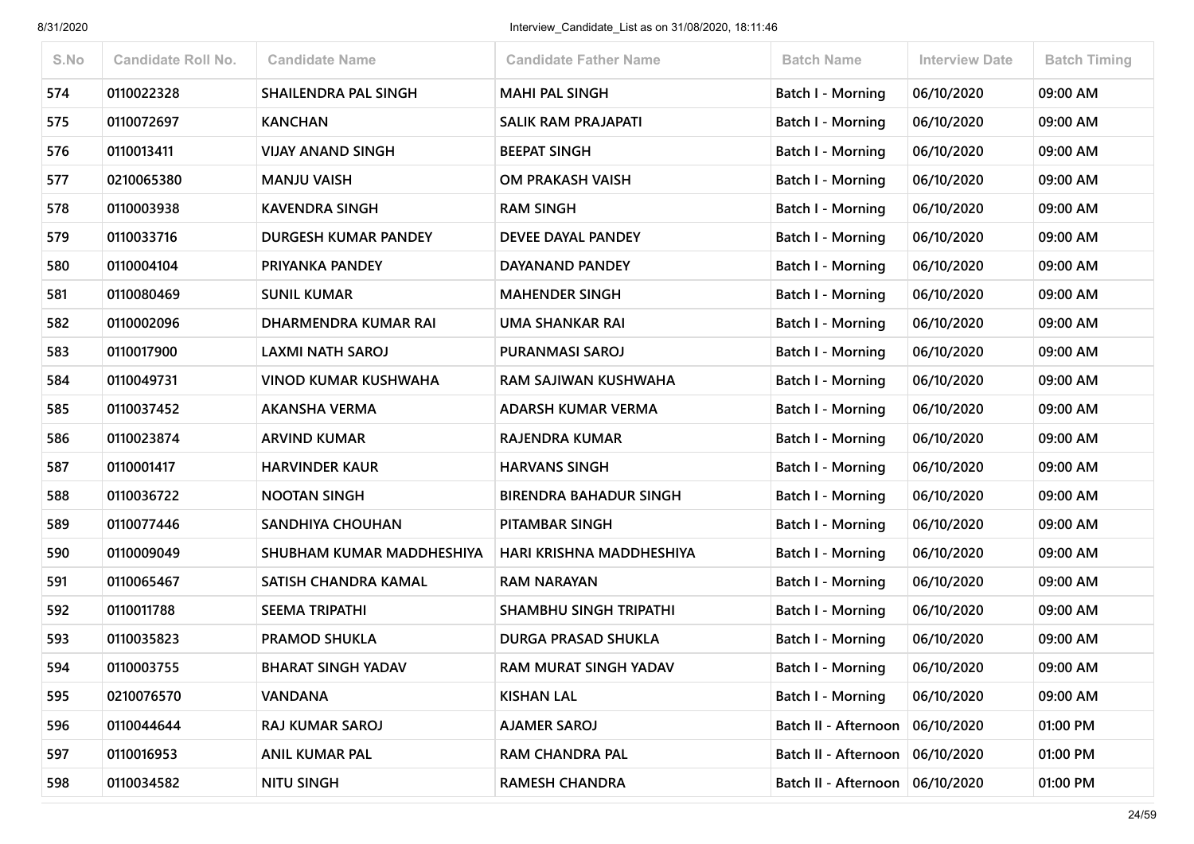| S.No | Candidate Roll No. | Candidate Name | Candidate Father Name | Batch Name | Interview Date | Batch Timing |
|---|---|---|---|---|---|---|
| 574 | 0110022328 | SHAILENDRA PAL SINGH | MAHI PAL SINGH | Batch I - Morning | 06/10/2020 | 09:00 AM |
| 575 | 0110072697 | KANCHAN | SALIK RAM PRAJAPATI | Batch I - Morning | 06/10/2020 | 09:00 AM |
| 576 | 0110013411 | VIJAY ANAND SINGH | BEEPAT SINGH | Batch I - Morning | 06/10/2020 | 09:00 AM |
| 577 | 0210065380 | MANJU VAISH | OM PRAKASH VAISH | Batch I - Morning | 06/10/2020 | 09:00 AM |
| 578 | 0110003938 | KAVENDRA SINGH | RAM SINGH | Batch I - Morning | 06/10/2020 | 09:00 AM |
| 579 | 0110033716 | DURGESH KUMAR PANDEY | DEVEE DAYAL PANDEY | Batch I - Morning | 06/10/2020 | 09:00 AM |
| 580 | 0110004104 | PRIYANKA PANDEY | DAYANAND PANDEY | Batch I - Morning | 06/10/2020 | 09:00 AM |
| 581 | 0110080469 | SUNIL KUMAR | MAHENDER SINGH | Batch I - Morning | 06/10/2020 | 09:00 AM |
| 582 | 0110002096 | DHARMENDRA KUMAR RAI | UMA SHANKAR RAI | Batch I - Morning | 06/10/2020 | 09:00 AM |
| 583 | 0110017900 | LAXMI NATH SAROJ | PURANMASI SAROJ | Batch I - Morning | 06/10/2020 | 09:00 AM |
| 584 | 0110049731 | VINOD KUMAR KUSHWAHA | RAM SAJIWAN KUSHWAHA | Batch I - Morning | 06/10/2020 | 09:00 AM |
| 585 | 0110037452 | AKANSHA VERMA | ADARSH KUMAR VERMA | Batch I - Morning | 06/10/2020 | 09:00 AM |
| 586 | 0110023874 | ARVIND KUMAR | RAJENDRA KUMAR | Batch I - Morning | 06/10/2020 | 09:00 AM |
| 587 | 0110001417 | HARVINDER KAUR | HARVANS SINGH | Batch I - Morning | 06/10/2020 | 09:00 AM |
| 588 | 0110036722 | NOOTAN SINGH | BIRENDRA BAHADUR SINGH | Batch I - Morning | 06/10/2020 | 09:00 AM |
| 589 | 0110077446 | SANDHIYA CHOUHAN | PITAMBAR SINGH | Batch I - Morning | 06/10/2020 | 09:00 AM |
| 590 | 0110009049 | SHUBHAM KUMAR MADDHESHIYA | HARI KRISHNA MADDHESHIYA | Batch I - Morning | 06/10/2020 | 09:00 AM |
| 591 | 0110065467 | SATISH CHANDRA KAMAL | RAM NARAYAN | Batch I - Morning | 06/10/2020 | 09:00 AM |
| 592 | 0110011788 | SEEMA TRIPATHI | SHAMBHU SINGH TRIPATHI | Batch I - Morning | 06/10/2020 | 09:00 AM |
| 593 | 0110035823 | PRAMOD SHUKLA | DURGA PRASAD SHUKLA | Batch I - Morning | 06/10/2020 | 09:00 AM |
| 594 | 0110003755 | BHARAT SINGH YADAV | RAM MURAT SINGH YADAV | Batch I - Morning | 06/10/2020 | 09:00 AM |
| 595 | 0210076570 | VANDANA | KISHAN LAL | Batch I - Morning | 06/10/2020 | 09:00 AM |
| 596 | 0110044644 | RAJ KUMAR SAROJ | AJAMER SAROJ | Batch II - Afternoon | 06/10/2020 | 01:00 PM |
| 597 | 0110016953 | ANIL KUMAR PAL | RAM CHANDRA PAL | Batch II - Afternoon | 06/10/2020 | 01:00 PM |
| 598 | 0110034582 | NITU SINGH | RAMESH CHANDRA | Batch II - Afternoon | 06/10/2020 | 01:00 PM |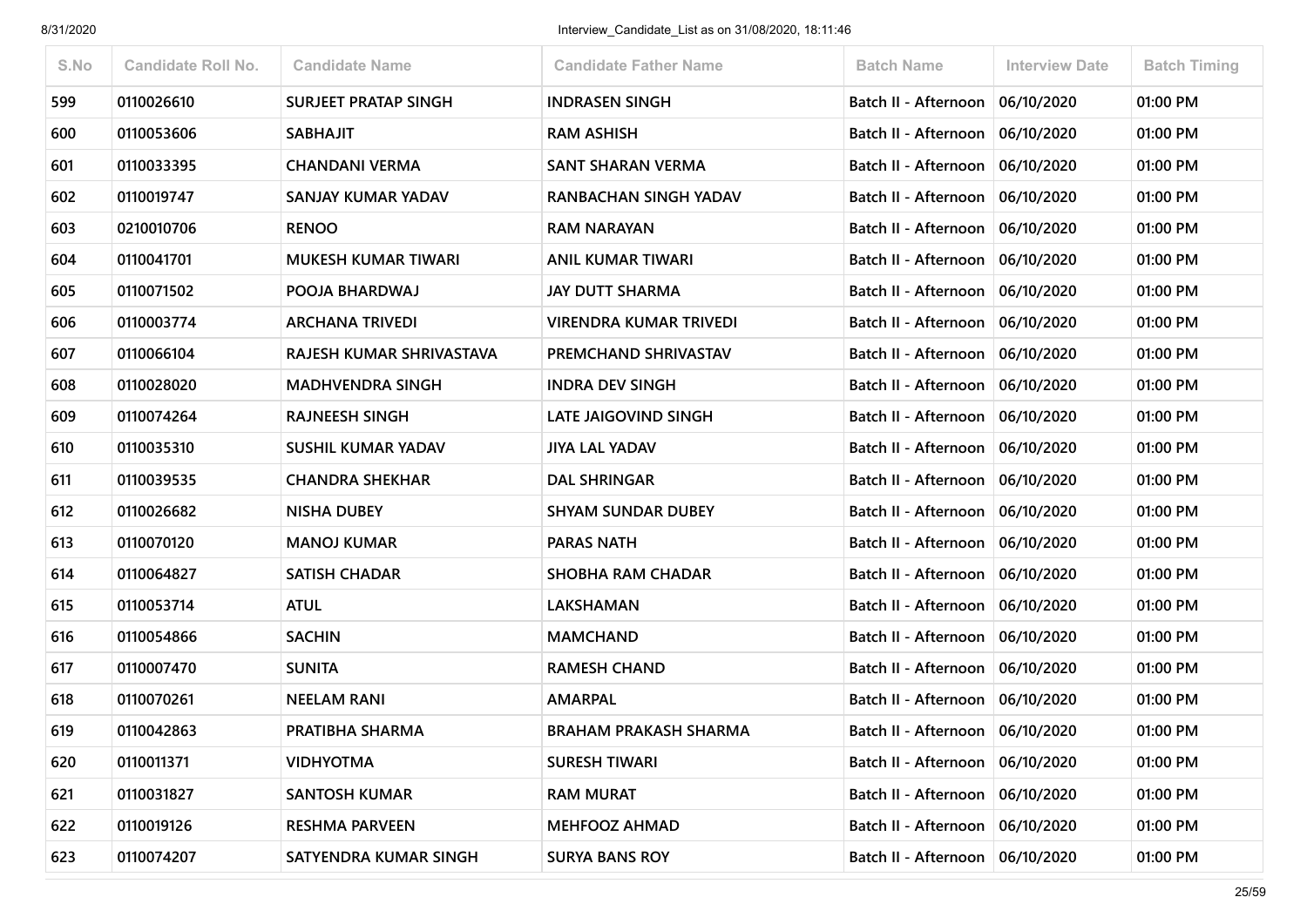| S.No | Candidate Roll No. | Candidate Name | Candidate Father Name | Batch Name | Interview Date | Batch Timing |
|---|---|---|---|---|---|---|
| 599 | 0110026610 | SURJEET PRATAP SINGH | INDRASEN SINGH | Batch II - Afternoon | 06/10/2020 | 01:00 PM |
| 600 | 0110053606 | SABHAJIT | RAM ASHISH | Batch II - Afternoon | 06/10/2020 | 01:00 PM |
| 601 | 0110033395 | CHANDANI VERMA | SANT SHARAN VERMA | Batch II - Afternoon | 06/10/2020 | 01:00 PM |
| 602 | 0110019747 | SANJAY KUMAR YADAV | RANBACHAN SINGH YADAV | Batch II - Afternoon | 06/10/2020 | 01:00 PM |
| 603 | 0210010706 | RENOO | RAM NARAYAN | Batch II - Afternoon | 06/10/2020 | 01:00 PM |
| 604 | 0110041701 | MUKESH KUMAR TIWARI | ANIL KUMAR TIWARI | Batch II - Afternoon | 06/10/2020 | 01:00 PM |
| 605 | 0110071502 | POOJA BHARDWAJ | JAY DUTT SHARMA | Batch II - Afternoon | 06/10/2020 | 01:00 PM |
| 606 | 0110003774 | ARCHANA TRIVEDI | VIRENDRA KUMAR TRIVEDI | Batch II - Afternoon | 06/10/2020 | 01:00 PM |
| 607 | 0110066104 | RAJESH KUMAR SHRIVASTAVA | PREMCHAND SHRIVASTAV | Batch II - Afternoon | 06/10/2020 | 01:00 PM |
| 608 | 0110028020 | MADHVENDRA SINGH | INDRA DEV SINGH | Batch II - Afternoon | 06/10/2020 | 01:00 PM |
| 609 | 0110074264 | RAJNEESH SINGH | LATE JAIGOVIND SINGH | Batch II - Afternoon | 06/10/2020 | 01:00 PM |
| 610 | 0110035310 | SUSHIL KUMAR YADAV | JIYA LAL YADAV | Batch II - Afternoon | 06/10/2020 | 01:00 PM |
| 611 | 0110039535 | CHANDRA SHEKHAR | DAL SHRINGAR | Batch II - Afternoon | 06/10/2020 | 01:00 PM |
| 612 | 0110026682 | NISHA DUBEY | SHYAM SUNDAR DUBEY | Batch II - Afternoon | 06/10/2020 | 01:00 PM |
| 613 | 0110070120 | MANOJ KUMAR | PARAS NATH | Batch II - Afternoon | 06/10/2020 | 01:00 PM |
| 614 | 0110064827 | SATISH CHADAR | SHOBHA RAM CHADAR | Batch II - Afternoon | 06/10/2020 | 01:00 PM |
| 615 | 0110053714 | ATUL | LAKSHAMAN | Batch II - Afternoon | 06/10/2020 | 01:00 PM |
| 616 | 0110054866 | SACHIN | MAMCHAND | Batch II - Afternoon | 06/10/2020 | 01:00 PM |
| 617 | 0110007470 | SUNITA | RAMESH CHAND | Batch II - Afternoon | 06/10/2020 | 01:00 PM |
| 618 | 0110070261 | NEELAM RANI | AMARPAL | Batch II - Afternoon | 06/10/2020 | 01:00 PM |
| 619 | 0110042863 | PRATIBHA SHARMA | BRAHAM PRAKASH SHARMA | Batch II - Afternoon | 06/10/2020 | 01:00 PM |
| 620 | 0110011371 | VIDHYOTMA | SURESH TIWARI | Batch II - Afternoon | 06/10/2020 | 01:00 PM |
| 621 | 0110031827 | SANTOSH KUMAR | RAM MURAT | Batch II - Afternoon | 06/10/2020 | 01:00 PM |
| 622 | 0110019126 | RESHMA PARVEEN | MEHFOOZ AHMAD | Batch II - Afternoon | 06/10/2020 | 01:00 PM |
| 623 | 0110074207 | SATYENDRA KUMAR SINGH | SURYA BANS ROY | Batch II - Afternoon | 06/10/2020 | 01:00 PM |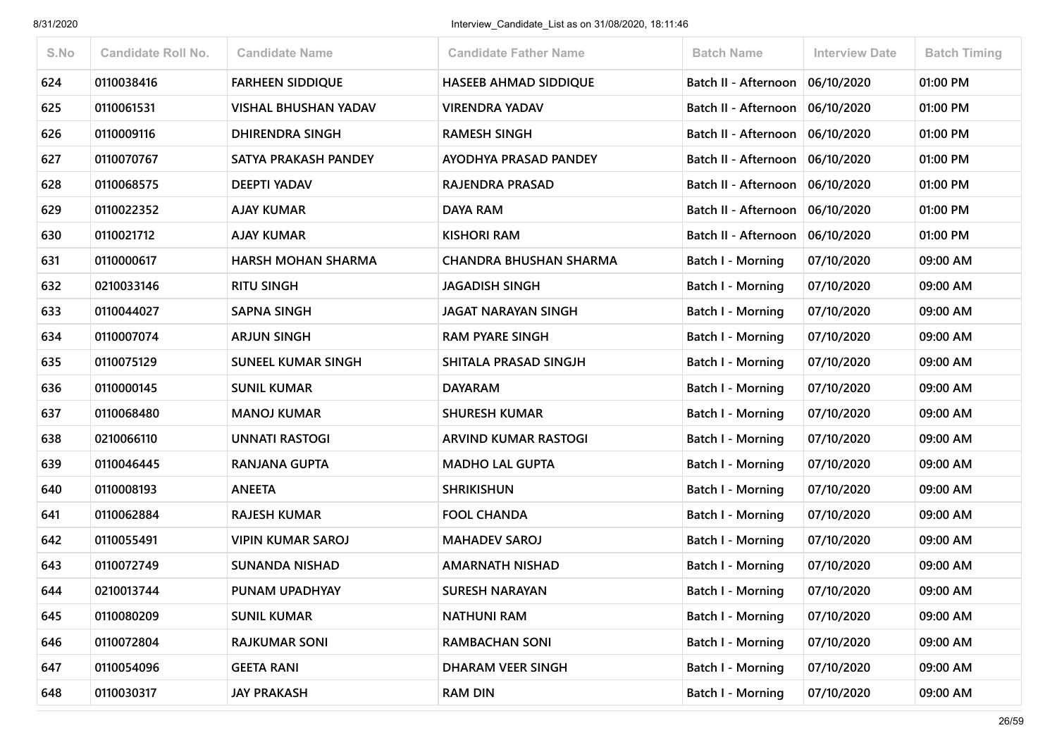| S.No | Candidate Roll No. | Candidate Name | Candidate Father Name | Batch Name | Interview Date | Batch Timing |
|---|---|---|---|---|---|---|
| 624 | 0110038416 | FARHEEN SIDDIQUE | HASEEB AHMAD SIDDIQUE | Batch II - Afternoon | 06/10/2020 | 01:00 PM |
| 625 | 0110061531 | VISHAL BHUSHAN YADAV | VIRENDRA YADAV | Batch II - Afternoon | 06/10/2020 | 01:00 PM |
| 626 | 0110009116 | DHIRENDRA SINGH | RAMESH SINGH | Batch II - Afternoon | 06/10/2020 | 01:00 PM |
| 627 | 0110070767 | SATYA PRAKASH PANDEY | AYODHYA PRASAD PANDEY | Batch II - Afternoon | 06/10/2020 | 01:00 PM |
| 628 | 0110068575 | DEEPTI YADAV | RAJENDRA PRASAD | Batch II - Afternoon | 06/10/2020 | 01:00 PM |
| 629 | 0110022352 | AJAY KUMAR | DAYA RAM | Batch II - Afternoon | 06/10/2020 | 01:00 PM |
| 630 | 0110021712 | AJAY KUMAR | KISHORI RAM | Batch II - Afternoon | 06/10/2020 | 01:00 PM |
| 631 | 0110000617 | HARSH MOHAN SHARMA | CHANDRA BHUSHAN SHARMA | Batch I - Morning | 07/10/2020 | 09:00 AM |
| 632 | 0210033146 | RITU SINGH | JAGADISH SINGH | Batch I - Morning | 07/10/2020 | 09:00 AM |
| 633 | 0110044027 | SAPNA SINGH | JAGAT NARAYAN SINGH | Batch I - Morning | 07/10/2020 | 09:00 AM |
| 634 | 0110007074 | ARJUN SINGH | RAM PYARE SINGH | Batch I - Morning | 07/10/2020 | 09:00 AM |
| 635 | 0110075129 | SUNEEL KUMAR SINGH | SHITALA PRASAD SINGJH | Batch I - Morning | 07/10/2020 | 09:00 AM |
| 636 | 0110000145 | SUNIL KUMAR | DAYARAM | Batch I - Morning | 07/10/2020 | 09:00 AM |
| 637 | 0110068480 | MANOJ KUMAR | SHURESH KUMAR | Batch I - Morning | 07/10/2020 | 09:00 AM |
| 638 | 0210066110 | UNNATI RASTOGI | ARVIND KUMAR RASTOGI | Batch I - Morning | 07/10/2020 | 09:00 AM |
| 639 | 0110046445 | RANJANA GUPTA | MADHO LAL GUPTA | Batch I - Morning | 07/10/2020 | 09:00 AM |
| 640 | 0110008193 | ANEETA | SHRIKISHUN | Batch I - Morning | 07/10/2020 | 09:00 AM |
| 641 | 0110062884 | RAJESH KUMAR | FOOL CHANDA | Batch I - Morning | 07/10/2020 | 09:00 AM |
| 642 | 0110055491 | VIPIN KUMAR SAROJ | MAHADEV SAROJ | Batch I - Morning | 07/10/2020 | 09:00 AM |
| 643 | 0110072749 | SUNANDA NISHAD | AMARNATH NISHAD | Batch I - Morning | 07/10/2020 | 09:00 AM |
| 644 | 0210013744 | PUNAM UPADHYAY | SURESH NARAYAN | Batch I - Morning | 07/10/2020 | 09:00 AM |
| 645 | 0110080209 | SUNIL KUMAR | NATHUNI RAM | Batch I - Morning | 07/10/2020 | 09:00 AM |
| 646 | 0110072804 | RAJKUMAR SONI | RAMBACHAN SONI | Batch I - Morning | 07/10/2020 | 09:00 AM |
| 647 | 0110054096 | GEETA RANI | DHARAM VEER SINGH | Batch I - Morning | 07/10/2020 | 09:00 AM |
| 648 | 0110030317 | JAY PRAKASH | RAM DIN | Batch I - Morning | 07/10/2020 | 09:00 AM |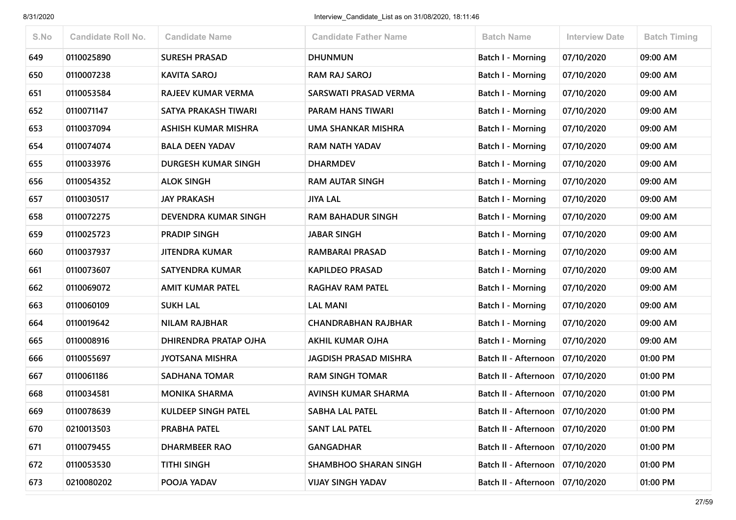| S.No | Candidate Roll No. | Candidate Name | Candidate Father Name | Batch Name | Interview Date | Batch Timing |
|---|---|---|---|---|---|---|
| 649 | 0110025890 | SURESH PRASAD | DHUNMUN | Batch I - Morning | 07/10/2020 | 09:00 AM |
| 650 | 0110007238 | KAVITA SAROJ | RAM RAJ SAROJ | Batch I - Morning | 07/10/2020 | 09:00 AM |
| 651 | 0110053584 | RAJEEV KUMAR VERMA | SARSWATI PRASAD VERMA | Batch I - Morning | 07/10/2020 | 09:00 AM |
| 652 | 0110071147 | SATYA PRAKASH TIWARI | PARAM HANS TIWARI | Batch I - Morning | 07/10/2020 | 09:00 AM |
| 653 | 0110037094 | ASHISH KUMAR MISHRA | UMA SHANKAR MISHRA | Batch I - Morning | 07/10/2020 | 09:00 AM |
| 654 | 0110074074 | BALA DEEN YADAV | RAM NATH YADAV | Batch I - Morning | 07/10/2020 | 09:00 AM |
| 655 | 0110033976 | DURGESH KUMAR SINGH | DHARMDEV | Batch I - Morning | 07/10/2020 | 09:00 AM |
| 656 | 0110054352 | ALOK SINGH | RAM AUTAR SINGH | Batch I - Morning | 07/10/2020 | 09:00 AM |
| 657 | 0110030517 | JAY PRAKASH | JIYA LAL | Batch I - Morning | 07/10/2020 | 09:00 AM |
| 658 | 0110072275 | DEVENDRA KUMAR SINGH | RAM BAHADUR SINGH | Batch I - Morning | 07/10/2020 | 09:00 AM |
| 659 | 0110025723 | PRADIP SINGH | JABAR SINGH | Batch I - Morning | 07/10/2020 | 09:00 AM |
| 660 | 0110037937 | JITENDRA KUMAR | RAMBARAI PRASAD | Batch I - Morning | 07/10/2020 | 09:00 AM |
| 661 | 0110073607 | SATYENDRA KUMAR | KAPILDEO PRASAD | Batch I - Morning | 07/10/2020 | 09:00 AM |
| 662 | 0110069072 | AMIT KUMAR PATEL | RAGHAV RAM PATEL | Batch I - Morning | 07/10/2020 | 09:00 AM |
| 663 | 0110060109 | SUKH LAL | LAL MANI | Batch I - Morning | 07/10/2020 | 09:00 AM |
| 664 | 0110019642 | NILAM RAJBHAR | CHANDRABHAN RAJBHAR | Batch I - Morning | 07/10/2020 | 09:00 AM |
| 665 | 0110008916 | DHIRENDRA PRATAP OJHA | AKHIL KUMAR OJHA | Batch I - Morning | 07/10/2020 | 09:00 AM |
| 666 | 0110055697 | JYOTSANA MISHRA | JAGDISH PRASAD MISHRA | Batch II - Afternoon | 07/10/2020 | 01:00 PM |
| 667 | 0110061186 | SADHANA TOMAR | RAM SINGH TOMAR | Batch II - Afternoon | 07/10/2020 | 01:00 PM |
| 668 | 0110034581 | MONIKA SHARMA | AVINSH KUMAR SHARMA | Batch II - Afternoon | 07/10/2020 | 01:00 PM |
| 669 | 0110078639 | KULDEEP SINGH PATEL | SABHA LAL PATEL | Batch II - Afternoon | 07/10/2020 | 01:00 PM |
| 670 | 0210013503 | PRABHA PATEL | SANT LAL PATEL | Batch II - Afternoon | 07/10/2020 | 01:00 PM |
| 671 | 0110079455 | DHARMBEER RAO | GANGADHAR | Batch II - Afternoon | 07/10/2020 | 01:00 PM |
| 672 | 0110053530 | TITHI SINGH | SHAMBHOO SHARAN SINGH | Batch II - Afternoon | 07/10/2020 | 01:00 PM |
| 673 | 0210080202 | POOJA YADAV | VIJAY SINGH YADAV | Batch II - Afternoon | 07/10/2020 | 01:00 PM |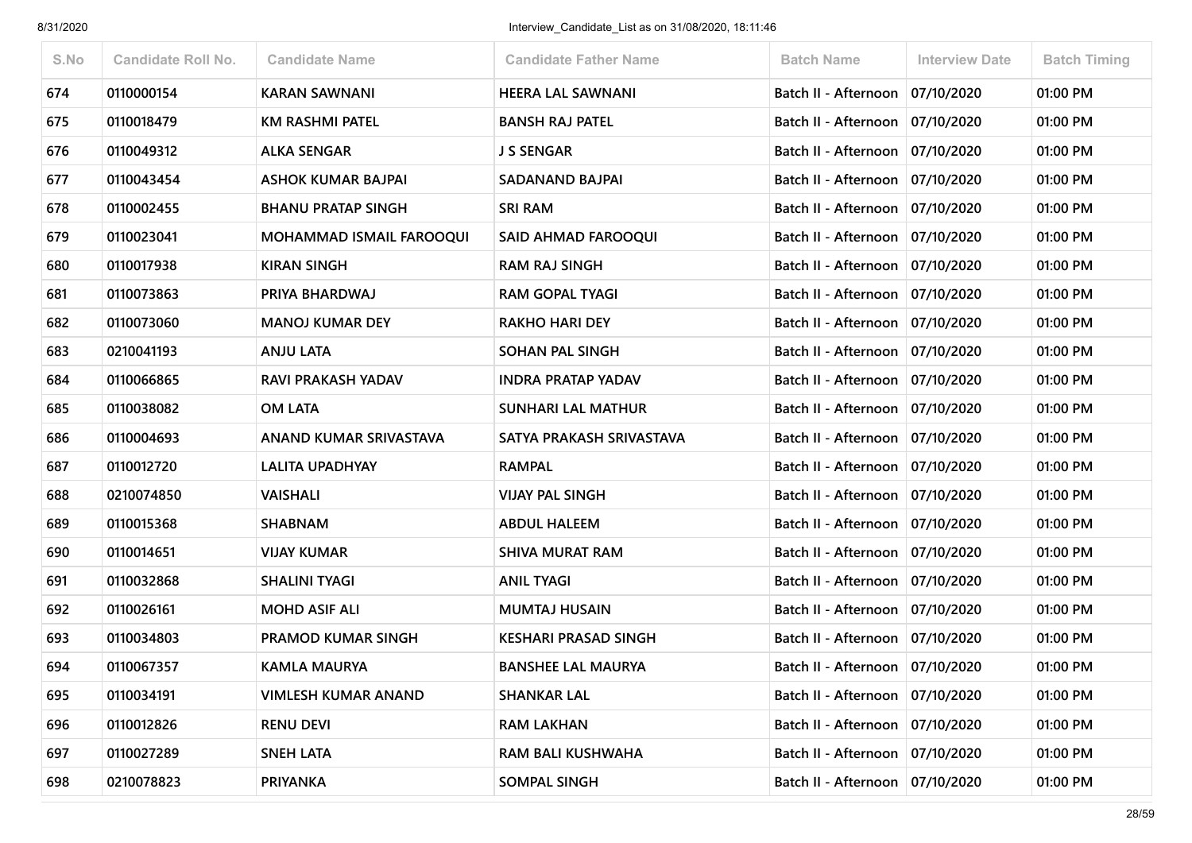| S.No | Candidate Roll No. | Candidate Name | Candidate Father Name | Batch Name | Interview Date | Batch Timing |
|---|---|---|---|---|---|---|
| 674 | 0110000154 | KARAN SAWNANI | HEERA LAL SAWNANI | Batch II - Afternoon | 07/10/2020 | 01:00 PM |
| 675 | 0110018479 | KM RASHMI PATEL | BANSH RAJ PATEL | Batch II - Afternoon | 07/10/2020 | 01:00 PM |
| 676 | 0110049312 | ALKA SENGAR | J S SENGAR | Batch II - Afternoon | 07/10/2020 | 01:00 PM |
| 677 | 0110043454 | ASHOK KUMAR BAJPAI | SADANAND BAJPAI | Batch II - Afternoon | 07/10/2020 | 01:00 PM |
| 678 | 0110002455 | BHANU PRATAP SINGH | SRI RAM | Batch II - Afternoon | 07/10/2020 | 01:00 PM |
| 679 | 0110023041 | MOHAMMAD ISMAIL FAROOQUI | SAID AHMAD FAROOQUI | Batch II - Afternoon | 07/10/2020 | 01:00 PM |
| 680 | 0110017938 | KIRAN SINGH | RAM RAJ SINGH | Batch II - Afternoon | 07/10/2020 | 01:00 PM |
| 681 | 0110073863 | PRIYA BHARDWAJ | RAM GOPAL TYAGI | Batch II - Afternoon | 07/10/2020 | 01:00 PM |
| 682 | 0110073060 | MANOJ KUMAR DEY | RAKHO HARI DEY | Batch II - Afternoon | 07/10/2020 | 01:00 PM |
| 683 | 0210041193 | ANJU LATA | SOHAN PAL SINGH | Batch II - Afternoon | 07/10/2020 | 01:00 PM |
| 684 | 0110066865 | RAVI PRAKASH YADAV | INDRA PRATAP YADAV | Batch II - Afternoon | 07/10/2020 | 01:00 PM |
| 685 | 0110038082 | OM LATA | SUNHARI LAL MATHUR | Batch II - Afternoon | 07/10/2020 | 01:00 PM |
| 686 | 0110004693 | ANAND KUMAR SRIVASTAVA | SATYA PRAKASH SRIVASTAVA | Batch II - Afternoon | 07/10/2020 | 01:00 PM |
| 687 | 0110012720 | LALITA UPADHYAY | RAMPAL | Batch II - Afternoon | 07/10/2020 | 01:00 PM |
| 688 | 0210074850 | VAISHALI | VIJAY PAL SINGH | Batch II - Afternoon | 07/10/2020 | 01:00 PM |
| 689 | 0110015368 | SHABNAM | ABDUL HALEEM | Batch II - Afternoon | 07/10/2020 | 01:00 PM |
| 690 | 0110014651 | VIJAY KUMAR | SHIVA MURAT RAM | Batch II - Afternoon | 07/10/2020 | 01:00 PM |
| 691 | 0110032868 | SHALINI TYAGI | ANIL TYAGI | Batch II - Afternoon | 07/10/2020 | 01:00 PM |
| 692 | 0110026161 | MOHD ASIF ALI | MUMTAJ HUSAIN | Batch II - Afternoon | 07/10/2020 | 01:00 PM |
| 693 | 0110034803 | PRAMOD KUMAR SINGH | KESHARI PRASAD SINGH | Batch II - Afternoon | 07/10/2020 | 01:00 PM |
| 694 | 0110067357 | KAMLA MAURYA | BANSHEE LAL MAURYA | Batch II - Afternoon | 07/10/2020 | 01:00 PM |
| 695 | 0110034191 | VIMLESH KUMAR ANAND | SHANKAR LAL | Batch II - Afternoon | 07/10/2020 | 01:00 PM |
| 696 | 0110012826 | RENU DEVI | RAM LAKHAN | Batch II - Afternoon | 07/10/2020 | 01:00 PM |
| 697 | 0110027289 | SNEH LATA | RAM BALI KUSHWAHA | Batch II - Afternoon | 07/10/2020 | 01:00 PM |
| 698 | 0210078823 | PRIYANKA | SOMPAL SINGH | Batch II - Afternoon | 07/10/2020 | 01:00 PM |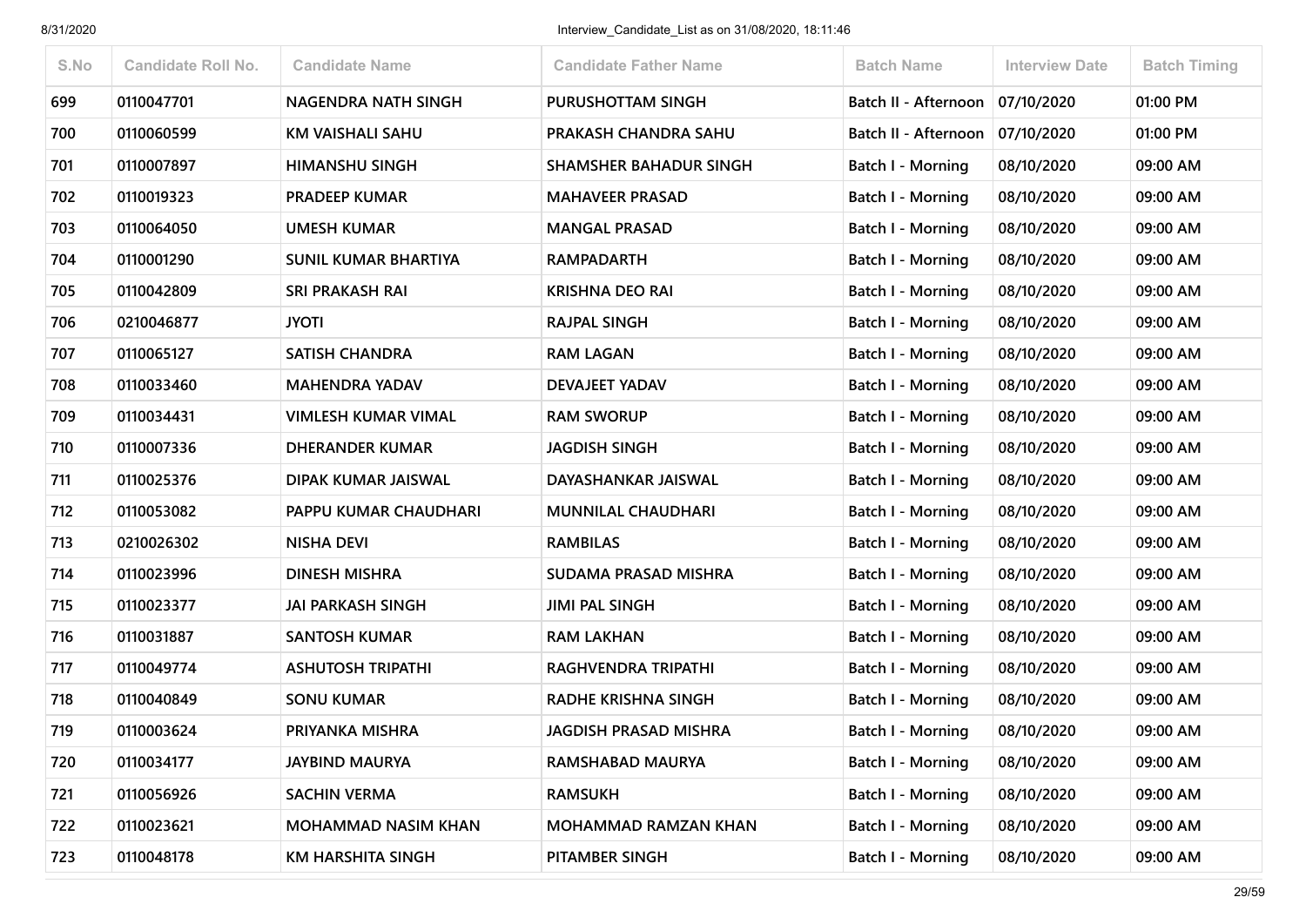| S.No | Candidate Roll No. | Candidate Name | Candidate Father Name | Batch Name | Interview Date | Batch Timing |
|---|---|---|---|---|---|---|
| 699 | 0110047701 | NAGENDRA NATH SINGH | PURUSHOTTAM SINGH | Batch II - Afternoon | 07/10/2020 | 01:00 PM |
| 700 | 0110060599 | KM VAISHALI SAHU | PRAKASH CHANDRA SAHU | Batch II - Afternoon | 07/10/2020 | 01:00 PM |
| 701 | 0110007897 | HIMANSHU SINGH | SHAMSHER BAHADUR SINGH | Batch I - Morning | 08/10/2020 | 09:00 AM |
| 702 | 0110019323 | PRADEEP KUMAR | MAHAVEER PRASAD | Batch I - Morning | 08/10/2020 | 09:00 AM |
| 703 | 0110064050 | UMESH KUMAR | MANGAL PRASAD | Batch I - Morning | 08/10/2020 | 09:00 AM |
| 704 | 0110001290 | SUNIL KUMAR BHARTIYA | RAMPADARTH | Batch I - Morning | 08/10/2020 | 09:00 AM |
| 705 | 0110042809 | SRI PRAKASH RAI | KRISHNA DEO RAI | Batch I - Morning | 08/10/2020 | 09:00 AM |
| 706 | 0210046877 | JYOTI | RAJPAL SINGH | Batch I - Morning | 08/10/2020 | 09:00 AM |
| 707 | 0110065127 | SATISH CHANDRA | RAM LAGAN | Batch I - Morning | 08/10/2020 | 09:00 AM |
| 708 | 0110033460 | MAHENDRA YADAV | DEVAJEET YADAV | Batch I - Morning | 08/10/2020 | 09:00 AM |
| 709 | 0110034431 | VIMLESH KUMAR VIMAL | RAM SWORUP | Batch I - Morning | 08/10/2020 | 09:00 AM |
| 710 | 0110007336 | DHERANDER KUMAR | JAGDISH SINGH | Batch I - Morning | 08/10/2020 | 09:00 AM |
| 711 | 0110025376 | DIPAK KUMAR JAISWAL | DAYASHANKAR JAISWAL | Batch I - Morning | 08/10/2020 | 09:00 AM |
| 712 | 0110053082 | PAPPU KUMAR CHAUDHARI | MUNNILAL CHAUDHARI | Batch I - Morning | 08/10/2020 | 09:00 AM |
| 713 | 0210026302 | NISHA DEVI | RAMBILAS | Batch I - Morning | 08/10/2020 | 09:00 AM |
| 714 | 0110023996 | DINESH MISHRA | SUDAMA PRASAD MISHRA | Batch I - Morning | 08/10/2020 | 09:00 AM |
| 715 | 0110023377 | JAI PARKASH SINGH | JIMI PAL SINGH | Batch I - Morning | 08/10/2020 | 09:00 AM |
| 716 | 0110031887 | SANTOSH KUMAR | RAM LAKHAN | Batch I - Morning | 08/10/2020 | 09:00 AM |
| 717 | 0110049774 | ASHUTOSH TRIPATHI | RAGHVENDRA TRIPATHI | Batch I - Morning | 08/10/2020 | 09:00 AM |
| 718 | 0110040849 | SONU KUMAR | RADHE KRISHNA SINGH | Batch I - Morning | 08/10/2020 | 09:00 AM |
| 719 | 0110003624 | PRIYANKA MISHRA | JAGDISH PRASAD MISHRA | Batch I - Morning | 08/10/2020 | 09:00 AM |
| 720 | 0110034177 | JAYBIND MAURYA | RAMSHABAD MAURYA | Batch I - Morning | 08/10/2020 | 09:00 AM |
| 721 | 0110056926 | SACHIN VERMA | RAMSUKH | Batch I - Morning | 08/10/2020 | 09:00 AM |
| 722 | 0110023621 | MOHAMMAD NASIM KHAN | MOHAMMAD RAMZAN KHAN | Batch I - Morning | 08/10/2020 | 09:00 AM |
| 723 | 0110048178 | KM HARSHITA SINGH | PITAMBER SINGH | Batch I - Morning | 08/10/2020 | 09:00 AM |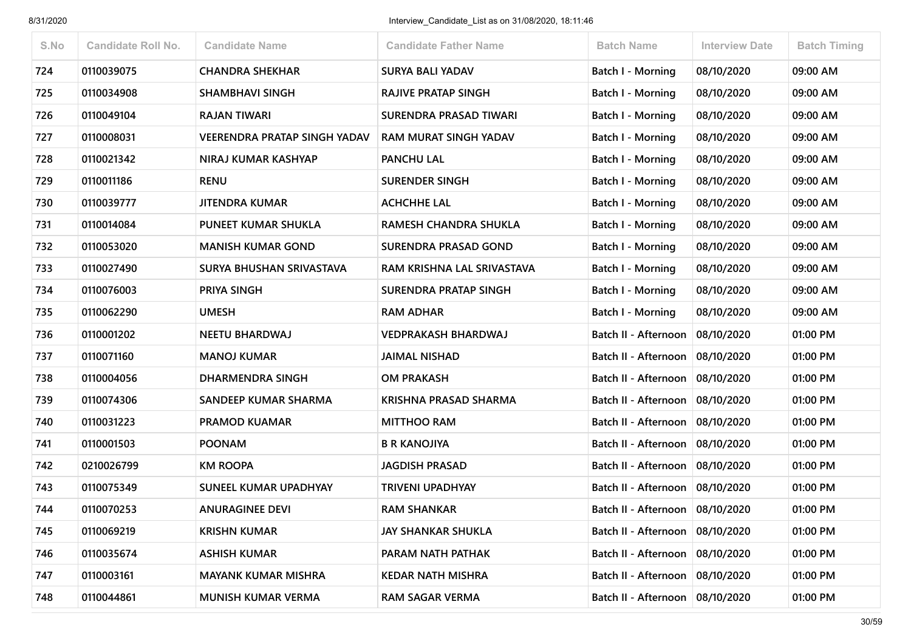| S.No | Candidate Roll No. | Candidate Name | Candidate Father Name | Batch Name | Interview Date | Batch Timing |
|---|---|---|---|---|---|---|
| 724 | 0110039075 | CHANDRA SHEKHAR | SURYA BALI YADAV | Batch I - Morning | 08/10/2020 | 09:00 AM |
| 725 | 0110034908 | SHAMBHAVI SINGH | RAJIVE PRATAP SINGH | Batch I - Morning | 08/10/2020 | 09:00 AM |
| 726 | 0110049104 | RAJAN TIWARI | SURENDRA PRASAD TIWARI | Batch I - Morning | 08/10/2020 | 09:00 AM |
| 727 | 0110008031 | VEERENDRA PRATAP SINGH YADAV | RAM MURAT SINGH YADAV | Batch I - Morning | 08/10/2020 | 09:00 AM |
| 728 | 0110021342 | NIRAJ KUMAR KASHYAP | PANCHU LAL | Batch I - Morning | 08/10/2020 | 09:00 AM |
| 729 | 0110011186 | RENU | SURENDER SINGH | Batch I - Morning | 08/10/2020 | 09:00 AM |
| 730 | 0110039777 | JITENDRA KUMAR | ACHCHHE LAL | Batch I - Morning | 08/10/2020 | 09:00 AM |
| 731 | 0110014084 | PUNEET KUMAR SHUKLA | RAMESH CHANDRA SHUKLA | Batch I - Morning | 08/10/2020 | 09:00 AM |
| 732 | 0110053020 | MANISH KUMAR GOND | SURENDRA PRASAD GOND | Batch I - Morning | 08/10/2020 | 09:00 AM |
| 733 | 0110027490 | SURYA BHUSHAN SRIVASTAVA | RAM KRISHNA LAL SRIVASTAVA | Batch I - Morning | 08/10/2020 | 09:00 AM |
| 734 | 0110076003 | PRIYA SINGH | SURENDRA PRATAP SINGH | Batch I - Morning | 08/10/2020 | 09:00 AM |
| 735 | 0110062290 | UMESH | RAM ADHAR | Batch I - Morning | 08/10/2020 | 09:00 AM |
| 736 | 0110001202 | NEETU BHARDWAJ | VEDPRAKASH BHARDWAJ | Batch II - Afternoon | 08/10/2020 | 01:00 PM |
| 737 | 0110071160 | MANOJ KUMAR | JAIMAL NISHAD | Batch II - Afternoon | 08/10/2020 | 01:00 PM |
| 738 | 0110004056 | DHARMENDRA SINGH | OM PRAKASH | Batch II - Afternoon | 08/10/2020 | 01:00 PM |
| 739 | 0110074306 | SANDEEP KUMAR SHARMA | KRISHNA PRASAD SHARMA | Batch II - Afternoon | 08/10/2020 | 01:00 PM |
| 740 | 0110031223 | PRAMOD KUAMAR | MITTHOO RAM | Batch II - Afternoon | 08/10/2020 | 01:00 PM |
| 741 | 0110001503 | POONAM | B R KANOJIYA | Batch II - Afternoon | 08/10/2020 | 01:00 PM |
| 742 | 0210026799 | KM ROOPA | JAGDISH PRASAD | Batch II - Afternoon | 08/10/2020 | 01:00 PM |
| 743 | 0110075349 | SUNEEL KUMAR UPADHYAY | TRIVENI UPADHYAY | Batch II - Afternoon | 08/10/2020 | 01:00 PM |
| 744 | 0110070253 | ANURAGINEE DEVI | RAM SHANKAR | Batch II - Afternoon | 08/10/2020 | 01:00 PM |
| 745 | 0110069219 | KRISHN KUMAR | JAY SHANKAR SHUKLA | Batch II - Afternoon | 08/10/2020 | 01:00 PM |
| 746 | 0110035674 | ASHISH KUMAR | PARAM NATH PATHAK | Batch II - Afternoon | 08/10/2020 | 01:00 PM |
| 747 | 0110003161 | MAYANK KUMAR MISHRA | KEDAR NATH MISHRA | Batch II - Afternoon | 08/10/2020 | 01:00 PM |
| 748 | 0110044861 | MUNISH KUMAR VERMA | RAM SAGAR VERMA | Batch II - Afternoon | 08/10/2020 | 01:00 PM |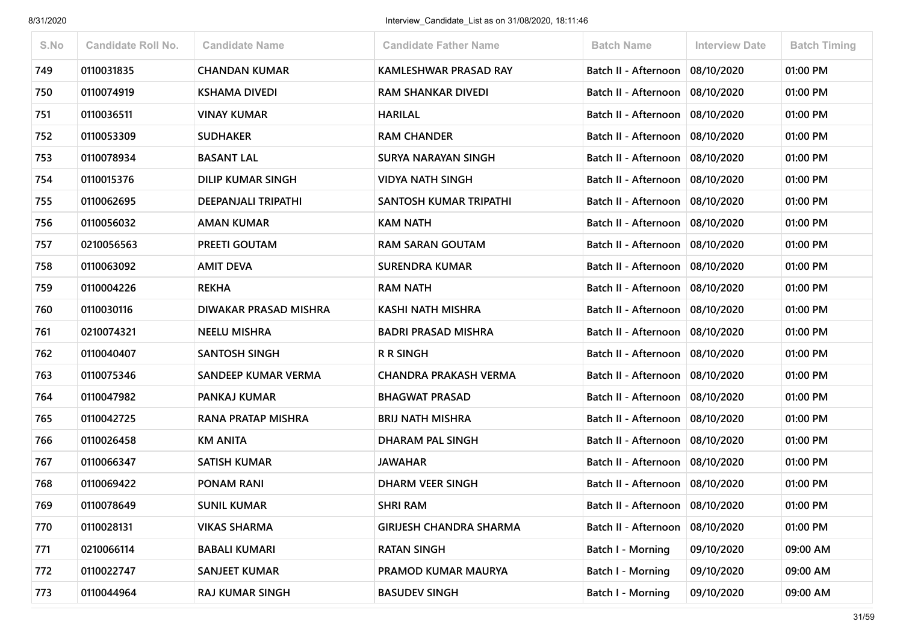| S.No | Candidate Roll No. | Candidate Name | Candidate Father Name | Batch Name | Interview Date | Batch Timing |
|---|---|---|---|---|---|---|
| 749 | 0110031835 | CHANDAN KUMAR | KAMLESHWAR PRASAD RAY | Batch II - Afternoon | 08/10/2020 | 01:00 PM |
| 750 | 0110074919 | KSHAMA DIVEDI | RAM SHANKAR DIVEDI | Batch II - Afternoon | 08/10/2020 | 01:00 PM |
| 751 | 0110036511 | VINAY KUMAR | HARILAL | Batch II - Afternoon | 08/10/2020 | 01:00 PM |
| 752 | 0110053309 | SUDHAKER | RAM CHANDER | Batch II - Afternoon | 08/10/2020 | 01:00 PM |
| 753 | 0110078934 | BASANT LAL | SURYA NARAYAN SINGH | Batch II - Afternoon | 08/10/2020 | 01:00 PM |
| 754 | 0110015376 | DILIP KUMAR SINGH | VIDYA NATH SINGH | Batch II - Afternoon | 08/10/2020 | 01:00 PM |
| 755 | 0110062695 | DEEPANJALI TRIPATHI | SANTOSH KUMAR TRIPATHI | Batch II - Afternoon | 08/10/2020 | 01:00 PM |
| 756 | 0110056032 | AMAN KUMAR | KAM NATH | Batch II - Afternoon | 08/10/2020 | 01:00 PM |
| 757 | 0210056563 | PREETI GOUTAM | RAM SARAN GOUTAM | Batch II - Afternoon | 08/10/2020 | 01:00 PM |
| 758 | 0110063092 | AMIT DEVA | SURENDRA KUMAR | Batch II - Afternoon | 08/10/2020 | 01:00 PM |
| 759 | 0110004226 | REKHA | RAM NATH | Batch II - Afternoon | 08/10/2020 | 01:00 PM |
| 760 | 0110030116 | DIWAKAR PRASAD MISHRA | KASHI NATH MISHRA | Batch II - Afternoon | 08/10/2020 | 01:00 PM |
| 761 | 0210074321 | NEELU MISHRA | BADRI PRASAD MISHRA | Batch II - Afternoon | 08/10/2020 | 01:00 PM |
| 762 | 0110040407 | SANTOSH SINGH | R R SINGH | Batch II - Afternoon | 08/10/2020 | 01:00 PM |
| 763 | 0110075346 | SANDEEP KUMAR VERMA | CHANDRA PRAKASH VERMA | Batch II - Afternoon | 08/10/2020 | 01:00 PM |
| 764 | 0110047982 | PANKAJ KUMAR | BHAGWAT PRASAD | Batch II - Afternoon | 08/10/2020 | 01:00 PM |
| 765 | 0110042725 | RANA PRATAP MISHRA | BRIJ NATH MISHRA | Batch II - Afternoon | 08/10/2020 | 01:00 PM |
| 766 | 0110026458 | KM ANITA | DHARAM PAL SINGH | Batch II - Afternoon | 08/10/2020 | 01:00 PM |
| 767 | 0110066347 | SATISH KUMAR | JAWAHAR | Batch II - Afternoon | 08/10/2020 | 01:00 PM |
| 768 | 0110069422 | PONAM RANI | DHARM VEER SINGH | Batch II - Afternoon | 08/10/2020 | 01:00 PM |
| 769 | 0110078649 | SUNIL KUMAR | SHRI RAM | Batch II - Afternoon | 08/10/2020 | 01:00 PM |
| 770 | 0110028131 | VIKAS SHARMA | GIRIJESH CHANDRA SHARMA | Batch II - Afternoon | 08/10/2020 | 01:00 PM |
| 771 | 0210066114 | BABALI KUMARI | RATAN SINGH | Batch I - Morning | 09/10/2020 | 09:00 AM |
| 772 | 0110022747 | SANJEET KUMAR | PRAMOD KUMAR MAURYA | Batch I - Morning | 09/10/2020 | 09:00 AM |
| 773 | 0110044964 | RAJ KUMAR SINGH | BASUDEV SINGH | Batch I - Morning | 09/10/2020 | 09:00 AM |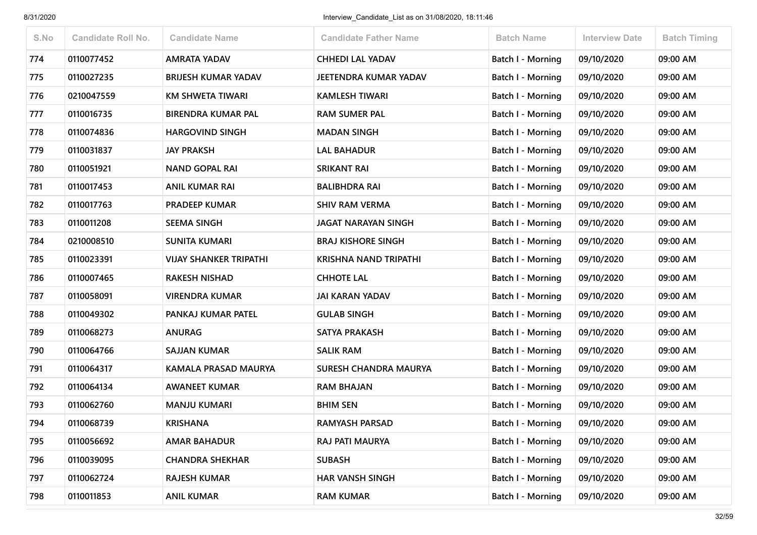| S.No | Candidate Roll No. | Candidate Name | Candidate Father Name | Batch Name | Interview Date | Batch Timing |
|---|---|---|---|---|---|---|
| 774 | 0110077452 | AMRATA YADAV | CHHEDI LAL YADAV | Batch I - Morning | 09/10/2020 | 09:00 AM |
| 775 | 0110027235 | BRIJESH KUMAR YADAV | JEETENDRA KUMAR YADAV | Batch I - Morning | 09/10/2020 | 09:00 AM |
| 776 | 0210047559 | KM SHWETA TIWARI | KAMLESH TIWARI | Batch I - Morning | 09/10/2020 | 09:00 AM |
| 777 | 0110016735 | BIRENDRA KUMAR PAL | RAM SUMER PAL | Batch I - Morning | 09/10/2020 | 09:00 AM |
| 778 | 0110074836 | HARGOVIND SINGH | MADAN SINGH | Batch I - Morning | 09/10/2020 | 09:00 AM |
| 779 | 0110031837 | JAY PRAKSH | LAL BAHADUR | Batch I - Morning | 09/10/2020 | 09:00 AM |
| 780 | 0110051921 | NAND GOPAL RAI | SRIKANT RAI | Batch I - Morning | 09/10/2020 | 09:00 AM |
| 781 | 0110017453 | ANIL KUMAR RAI | BALIBHDRA RAI | Batch I - Morning | 09/10/2020 | 09:00 AM |
| 782 | 0110017763 | PRADEEP KUMAR | SHIV RAM VERMA | Batch I - Morning | 09/10/2020 | 09:00 AM |
| 783 | 0110011208 | SEEMA SINGH | JAGAT NARAYAN SINGH | Batch I - Morning | 09/10/2020 | 09:00 AM |
| 784 | 0210008510 | SUNITA KUMARI | BRAJ KISHORE SINGH | Batch I - Morning | 09/10/2020 | 09:00 AM |
| 785 | 0110023391 | VIJAY SHANKER TRIPATHI | KRISHNA NAND TRIPATHI | Batch I - Morning | 09/10/2020 | 09:00 AM |
| 786 | 0110007465 | RAKESH NISHAD | CHHOTE LAL | Batch I - Morning | 09/10/2020 | 09:00 AM |
| 787 | 0110058091 | VIRENDRA KUMAR | JAI KARAN YADAV | Batch I - Morning | 09/10/2020 | 09:00 AM |
| 788 | 0110049302 | PANKAJ KUMAR PATEL | GULAB SINGH | Batch I - Morning | 09/10/2020 | 09:00 AM |
| 789 | 0110068273 | ANURAG | SATYA PRAKASH | Batch I - Morning | 09/10/2020 | 09:00 AM |
| 790 | 0110064766 | SAJJAN KUMAR | SALIK RAM | Batch I - Morning | 09/10/2020 | 09:00 AM |
| 791 | 0110064317 | KAMALA PRASAD MAURYA | SURESH CHANDRA MAURYA | Batch I - Morning | 09/10/2020 | 09:00 AM |
| 792 | 0110064134 | AWANEET KUMAR | RAM BHAJAN | Batch I - Morning | 09/10/2020 | 09:00 AM |
| 793 | 0110062760 | MANJU KUMARI | BHIM SEN | Batch I - Morning | 09/10/2020 | 09:00 AM |
| 794 | 0110068739 | KRISHANA | RAMYASH PARSAD | Batch I - Morning | 09/10/2020 | 09:00 AM |
| 795 | 0110056692 | AMAR BAHADUR | RAJ PATI MAURYA | Batch I - Morning | 09/10/2020 | 09:00 AM |
| 796 | 0110039095 | CHANDRA SHEKHAR | SUBASH | Batch I - Morning | 09/10/2020 | 09:00 AM |
| 797 | 0110062724 | RAJESH KUMAR | HAR VANSH SINGH | Batch I - Morning | 09/10/2020 | 09:00 AM |
| 798 | 0110011853 | ANIL KUMAR | RAM KUMAR | Batch I - Morning | 09/10/2020 | 09:00 AM |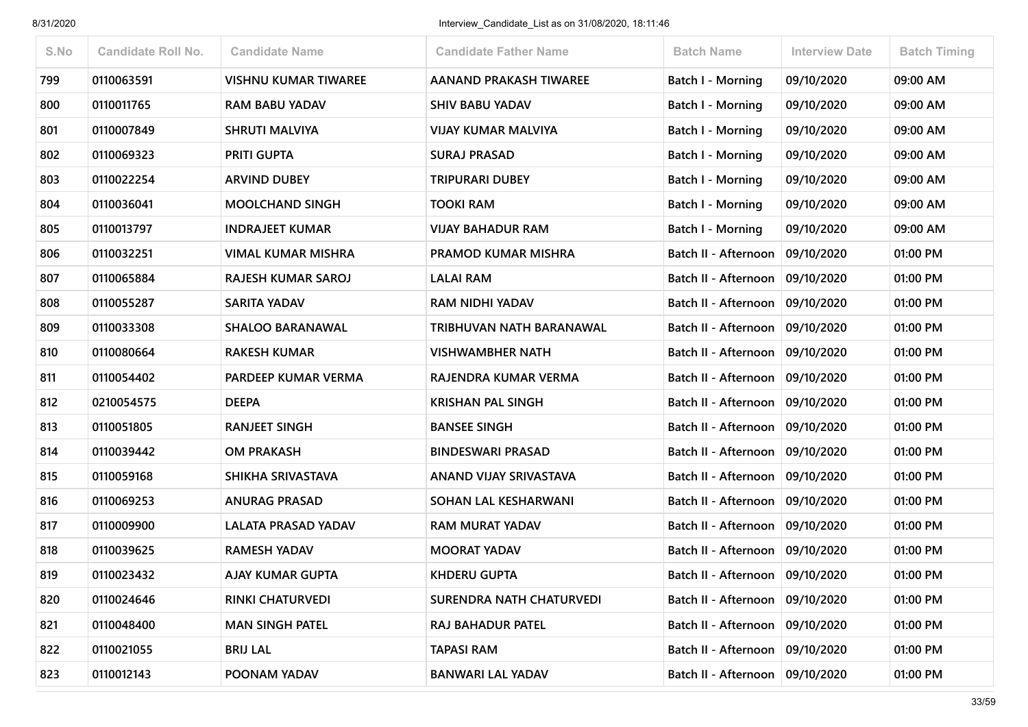| S.No | Candidate Roll No. | Candidate Name | Candidate Father Name | Batch Name | Interview Date | Batch Timing |
|---|---|---|---|---|---|---|
| 799 | 0110063591 | VISHNU KUMAR TIWAREE | AANAND PRAKASH TIWAREE | Batch I - Morning | 09/10/2020 | 09:00 AM |
| 800 | 0110011765 | RAM BABU YADAV | SHIV BABU YADAV | Batch I - Morning | 09/10/2020 | 09:00 AM |
| 801 | 0110007849 | SHRUTI MALVIYA | VIJAY KUMAR MALVIYA | Batch I - Morning | 09/10/2020 | 09:00 AM |
| 802 | 0110069323 | PRITI GUPTA | SURAJ PRASAD | Batch I - Morning | 09/10/2020 | 09:00 AM |
| 803 | 0110022254 | ARVIND DUBEY | TRIPURARI DUBEY | Batch I - Morning | 09/10/2020 | 09:00 AM |
| 804 | 0110036041 | MOOLCHAND SINGH | TOOKI RAM | Batch I - Morning | 09/10/2020 | 09:00 AM |
| 805 | 0110013797 | INDRAJEET KUMAR | VIJAY BAHADUR RAM | Batch I - Morning | 09/10/2020 | 09:00 AM |
| 806 | 0110032251 | VIMAL KUMAR MISHRA | PRAMOD KUMAR MISHRA | Batch II - Afternoon | 09/10/2020 | 01:00 PM |
| 807 | 0110065884 | RAJESH KUMAR SAROJ | LALAI RAM | Batch II - Afternoon | 09/10/2020 | 01:00 PM |
| 808 | 0110055287 | SARITA YADAV | RAM NIDHI YADAV | Batch II - Afternoon | 09/10/2020 | 01:00 PM |
| 809 | 0110033308 | SHALOO BARANAWAL | TRIBHUVAN NATH BARANAWAL | Batch II - Afternoon | 09/10/2020 | 01:00 PM |
| 810 | 0110080664 | RAKESH KUMAR | VISHWAMBHER NATH | Batch II - Afternoon | 09/10/2020 | 01:00 PM |
| 811 | 0110054402 | PARDEEP KUMAR VERMA | RAJENDRA KUMAR VERMA | Batch II - Afternoon | 09/10/2020 | 01:00 PM |
| 812 | 0210054575 | DEEPA | KRISHAN PAL SINGH | Batch II - Afternoon | 09/10/2020 | 01:00 PM |
| 813 | 0110051805 | RANJEET SINGH | BANSEE SINGH | Batch II - Afternoon | 09/10/2020 | 01:00 PM |
| 814 | 0110039442 | OM PRAKASH | BINDESWARI PRASAD | Batch II - Afternoon | 09/10/2020 | 01:00 PM |
| 815 | 0110059168 | SHIKHA SRIVASTAVA | ANAND VIJAY SRIVASTAVA | Batch II - Afternoon | 09/10/2020 | 01:00 PM |
| 816 | 0110069253 | ANURAG PRASAD | SOHAN LAL KESHARWANI | Batch II - Afternoon | 09/10/2020 | 01:00 PM |
| 817 | 0110009900 | LALATA PRASAD YADAV | RAM MURAT YADAV | Batch II - Afternoon | 09/10/2020 | 01:00 PM |
| 818 | 0110039625 | RAMESH YADAV | MOORAT YADAV | Batch II - Afternoon | 09/10/2020 | 01:00 PM |
| 819 | 0110023432 | AJAY KUMAR GUPTA | KHDERU GUPTA | Batch II - Afternoon | 09/10/2020 | 01:00 PM |
| 820 | 0110024646 | RINKI CHATURVEDI | SURENDRA NATH CHATURVEDI | Batch II - Afternoon | 09/10/2020 | 01:00 PM |
| 821 | 0110048400 | MAN SINGH PATEL | RAJ BAHADUR PATEL | Batch II - Afternoon | 09/10/2020 | 01:00 PM |
| 822 | 0110021055 | BRIJ LAL | TAPASI RAM | Batch II - Afternoon | 09/10/2020 | 01:00 PM |
| 823 | 0110012143 | POONAM YADAV | BANWARI LAL YADAV | Batch II - Afternoon | 09/10/2020 | 01:00 PM |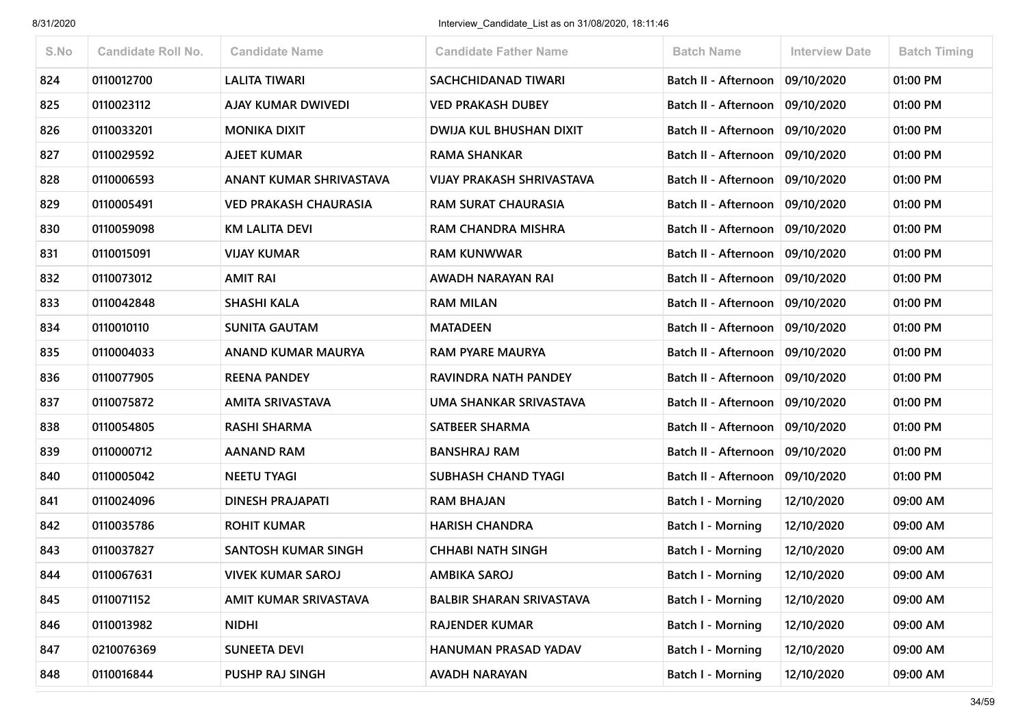| S.No | Candidate Roll No. | Candidate Name | Candidate Father Name | Batch Name | Interview Date | Batch Timing |
|---|---|---|---|---|---|---|
| 824 | 0110012700 | LALITA TIWARI | SACHCHIDANAD TIWARI | Batch II - Afternoon | 09/10/2020 | 01:00 PM |
| 825 | 0110023112 | AJAY KUMAR DWIVEDI | VED PRAKASH DUBEY | Batch II - Afternoon | 09/10/2020 | 01:00 PM |
| 826 | 0110033201 | MONIKA DIXIT | DWIJA KUL BHUSHAN DIXIT | Batch II - Afternoon | 09/10/2020 | 01:00 PM |
| 827 | 0110029592 | AJEET KUMAR | RAMA SHANKAR | Batch II - Afternoon | 09/10/2020 | 01:00 PM |
| 828 | 0110006593 | ANANT KUMAR SHRIVASTAVA | VIJAY PRAKASH SHRIVASTAVA | Batch II - Afternoon | 09/10/2020 | 01:00 PM |
| 829 | 0110005491 | VED PRAKASH CHAURASIA | RAM SURAT CHAURASIA | Batch II - Afternoon | 09/10/2020 | 01:00 PM |
| 830 | 0110059098 | KM LALITA DEVI | RAM CHANDRA MISHRA | Batch II - Afternoon | 09/10/2020 | 01:00 PM |
| 831 | 0110015091 | VIJAY KUMAR | RAM KUNWWAR | Batch II - Afternoon | 09/10/2020 | 01:00 PM |
| 832 | 0110073012 | AMIT RAI | AWADH NARAYAN RAI | Batch II - Afternoon | 09/10/2020 | 01:00 PM |
| 833 | 0110042848 | SHASHI KALA | RAM MILAN | Batch II - Afternoon | 09/10/2020 | 01:00 PM |
| 834 | 0110010110 | SUNITA GAUTAM | MATADEEN | Batch II - Afternoon | 09/10/2020 | 01:00 PM |
| 835 | 0110004033 | ANAND KUMAR MAURYA | RAM PYARE MAURYA | Batch II - Afternoon | 09/10/2020 | 01:00 PM |
| 836 | 0110077905 | REENA PANDEY | RAVINDRA NATH PANDEY | Batch II - Afternoon | 09/10/2020 | 01:00 PM |
| 837 | 0110075872 | AMITA SRIVASTAVA | UMA SHANKAR SRIVASTAVA | Batch II - Afternoon | 09/10/2020 | 01:00 PM |
| 838 | 0110054805 | RASHI SHARMA | SATBEER SHARMA | Batch II - Afternoon | 09/10/2020 | 01:00 PM |
| 839 | 0110000712 | AANAND RAM | BANSHRAJ RAM | Batch II - Afternoon | 09/10/2020 | 01:00 PM |
| 840 | 0110005042 | NEETU TYAGI | SUBHASH CHAND TYAGI | Batch II - Afternoon | 09/10/2020 | 01:00 PM |
| 841 | 0110024096 | DINESH PRAJAPATI | RAM BHAJAN | Batch I - Morning | 12/10/2020 | 09:00 AM |
| 842 | 0110035786 | ROHIT KUMAR | HARISH CHANDRA | Batch I - Morning | 12/10/2020 | 09:00 AM |
| 843 | 0110037827 | SANTOSH KUMAR SINGH | CHHABI NATH SINGH | Batch I - Morning | 12/10/2020 | 09:00 AM |
| 844 | 0110067631 | VIVEK KUMAR SAROJ | AMBIKA SAROJ | Batch I - Morning | 12/10/2020 | 09:00 AM |
| 845 | 0110071152 | AMIT KUMAR SRIVASTAVA | BALBIR SHARAN SRIVASTAVA | Batch I - Morning | 12/10/2020 | 09:00 AM |
| 846 | 0110013982 | NIDHI | RAJENDER KUMAR | Batch I - Morning | 12/10/2020 | 09:00 AM |
| 847 | 0210076369 | SUNEETA DEVI | HANUMAN PRASAD YADAV | Batch I - Morning | 12/10/2020 | 09:00 AM |
| 848 | 0110016844 | PUSHP RAJ SINGH | AVADH NARAYAN | Batch I - Morning | 12/10/2020 | 09:00 AM |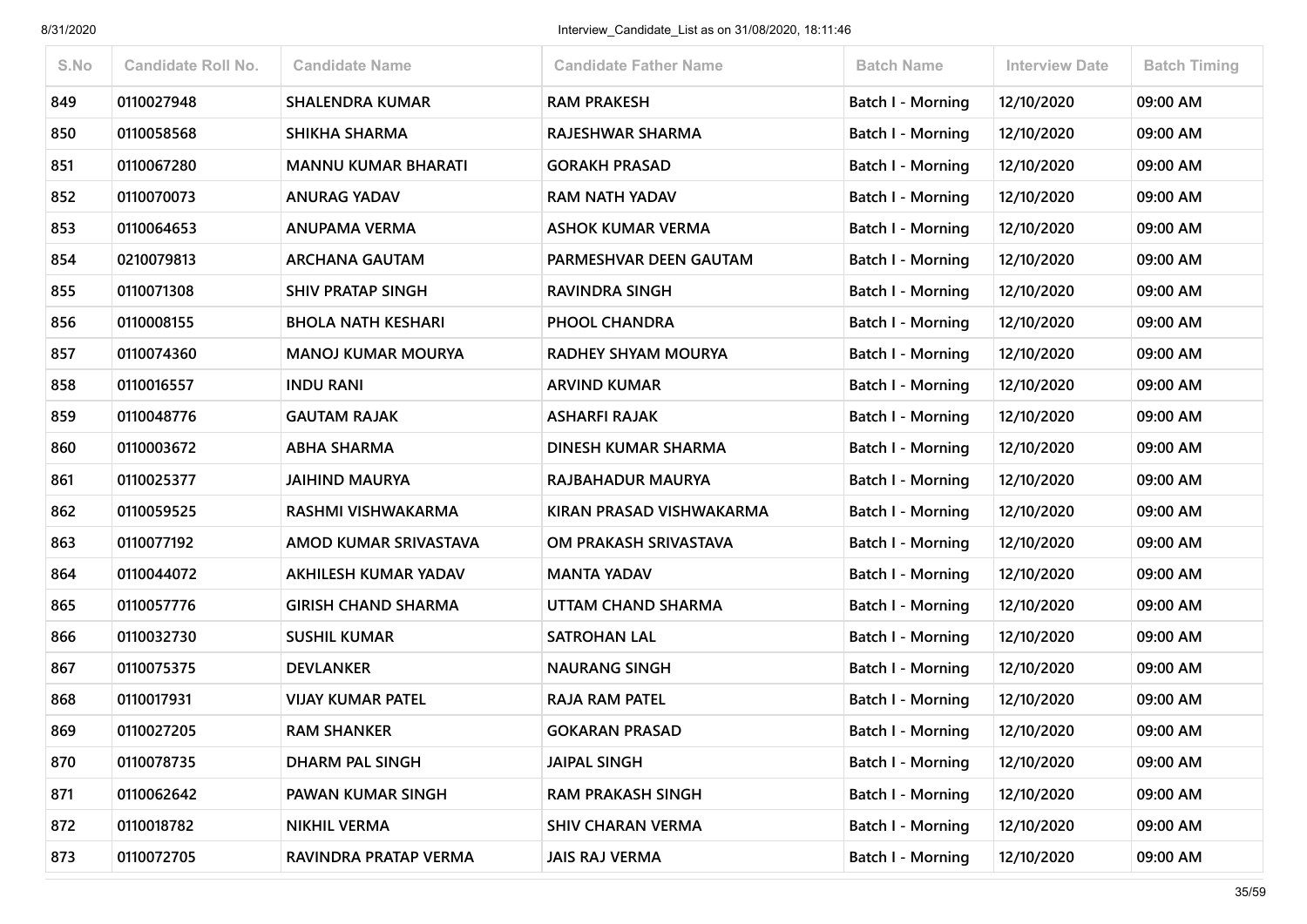| S.No | Candidate Roll No. | Candidate Name | Candidate Father Name | Batch Name | Interview Date | Batch Timing |
|---|---|---|---|---|---|---|
| 849 | 0110027948 | SHALENDRA KUMAR | RAM PRAKESH | Batch I - Morning | 12/10/2020 | 09:00 AM |
| 850 | 0110058568 | SHIKHA SHARMA | RAJESHWAR SHARMA | Batch I - Morning | 12/10/2020 | 09:00 AM |
| 851 | 0110067280 | MANNU KUMAR BHARATI | GORAKH PRASAD | Batch I - Morning | 12/10/2020 | 09:00 AM |
| 852 | 0110070073 | ANURAG YADAV | RAM NATH YADAV | Batch I - Morning | 12/10/2020 | 09:00 AM |
| 853 | 0110064653 | ANUPAMA VERMA | ASHOK KUMAR VERMA | Batch I - Morning | 12/10/2020 | 09:00 AM |
| 854 | 0210079813 | ARCHANA GAUTAM | PARMESHVAR DEEN GAUTAM | Batch I - Morning | 12/10/2020 | 09:00 AM |
| 855 | 0110071308 | SHIV PRATAP SINGH | RAVINDRA SINGH | Batch I - Morning | 12/10/2020 | 09:00 AM |
| 856 | 0110008155 | BHOLA NATH KESHARI | PHOOL CHANDRA | Batch I - Morning | 12/10/2020 | 09:00 AM |
| 857 | 0110074360 | MANOJ KUMAR MOURYA | RADHEY SHYAM MOURYA | Batch I - Morning | 12/10/2020 | 09:00 AM |
| 858 | 0110016557 | INDU RANI | ARVIND KUMAR | Batch I - Morning | 12/10/2020 | 09:00 AM |
| 859 | 0110048776 | GAUTAM RAJAK | ASHARFI RAJAK | Batch I - Morning | 12/10/2020 | 09:00 AM |
| 860 | 0110003672 | ABHA SHARMA | DINESH KUMAR SHARMA | Batch I - Morning | 12/10/2020 | 09:00 AM |
| 861 | 0110025377 | JAIHIND MAURYA | RAJBAHADUR MAURYA | Batch I - Morning | 12/10/2020 | 09:00 AM |
| 862 | 0110059525 | RASHMI VISHWAKARMA | KIRAN PRASAD VISHWAKARMA | Batch I - Morning | 12/10/2020 | 09:00 AM |
| 863 | 0110077192 | AMOD KUMAR SRIVASTAVA | OM PRAKASH SRIVASTAVA | Batch I - Morning | 12/10/2020 | 09:00 AM |
| 864 | 0110044072 | AKHILESH KUMAR YADAV | MANTA YADAV | Batch I - Morning | 12/10/2020 | 09:00 AM |
| 865 | 0110057776 | GIRISH CHAND SHARMA | UTTAM CHAND SHARMA | Batch I - Morning | 12/10/2020 | 09:00 AM |
| 866 | 0110032730 | SUSHIL KUMAR | SATROHAN LAL | Batch I - Morning | 12/10/2020 | 09:00 AM |
| 867 | 0110075375 | DEVLANKER | NAURANG SINGH | Batch I - Morning | 12/10/2020 | 09:00 AM |
| 868 | 0110017931 | VIJAY KUMAR PATEL | RAJA RAM PATEL | Batch I - Morning | 12/10/2020 | 09:00 AM |
| 869 | 0110027205 | RAM SHANKER | GOKARAN PRASAD | Batch I - Morning | 12/10/2020 | 09:00 AM |
| 870 | 0110078735 | DHARM PAL SINGH | JAIPAL SINGH | Batch I - Morning | 12/10/2020 | 09:00 AM |
| 871 | 0110062642 | PAWAN KUMAR SINGH | RAM PRAKASH SINGH | Batch I - Morning | 12/10/2020 | 09:00 AM |
| 872 | 0110018782 | NIKHIL VERMA | SHIV CHARAN VERMA | Batch I - Morning | 12/10/2020 | 09:00 AM |
| 873 | 0110072705 | RAVINDRA PRATAP VERMA | JAIS RAJ VERMA | Batch I - Morning | 12/10/2020 | 09:00 AM |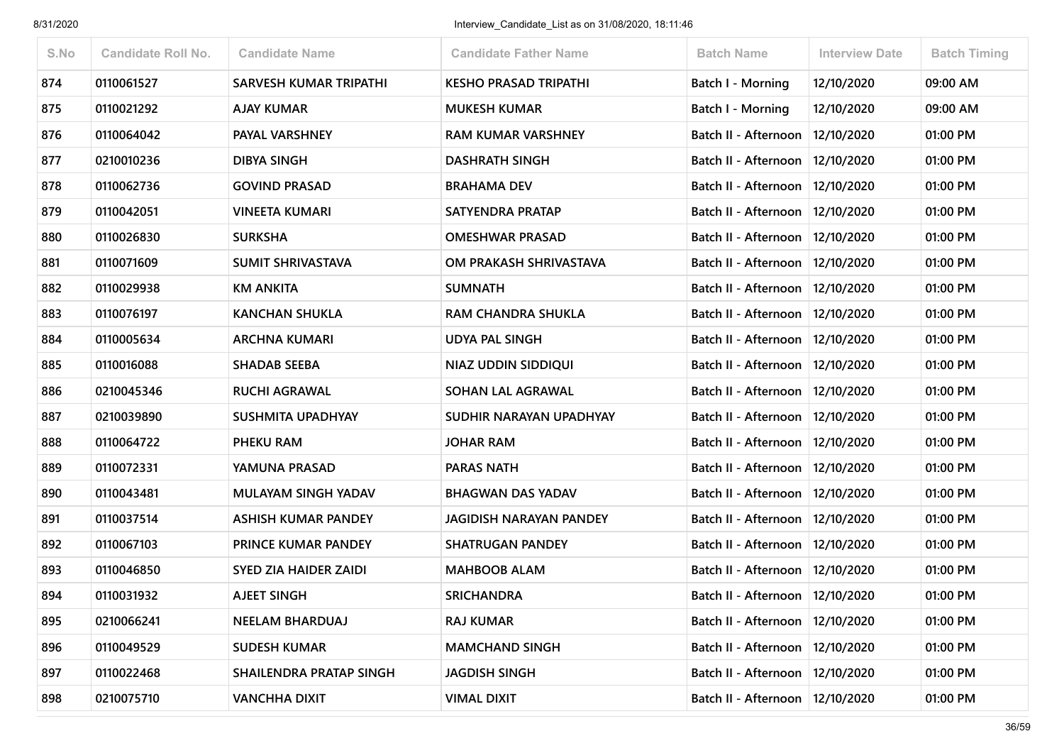| S.No | Candidate Roll No. | Candidate Name | Candidate Father Name | Batch Name | Interview Date | Batch Timing |
|---|---|---|---|---|---|---|
| 874 | 0110061527 | SARVESH KUMAR TRIPATHI | KESHO PRASAD TRIPATHI | Batch I - Morning | 12/10/2020 | 09:00 AM |
| 875 | 0110021292 | AJAY KUMAR | MUKESH KUMAR | Batch I - Morning | 12/10/2020 | 09:00 AM |
| 876 | 0110064042 | PAYAL VARSHNEY | RAM KUMAR VARSHNEY | Batch II - Afternoon | 12/10/2020 | 01:00 PM |
| 877 | 0210010236 | DIBYA SINGH | DASHRATH SINGH | Batch II - Afternoon | 12/10/2020 | 01:00 PM |
| 878 | 0110062736 | GOVIND PRASAD | BRAHAMA DEV | Batch II - Afternoon | 12/10/2020 | 01:00 PM |
| 879 | 0110042051 | VINEETA KUMARI | SATYENDRA PRATAP | Batch II - Afternoon | 12/10/2020 | 01:00 PM |
| 880 | 0110026830 | SURKSHA | OMESHWAR PRASAD | Batch II - Afternoon | 12/10/2020 | 01:00 PM |
| 881 | 0110071609 | SUMIT SHRIVASTAVA | OM PRAKASH SHRIVASTAVA | Batch II - Afternoon | 12/10/2020 | 01:00 PM |
| 882 | 0110029938 | KM ANKITA | SUMNATH | Batch II - Afternoon | 12/10/2020 | 01:00 PM |
| 883 | 0110076197 | KANCHAN SHUKLA | RAM CHANDRA SHUKLA | Batch II - Afternoon | 12/10/2020 | 01:00 PM |
| 884 | 0110005634 | ARCHNA KUMARI | UDYA PAL SINGH | Batch II - Afternoon | 12/10/2020 | 01:00 PM |
| 885 | 0110016088 | SHADAB SEEBA | NIAZ UDDIN SIDDIQUI | Batch II - Afternoon | 12/10/2020 | 01:00 PM |
| 886 | 0210045346 | RUCHI AGRAWAL | SOHAN LAL AGRAWAL | Batch II - Afternoon | 12/10/2020 | 01:00 PM |
| 887 | 0210039890 | SUSHMITA UPADHYAY | SUDHIR NARAYAN UPADHYAY | Batch II - Afternoon | 12/10/2020 | 01:00 PM |
| 888 | 0110064722 | PHEKU RAM | JOHAR RAM | Batch II - Afternoon | 12/10/2020 | 01:00 PM |
| 889 | 0110072331 | YAMUNA PRASAD | PARAS NATH | Batch II - Afternoon | 12/10/2020 | 01:00 PM |
| 890 | 0110043481 | MULAYAM SINGH YADAV | BHAGWAN DAS YADAV | Batch II - Afternoon | 12/10/2020 | 01:00 PM |
| 891 | 0110037514 | ASHISH KUMAR PANDEY | JAGIDISH NARAYAN PANDEY | Batch II - Afternoon | 12/10/2020 | 01:00 PM |
| 892 | 0110067103 | PRINCE KUMAR PANDEY | SHATRUGAN PANDEY | Batch II - Afternoon | 12/10/2020 | 01:00 PM |
| 893 | 0110046850 | SYED ZIA HAIDER ZAIDI | MAHBOOB ALAM | Batch II - Afternoon | 12/10/2020 | 01:00 PM |
| 894 | 0110031932 | AJEET SINGH | SRICHANDRA | Batch II - Afternoon | 12/10/2020 | 01:00 PM |
| 895 | 0210066241 | NEELAM BHARDUAJ | RAJ KUMAR | Batch II - Afternoon | 12/10/2020 | 01:00 PM |
| 896 | 0110049529 | SUDESH KUMAR | MAMCHAND SINGH | Batch II - Afternoon | 12/10/2020 | 01:00 PM |
| 897 | 0110022468 | SHAILENDRA PRATAP SINGH | JAGDISH SINGH | Batch II - Afternoon | 12/10/2020 | 01:00 PM |
| 898 | 0210075710 | VANCHHA DIXIT | VIMAL DIXIT | Batch II - Afternoon | 12/10/2020 | 01:00 PM |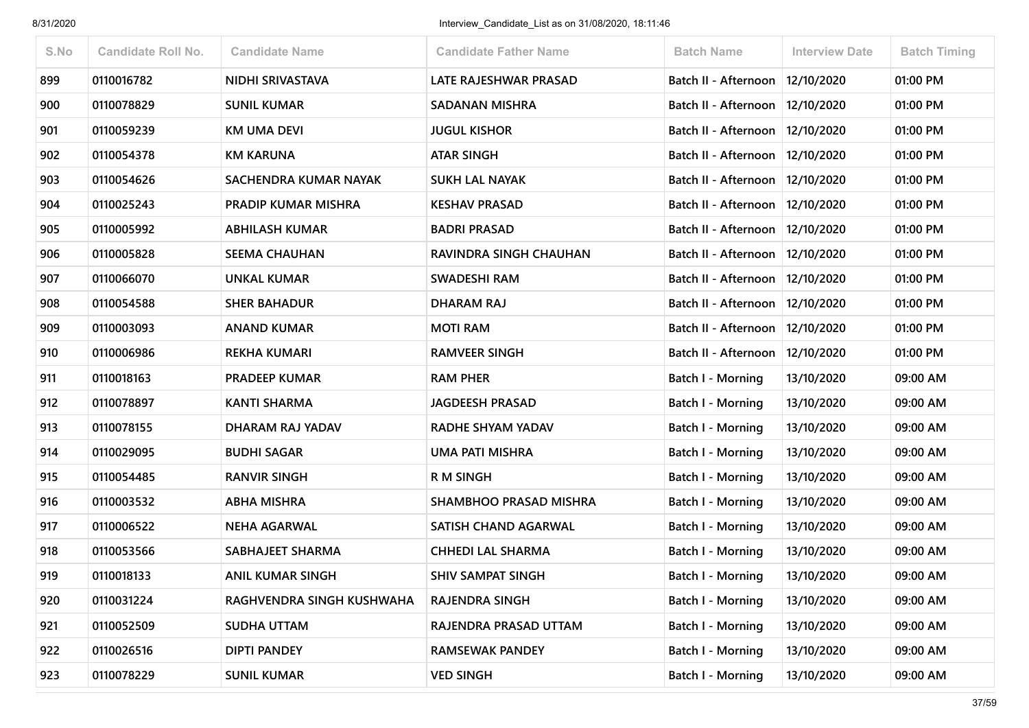| S.No | Candidate Roll No. | Candidate Name | Candidate Father Name | Batch Name | Interview Date | Batch Timing |
|---|---|---|---|---|---|---|
| 899 | 0110016782 | NIDHI SRIVASTAVA | LATE RAJESHWAR PRASAD | Batch II - Afternoon | 12/10/2020 | 01:00 PM |
| 900 | 0110078829 | SUNIL KUMAR | SADANAN MISHRA | Batch II - Afternoon | 12/10/2020 | 01:00 PM |
| 901 | 0110059239 | KM UMA DEVI | JUGUL KISHOR | Batch II - Afternoon | 12/10/2020 | 01:00 PM |
| 902 | 0110054378 | KM KARUNA | ATAR SINGH | Batch II - Afternoon | 12/10/2020 | 01:00 PM |
| 903 | 0110054626 | SACHENDRA KUMAR NAYAK | SUKH LAL NAYAK | Batch II - Afternoon | 12/10/2020 | 01:00 PM |
| 904 | 0110025243 | PRADIP KUMAR MISHRA | KESHAV PRASAD | Batch II - Afternoon | 12/10/2020 | 01:00 PM |
| 905 | 0110005992 | ABHILASH KUMAR | BADRI PRASAD | Batch II - Afternoon | 12/10/2020 | 01:00 PM |
| 906 | 0110005828 | SEEMA CHAUHAN | RAVINDRA SINGH CHAUHAN | Batch II - Afternoon | 12/10/2020 | 01:00 PM |
| 907 | 0110066070 | UNKAL KUMAR | SWADESHI RAM | Batch II - Afternoon | 12/10/2020 | 01:00 PM |
| 908 | 0110054588 | SHER BAHADUR | DHARAM RAJ | Batch II - Afternoon | 12/10/2020 | 01:00 PM |
| 909 | 0110003093 | ANAND KUMAR | MOTI RAM | Batch II - Afternoon | 12/10/2020 | 01:00 PM |
| 910 | 0110006986 | REKHA KUMARI | RAMVEER SINGH | Batch II - Afternoon | 12/10/2020 | 01:00 PM |
| 911 | 0110018163 | PRADEEP KUMAR | RAM PHER | Batch I - Morning | 13/10/2020 | 09:00 AM |
| 912 | 0110078897 | KANTI SHARMA | JAGDEESH PRASAD | Batch I - Morning | 13/10/2020 | 09:00 AM |
| 913 | 0110078155 | DHARAM RAJ YADAV | RADHE SHYAM YADAV | Batch I - Morning | 13/10/2020 | 09:00 AM |
| 914 | 0110029095 | BUDHI SAGAR | UMA PATI MISHRA | Batch I - Morning | 13/10/2020 | 09:00 AM |
| 915 | 0110054485 | RANVIR SINGH | R M SINGH | Batch I - Morning | 13/10/2020 | 09:00 AM |
| 916 | 0110003532 | ABHA MISHRA | SHAMBHOO PRASAD MISHRA | Batch I - Morning | 13/10/2020 | 09:00 AM |
| 917 | 0110006522 | NEHA AGARWAL | SATISH CHAND AGARWAL | Batch I - Morning | 13/10/2020 | 09:00 AM |
| 918 | 0110053566 | SABHAJEET SHARMA | CHHEDI LAL SHARMA | Batch I - Morning | 13/10/2020 | 09:00 AM |
| 919 | 0110018133 | ANIL KUMAR SINGH | SHIV SAMPAT SINGH | Batch I - Morning | 13/10/2020 | 09:00 AM |
| 920 | 0110031224 | RAGHVENDRA SINGH KUSHWAHA | RAJENDRA SINGH | Batch I - Morning | 13/10/2020 | 09:00 AM |
| 921 | 0110052509 | SUDHA UTTAM | RAJENDRA PRASAD UTTAM | Batch I - Morning | 13/10/2020 | 09:00 AM |
| 922 | 0110026516 | DIPTI PANDEY | RAMSEWAK PANDEY | Batch I - Morning | 13/10/2020 | 09:00 AM |
| 923 | 0110078229 | SUNIL KUMAR | VED SINGH | Batch I - Morning | 13/10/2020 | 09:00 AM |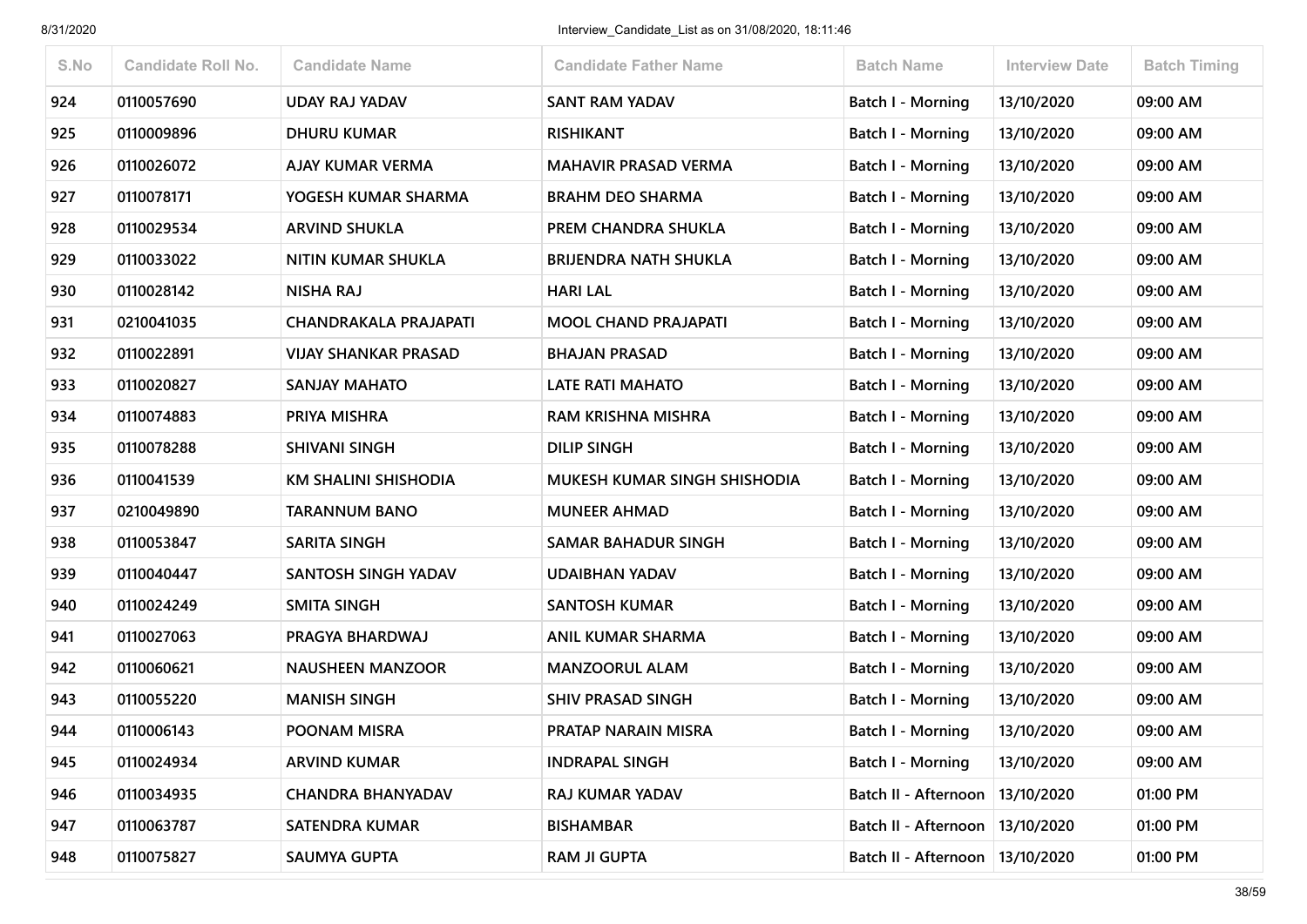| S.No | Candidate Roll No. | Candidate Name | Candidate Father Name | Batch Name | Interview Date | Batch Timing |
|---|---|---|---|---|---|---|
| 924 | 0110057690 | UDAY RAJ YADAV | SANT RAM YADAV | Batch I - Morning | 13/10/2020 | 09:00 AM |
| 925 | 0110009896 | DHURU KUMAR | RISHIKANT | Batch I - Morning | 13/10/2020 | 09:00 AM |
| 926 | 0110026072 | AJAY KUMAR VERMA | MAHAVIR PRASAD VERMA | Batch I - Morning | 13/10/2020 | 09:00 AM |
| 927 | 0110078171 | YOGESH KUMAR SHARMA | BRAHM DEO SHARMA | Batch I - Morning | 13/10/2020 | 09:00 AM |
| 928 | 0110029534 | ARVIND SHUKLA | PREM CHANDRA SHUKLA | Batch I - Morning | 13/10/2020 | 09:00 AM |
| 929 | 0110033022 | NITIN KUMAR SHUKLA | BRIJENDRA NATH SHUKLA | Batch I - Morning | 13/10/2020 | 09:00 AM |
| 930 | 0110028142 | NISHA RAJ | HARI LAL | Batch I - Morning | 13/10/2020 | 09:00 AM |
| 931 | 0210041035 | CHANDRAKALA PRAJAPATI | MOOL CHAND PRAJAPATI | Batch I - Morning | 13/10/2020 | 09:00 AM |
| 932 | 0110022891 | VIJAY SHANKAR PRASAD | BHAJAN PRASAD | Batch I - Morning | 13/10/2020 | 09:00 AM |
| 933 | 0110020827 | SANJAY MAHATO | LATE RATI MAHATO | Batch I - Morning | 13/10/2020 | 09:00 AM |
| 934 | 0110074883 | PRIYA MISHRA | RAM KRISHNA MISHRA | Batch I - Morning | 13/10/2020 | 09:00 AM |
| 935 | 0110078288 | SHIVANI SINGH | DILIP SINGH | Batch I - Morning | 13/10/2020 | 09:00 AM |
| 936 | 0110041539 | KM SHALINI SHISHODIA | MUKESH KUMAR SINGH SHISHODIA | Batch I - Morning | 13/10/2020 | 09:00 AM |
| 937 | 0210049890 | TARANNUM BANO | MUNEER AHMAD | Batch I - Morning | 13/10/2020 | 09:00 AM |
| 938 | 0110053847 | SARITA SINGH | SAMAR BAHADUR SINGH | Batch I - Morning | 13/10/2020 | 09:00 AM |
| 939 | 0110040447 | SANTOSH SINGH YADAV | UDAIBHAN YADAV | Batch I - Morning | 13/10/2020 | 09:00 AM |
| 940 | 0110024249 | SMITA SINGH | SANTOSH KUMAR | Batch I - Morning | 13/10/2020 | 09:00 AM |
| 941 | 0110027063 | PRAGYA BHARDWAJ | ANIL KUMAR SHARMA | Batch I - Morning | 13/10/2020 | 09:00 AM |
| 942 | 0110060621 | NAUSHEEN MANZOOR | MANZOORUL ALAM | Batch I - Morning | 13/10/2020 | 09:00 AM |
| 943 | 0110055220 | MANISH SINGH | SHIV PRASAD SINGH | Batch I - Morning | 13/10/2020 | 09:00 AM |
| 944 | 0110006143 | POONAM MISRA | PRATAP NARAIN MISRA | Batch I - Morning | 13/10/2020 | 09:00 AM |
| 945 | 0110024934 | ARVIND KUMAR | INDRAPAL SINGH | Batch I - Morning | 13/10/2020 | 09:00 AM |
| 946 | 0110034935 | CHANDRA BHANYADAV | RAJ KUMAR YADAV | Batch II - Afternoon | 13/10/2020 | 01:00 PM |
| 947 | 0110063787 | SATENDRA KUMAR | BISHAMBAR | Batch II - Afternoon | 13/10/2020 | 01:00 PM |
| 948 | 0110075827 | SAUMYA GUPTA | RAM JI GUPTA | Batch II - Afternoon | 13/10/2020 | 01:00 PM |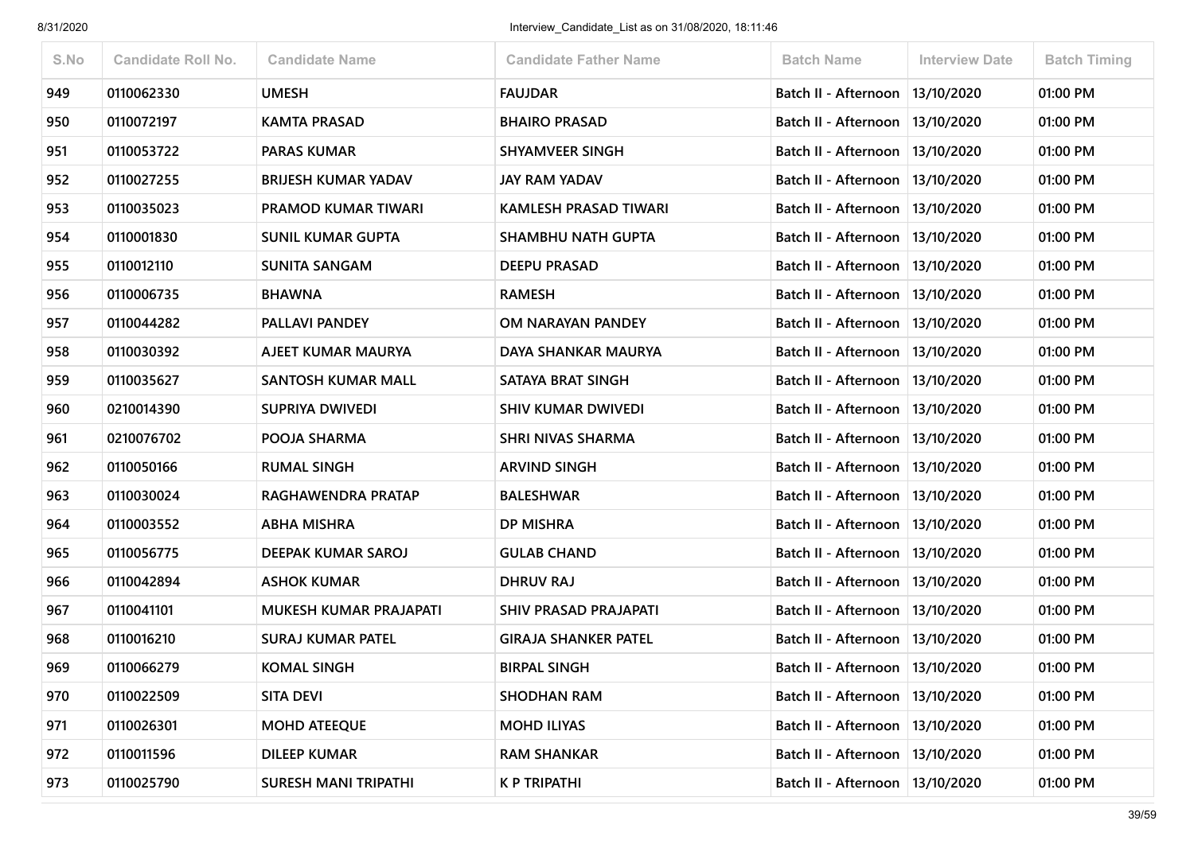| S.No | Candidate Roll No. | Candidate Name | Candidate Father Name | Batch Name | Interview Date | Batch Timing |
|---|---|---|---|---|---|---|
| 949 | 0110062330 | UMESH | FAUJDAR | Batch II - Afternoon | 13/10/2020 | 01:00 PM |
| 950 | 0110072197 | KAMTA PRASAD | BHAIRO PRASAD | Batch II - Afternoon | 13/10/2020 | 01:00 PM |
| 951 | 0110053722 | PARAS KUMAR | SHYAMVEER SINGH | Batch II - Afternoon | 13/10/2020 | 01:00 PM |
| 952 | 0110027255 | BRIJESH KUMAR YADAV | JAY RAM YADAV | Batch II - Afternoon | 13/10/2020 | 01:00 PM |
| 953 | 0110035023 | PRAMOD KUMAR TIWARI | KAMLESH PRASAD TIWARI | Batch II - Afternoon | 13/10/2020 | 01:00 PM |
| 954 | 0110001830 | SUNIL KUMAR GUPTA | SHAMBHU NATH GUPTA | Batch II - Afternoon | 13/10/2020 | 01:00 PM |
| 955 | 0110012110 | SUNITA SANGAM | DEEPU PRASAD | Batch II - Afternoon | 13/10/2020 | 01:00 PM |
| 956 | 0110006735 | BHAWNA | RAMESH | Batch II - Afternoon | 13/10/2020 | 01:00 PM |
| 957 | 0110044282 | PALLAVI PANDEY | OM NARAYAN PANDEY | Batch II - Afternoon | 13/10/2020 | 01:00 PM |
| 958 | 0110030392 | AJEET KUMAR MAURYA | DAYA SHANKAR MAURYA | Batch II - Afternoon | 13/10/2020 | 01:00 PM |
| 959 | 0110035627 | SANTOSH KUMAR MALL | SATAYA BRAT SINGH | Batch II - Afternoon | 13/10/2020 | 01:00 PM |
| 960 | 0210014390 | SUPRIYA DWIVEDI | SHIV KUMAR DWIVEDI | Batch II - Afternoon | 13/10/2020 | 01:00 PM |
| 961 | 0210076702 | POOJA SHARMA | SHRI NIVAS SHARMA | Batch II - Afternoon | 13/10/2020 | 01:00 PM |
| 962 | 0110050166 | RUMAL SINGH | ARVIND SINGH | Batch II - Afternoon | 13/10/2020 | 01:00 PM |
| 963 | 0110030024 | RAGHAWENDRA PRATAP | BALESHWAR | Batch II - Afternoon | 13/10/2020 | 01:00 PM |
| 964 | 0110003552 | ABHA MISHRA | DP MISHRA | Batch II - Afternoon | 13/10/2020 | 01:00 PM |
| 965 | 0110056775 | DEEPAK KUMAR SAROJ | GULAB CHAND | Batch II - Afternoon | 13/10/2020 | 01:00 PM |
| 966 | 0110042894 | ASHOK KUMAR | DHRUV RAJ | Batch II - Afternoon | 13/10/2020 | 01:00 PM |
| 967 | 0110041101 | MUKESH KUMAR PRAJAPATI | SHIV PRASAD PRAJAPATI | Batch II - Afternoon | 13/10/2020 | 01:00 PM |
| 968 | 0110016210 | SURAJ KUMAR PATEL | GIRAJA SHANKER PATEL | Batch II - Afternoon | 13/10/2020 | 01:00 PM |
| 969 | 0110066279 | KOMAL SINGH | BIRPAL SINGH | Batch II - Afternoon | 13/10/2020 | 01:00 PM |
| 970 | 0110022509 | SITA DEVI | SHODHAN RAM | Batch II - Afternoon | 13/10/2020 | 01:00 PM |
| 971 | 0110026301 | MOHD ATEEQUE | MOHD ILIYAS | Batch II - Afternoon | 13/10/2020 | 01:00 PM |
| 972 | 0110011596 | DILEEP KUMAR | RAM SHANKAR | Batch II - Afternoon | 13/10/2020 | 01:00 PM |
| 973 | 0110025790 | SURESH MANI TRIPATHI | K P TRIPATHI | Batch II - Afternoon | 13/10/2020 | 01:00 PM |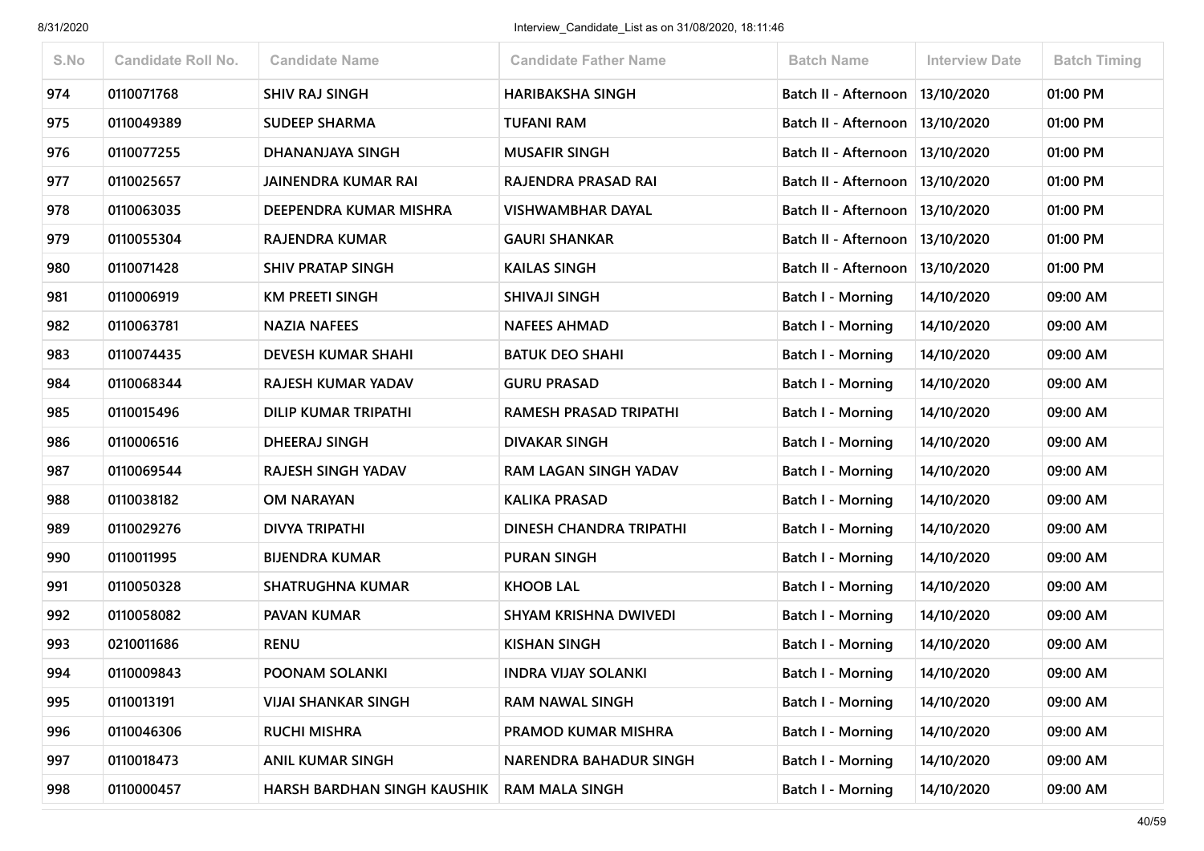| S.No | Candidate Roll No. | Candidate Name | Candidate Father Name | Batch Name | Interview Date | Batch Timing |
|---|---|---|---|---|---|---|
| 974 | 0110071768 | SHIV RAJ SINGH | HARIBAKSHA SINGH | Batch II - Afternoon | 13/10/2020 | 01:00 PM |
| 975 | 0110049389 | SUDEEP SHARMA | TUFANI RAM | Batch II - Afternoon | 13/10/2020 | 01:00 PM |
| 976 | 0110077255 | DHANANJAYA SINGH | MUSAFIR SINGH | Batch II - Afternoon | 13/10/2020 | 01:00 PM |
| 977 | 0110025657 | JAINENDRA KUMAR RAI | RAJENDRA PRASAD RAI | Batch II - Afternoon | 13/10/2020 | 01:00 PM |
| 978 | 0110063035 | DEEPENDRA KUMAR MISHRA | VISHWAMBHAR DAYAL | Batch II - Afternoon | 13/10/2020 | 01:00 PM |
| 979 | 0110055304 | RAJENDRA KUMAR | GAURI SHANKAR | Batch II - Afternoon | 13/10/2020 | 01:00 PM |
| 980 | 0110071428 | SHIV PRATAP SINGH | KAILAS SINGH | Batch II - Afternoon | 13/10/2020 | 01:00 PM |
| 981 | 0110006919 | KM PREETI SINGH | SHIVAJI SINGH | Batch I - Morning | 14/10/2020 | 09:00 AM |
| 982 | 0110063781 | NAZIA NAFEES | NAFEES AHMAD | Batch I - Morning | 14/10/2020 | 09:00 AM |
| 983 | 0110074435 | DEVESH KUMAR SHAHI | BATUK DEO SHAHI | Batch I - Morning | 14/10/2020 | 09:00 AM |
| 984 | 0110068344 | RAJESH KUMAR YADAV | GURU PRASAD | Batch I - Morning | 14/10/2020 | 09:00 AM |
| 985 | 0110015496 | DILIP KUMAR TRIPATHI | RAMESH PRASAD TRIPATHI | Batch I - Morning | 14/10/2020 | 09:00 AM |
| 986 | 0110006516 | DHEERAJ SINGH | DIVAKAR SINGH | Batch I - Morning | 14/10/2020 | 09:00 AM |
| 987 | 0110069544 | RAJESH SINGH YADAV | RAM LAGAN SINGH YADAV | Batch I - Morning | 14/10/2020 | 09:00 AM |
| 988 | 0110038182 | OM NARAYAN | KALIKA PRASAD | Batch I - Morning | 14/10/2020 | 09:00 AM |
| 989 | 0110029276 | DIVYA TRIPATHI | DINESH CHANDRA TRIPATHI | Batch I - Morning | 14/10/2020 | 09:00 AM |
| 990 | 0110011995 | BIJENDRA KUMAR | PURAN SINGH | Batch I - Morning | 14/10/2020 | 09:00 AM |
| 991 | 0110050328 | SHATRUGHNA KUMAR | KHOOB LAL | Batch I - Morning | 14/10/2020 | 09:00 AM |
| 992 | 0110058082 | PAVAN KUMAR | SHYAM KRISHNA DWIVEDI | Batch I - Morning | 14/10/2020 | 09:00 AM |
| 993 | 0210011686 | RENU | KISHAN SINGH | Batch I - Morning | 14/10/2020 | 09:00 AM |
| 994 | 0110009843 | POONAM SOLANKI | INDRA VIJAY SOLANKI | Batch I - Morning | 14/10/2020 | 09:00 AM |
| 995 | 0110013191 | VIJAI SHANKAR SINGH | RAM NAWAL SINGH | Batch I - Morning | 14/10/2020 | 09:00 AM |
| 996 | 0110046306 | RUCHI MISHRA | PRAMOD KUMAR MISHRA | Batch I - Morning | 14/10/2020 | 09:00 AM |
| 997 | 0110018473 | ANIL KUMAR SINGH | NARENDRA BAHADUR SINGH | Batch I - Morning | 14/10/2020 | 09:00 AM |
| 998 | 0110000457 | HARSH BARDHAN SINGH KAUSHIK | RAM MALA SINGH | Batch I - Morning | 14/10/2020 | 09:00 AM |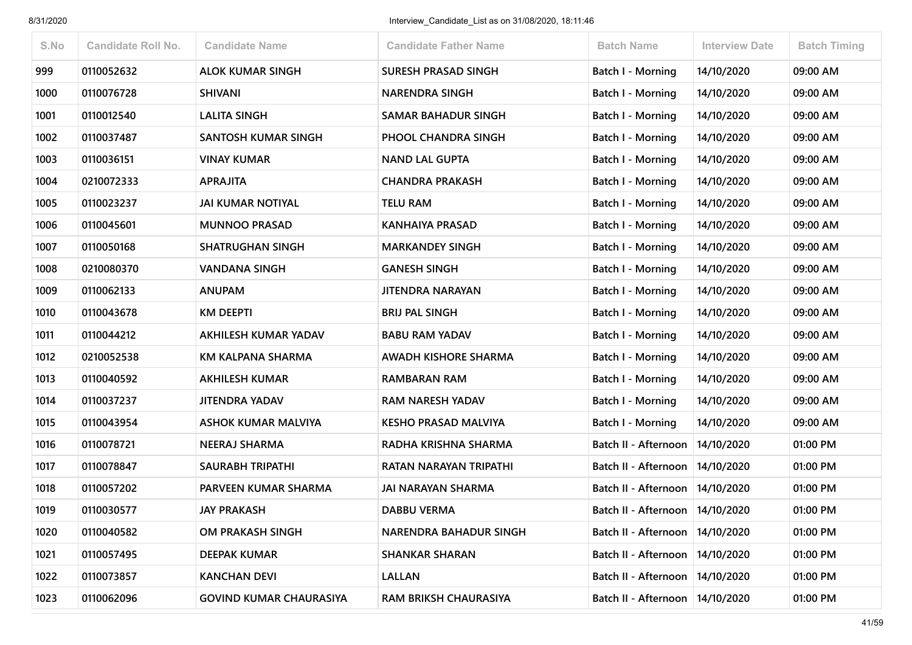| S.No | Candidate Roll No. | Candidate Name | Candidate Father Name | Batch Name | Interview Date | Batch Timing |
|---|---|---|---|---|---|---|
| 999 | 0110052632 | ALOK KUMAR SINGH | SURESH PRASAD SINGH | Batch I - Morning | 14/10/2020 | 09:00 AM |
| 1000 | 0110076728 | SHIVANI | NARENDRA SINGH | Batch I - Morning | 14/10/2020 | 09:00 AM |
| 1001 | 0110012540 | LALITA SINGH | SAMAR BAHADUR SINGH | Batch I - Morning | 14/10/2020 | 09:00 AM |
| 1002 | 0110037487 | SANTOSH KUMAR SINGH | PHOOL CHANDRA SINGH | Batch I - Morning | 14/10/2020 | 09:00 AM |
| 1003 | 0110036151 | VINAY KUMAR | NAND LAL GUPTA | Batch I - Morning | 14/10/2020 | 09:00 AM |
| 1004 | 0210072333 | APRAJITA | CHANDRA PRAKASH | Batch I - Morning | 14/10/2020 | 09:00 AM |
| 1005 | 0110023237 | JAI KUMAR NOTIYAL | TELU RAM | Batch I - Morning | 14/10/2020 | 09:00 AM |
| 1006 | 0110045601 | MUNNOO PRASAD | KANHAIYA PRASAD | Batch I - Morning | 14/10/2020 | 09:00 AM |
| 1007 | 0110050168 | SHATRUGHAN SINGH | MARKANDEY SINGH | Batch I - Morning | 14/10/2020 | 09:00 AM |
| 1008 | 0210080370 | VANDANA SINGH | GANESH SINGH | Batch I - Morning | 14/10/2020 | 09:00 AM |
| 1009 | 0110062133 | ANUPAM | JITENDRA NARAYAN | Batch I - Morning | 14/10/2020 | 09:00 AM |
| 1010 | 0110043678 | KM DEEPTI | BRIJ PAL SINGH | Batch I - Morning | 14/10/2020 | 09:00 AM |
| 1011 | 0110044212 | AKHILESH KUMAR YADAV | BABU RAM YADAV | Batch I - Morning | 14/10/2020 | 09:00 AM |
| 1012 | 0210052538 | KM KALPANA SHARMA | AWADH KISHORE SHARMA | Batch I - Morning | 14/10/2020 | 09:00 AM |
| 1013 | 0110040592 | AKHILESH KUMAR | RAMBARAN RAM | Batch I - Morning | 14/10/2020 | 09:00 AM |
| 1014 | 0110037237 | JITENDRA YADAV | RAM NARESH YADAV | Batch I - Morning | 14/10/2020 | 09:00 AM |
| 1015 | 0110043954 | ASHOK KUMAR MALVIYA | KESHO PRASAD MALVIYA | Batch I - Morning | 14/10/2020 | 09:00 AM |
| 1016 | 0110078721 | NEERAJ SHARMA | RADHA KRISHNA SHARMA | Batch II - Afternoon | 14/10/2020 | 01:00 PM |
| 1017 | 0110078847 | SAURABH TRIPATHI | RATAN NARAYAN TRIPATHI | Batch II - Afternoon | 14/10/2020 | 01:00 PM |
| 1018 | 0110057202 | PARVEEN KUMAR SHARMA | JAI NARAYAN SHARMA | Batch II - Afternoon | 14/10/2020 | 01:00 PM |
| 1019 | 0110030577 | JAY PRAKASH | DABBU VERMA | Batch II - Afternoon | 14/10/2020 | 01:00 PM |
| 1020 | 0110040582 | OM PRAKASH SINGH | NARENDRA BAHADUR SINGH | Batch II - Afternoon | 14/10/2020 | 01:00 PM |
| 1021 | 0110057495 | DEEPAK KUMAR | SHANKAR SHARAN | Batch II - Afternoon | 14/10/2020 | 01:00 PM |
| 1022 | 0110073857 | KANCHAN DEVI | LALLAN | Batch II - Afternoon | 14/10/2020 | 01:00 PM |
| 1023 | 0110062096 | GOVIND KUMAR CHAURASIYA | RAM BRIKSH CHAURASIYA | Batch II - Afternoon | 14/10/2020 | 01:00 PM |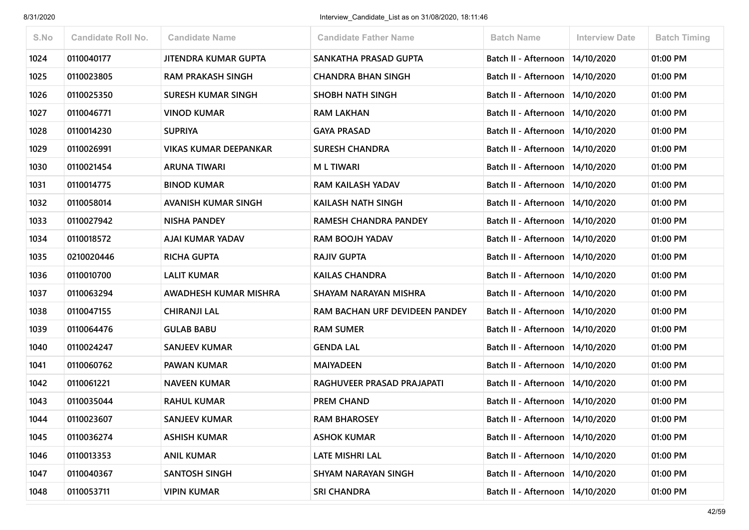| S.No | Candidate Roll No. | Candidate Name | Candidate Father Name | Batch Name | Interview Date | Batch Timing |
|---|---|---|---|---|---|---|
| 1024 | 0110040177 | JITENDRA KUMAR GUPTA | SANKATHA PRASAD GUPTA | Batch II - Afternoon | 14/10/2020 | 01:00 PM |
| 1025 | 0110023805 | RAM PRAKASH SINGH | CHANDRA BHAN SINGH | Batch II - Afternoon | 14/10/2020 | 01:00 PM |
| 1026 | 0110025350 | SURESH KUMAR SINGH | SHOBH NATH SINGH | Batch II - Afternoon | 14/10/2020 | 01:00 PM |
| 1027 | 0110046771 | VINOD KUMAR | RAM LAKHAN | Batch II - Afternoon | 14/10/2020 | 01:00 PM |
| 1028 | 0110014230 | SUPRIYA | GAYA PRASAD | Batch II - Afternoon | 14/10/2020 | 01:00 PM |
| 1029 | 0110026991 | VIKAS KUMAR DEEPANKAR | SURESH CHANDRA | Batch II - Afternoon | 14/10/2020 | 01:00 PM |
| 1030 | 0110021454 | ARUNA TIWARI | M L TIWARI | Batch II - Afternoon | 14/10/2020 | 01:00 PM |
| 1031 | 0110014775 | BINOD KUMAR | RAM KAILASH YADAV | Batch II - Afternoon | 14/10/2020 | 01:00 PM |
| 1032 | 0110058014 | AVANISH KUMAR SINGH | KAILASH NATH SINGH | Batch II - Afternoon | 14/10/2020 | 01:00 PM |
| 1033 | 0110027942 | NISHA PANDEY | RAMESH CHANDRA PANDEY | Batch II - Afternoon | 14/10/2020 | 01:00 PM |
| 1034 | 0110018572 | AJAI KUMAR YADAV | RAM BOOJH YADAV | Batch II - Afternoon | 14/10/2020 | 01:00 PM |
| 1035 | 0210020446 | RICHA GUPTA | RAJIV GUPTA | Batch II - Afternoon | 14/10/2020 | 01:00 PM |
| 1036 | 0110010700 | LALIT KUMAR | KAILAS CHANDRA | Batch II - Afternoon | 14/10/2020 | 01:00 PM |
| 1037 | 0110063294 | AWADHESH KUMAR MISHRA | SHAYAM NARAYAN MISHRA | Batch II - Afternoon | 14/10/2020 | 01:00 PM |
| 1038 | 0110047155 | CHIRANJI LAL | RAM BACHAN URF DEVIDEEN PANDEY | Batch II - Afternoon | 14/10/2020 | 01:00 PM |
| 1039 | 0110064476 | GULAB BABU | RAM SUMER | Batch II - Afternoon | 14/10/2020 | 01:00 PM |
| 1040 | 0110024247 | SANJEEV KUMAR | GENDA LAL | Batch II - Afternoon | 14/10/2020 | 01:00 PM |
| 1041 | 0110060762 | PAWAN KUMAR | MAIYADEEN | Batch II - Afternoon | 14/10/2020 | 01:00 PM |
| 1042 | 0110061221 | NAVEEN KUMAR | RAGHUVEER PRASAD PRAJAPATI | Batch II - Afternoon | 14/10/2020 | 01:00 PM |
| 1043 | 0110035044 | RAHUL KUMAR | PREM CHAND | Batch II - Afternoon | 14/10/2020 | 01:00 PM |
| 1044 | 0110023607 | SANJEEV KUMAR | RAM BHAROSEY | Batch II - Afternoon | 14/10/2020 | 01:00 PM |
| 1045 | 0110036274 | ASHISH KUMAR | ASHOK KUMAR | Batch II - Afternoon | 14/10/2020 | 01:00 PM |
| 1046 | 0110013353 | ANIL KUMAR | LATE MISHRI LAL | Batch II - Afternoon | 14/10/2020 | 01:00 PM |
| 1047 | 0110040367 | SANTOSH SINGH | SHYAM NARAYAN SINGH | Batch II - Afternoon | 14/10/2020 | 01:00 PM |
| 1048 | 0110053711 | VIPIN KUMAR | SRI CHANDRA | Batch II - Afternoon | 14/10/2020 | 01:00 PM |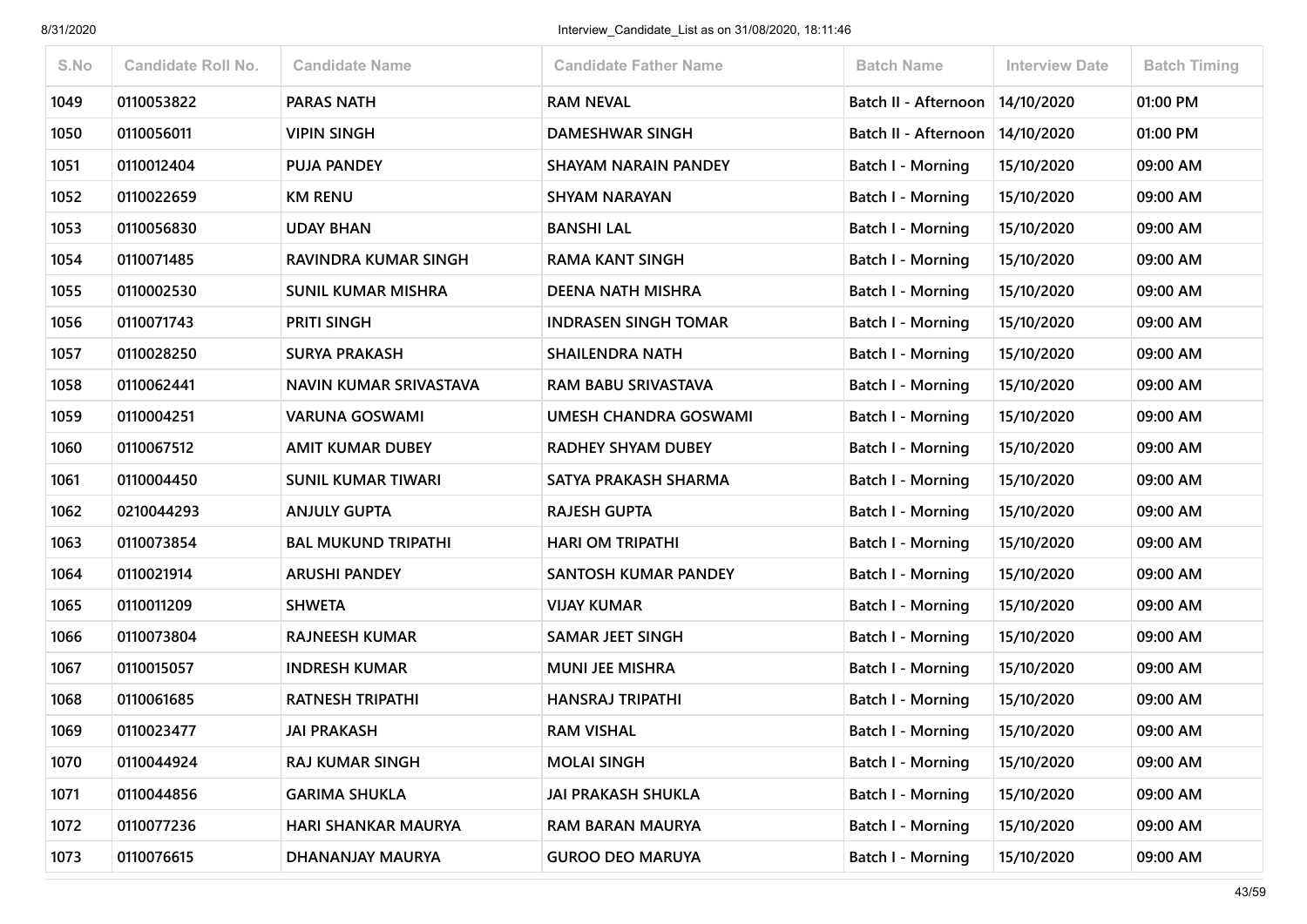| S.No | Candidate Roll No. | Candidate Name | Candidate Father Name | Batch Name | Interview Date | Batch Timing |
|---|---|---|---|---|---|---|
| 1049 | 0110053822 | PARAS NATH | RAM NEVAL | Batch II - Afternoon | 14/10/2020 | 01:00 PM |
| 1050 | 0110056011 | VIPIN SINGH | DAMESHWAR SINGH | Batch II - Afternoon | 14/10/2020 | 01:00 PM |
| 1051 | 0110012404 | PUJA PANDEY | SHAYAM NARAIN PANDEY | Batch I - Morning | 15/10/2020 | 09:00 AM |
| 1052 | 0110022659 | KM RENU | SHYAM NARAYAN | Batch I - Morning | 15/10/2020 | 09:00 AM |
| 1053 | 0110056830 | UDAY BHAN | BANSHI LAL | Batch I - Morning | 15/10/2020 | 09:00 AM |
| 1054 | 0110071485 | RAVINDRA KUMAR SINGH | RAMA KANT SINGH | Batch I - Morning | 15/10/2020 | 09:00 AM |
| 1055 | 0110002530 | SUNIL KUMAR MISHRA | DEENA NATH MISHRA | Batch I - Morning | 15/10/2020 | 09:00 AM |
| 1056 | 0110071743 | PRITI SINGH | INDRASEN SINGH TOMAR | Batch I - Morning | 15/10/2020 | 09:00 AM |
| 1057 | 0110028250 | SURYA PRAKASH | SHAILENDRA NATH | Batch I - Morning | 15/10/2020 | 09:00 AM |
| 1058 | 0110062441 | NAVIN KUMAR SRIVASTAVA | RAM BABU SRIVASTAVA | Batch I - Morning | 15/10/2020 | 09:00 AM |
| 1059 | 0110004251 | VARUNA GOSWAMI | UMESH CHANDRA GOSWAMI | Batch I - Morning | 15/10/2020 | 09:00 AM |
| 1060 | 0110067512 | AMIT KUMAR DUBEY | RADHEY SHYAM DUBEY | Batch I - Morning | 15/10/2020 | 09:00 AM |
| 1061 | 0110004450 | SUNIL KUMAR TIWARI | SATYA PRAKASH SHARMA | Batch I - Morning | 15/10/2020 | 09:00 AM |
| 1062 | 0210044293 | ANJULY GUPTA | RAJESH GUPTA | Batch I - Morning | 15/10/2020 | 09:00 AM |
| 1063 | 0110073854 | BAL MUKUND TRIPATHI | HARI OM TRIPATHI | Batch I - Morning | 15/10/2020 | 09:00 AM |
| 1064 | 0110021914 | ARUSHI PANDEY | SANTOSH KUMAR PANDEY | Batch I - Morning | 15/10/2020 | 09:00 AM |
| 1065 | 0110011209 | SHWETA | VIJAY KUMAR | Batch I - Morning | 15/10/2020 | 09:00 AM |
| 1066 | 0110073804 | RAJNEESH KUMAR | SAMAR JEET SINGH | Batch I - Morning | 15/10/2020 | 09:00 AM |
| 1067 | 0110015057 | INDRESH KUMAR | MUNI JEE MISHRA | Batch I - Morning | 15/10/2020 | 09:00 AM |
| 1068 | 0110061685 | RATNESH TRIPATHI | HANSRAJ TRIPATHI | Batch I - Morning | 15/10/2020 | 09:00 AM |
| 1069 | 0110023477 | JAI PRAKASH | RAM VISHAL | Batch I - Morning | 15/10/2020 | 09:00 AM |
| 1070 | 0110044924 | RAJ KUMAR SINGH | MOLAI SINGH | Batch I - Morning | 15/10/2020 | 09:00 AM |
| 1071 | 0110044856 | GARIMA SHUKLA | JAI PRAKASH SHUKLA | Batch I - Morning | 15/10/2020 | 09:00 AM |
| 1072 | 0110077236 | HARI SHANKAR MAURYA | RAM BARAN MAURYA | Batch I - Morning | 15/10/2020 | 09:00 AM |
| 1073 | 0110076615 | DHANANJAY MAURYA | GUROO DEO MARUYA | Batch I - Morning | 15/10/2020 | 09:00 AM |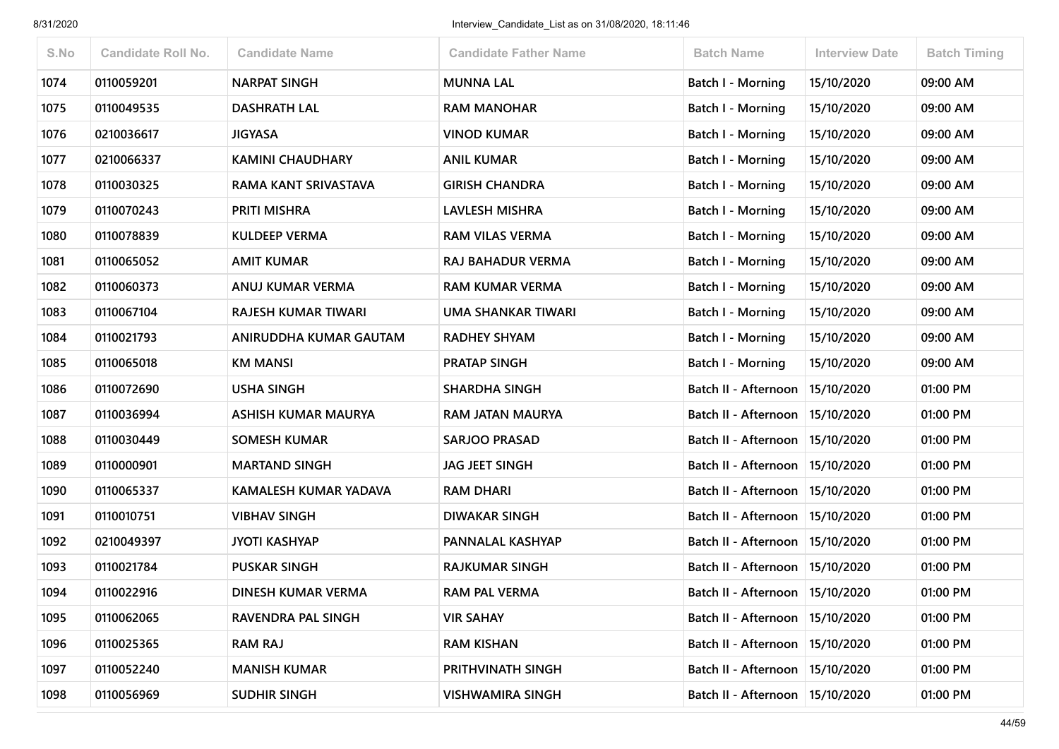| S.No | Candidate Roll No. | Candidate Name | Candidate Father Name | Batch Name | Interview Date | Batch Timing |
| --- | --- | --- | --- | --- | --- | --- |
| 1074 | 0110059201 | NARPAT SINGH | MUNNA LAL | Batch I - Morning | 15/10/2020 | 09:00 AM |
| 1075 | 0110049535 | DASHRATH LAL | RAM MANOHAR | Batch I - Morning | 15/10/2020 | 09:00 AM |
| 1076 | 0210036617 | JIGYASA | VINOD KUMAR | Batch I - Morning | 15/10/2020 | 09:00 AM |
| 1077 | 0210066337 | KAMINI CHAUDHARY | ANIL KUMAR | Batch I - Morning | 15/10/2020 | 09:00 AM |
| 1078 | 0110030325 | RAMA KANT SRIVASTAVA | GIRISH CHANDRA | Batch I - Morning | 15/10/2020 | 09:00 AM |
| 1079 | 0110070243 | PRITI MISHRA | LAVLESH MISHRA | Batch I - Morning | 15/10/2020 | 09:00 AM |
| 1080 | 0110078839 | KULDEEP VERMA | RAM VILAS VERMA | Batch I - Morning | 15/10/2020 | 09:00 AM |
| 1081 | 0110065052 | AMIT KUMAR | RAJ BAHADUR VERMA | Batch I - Morning | 15/10/2020 | 09:00 AM |
| 1082 | 0110060373 | ANUJ KUMAR VERMA | RAM KUMAR VERMA | Batch I - Morning | 15/10/2020 | 09:00 AM |
| 1083 | 0110067104 | RAJESH KUMAR TIWARI | UMA SHANKAR TIWARI | Batch I - Morning | 15/10/2020 | 09:00 AM |
| 1084 | 0110021793 | ANIRUDDHA KUMAR GAUTAM | RADHEY SHYAM | Batch I - Morning | 15/10/2020 | 09:00 AM |
| 1085 | 0110065018 | KM MANSI | PRATAP SINGH | Batch I - Morning | 15/10/2020 | 09:00 AM |
| 1086 | 0110072690 | USHA SINGH | SHARDHA SINGH | Batch II - Afternoon | 15/10/2020 | 01:00 PM |
| 1087 | 0110036994 | ASHISH KUMAR MAURYA | RAM JATAN MAURYA | Batch II - Afternoon | 15/10/2020 | 01:00 PM |
| 1088 | 0110030449 | SOMESH KUMAR | SARJOO PRASAD | Batch II - Afternoon | 15/10/2020 | 01:00 PM |
| 1089 | 0110000901 | MARTAND SINGH | JAG JEET SINGH | Batch II - Afternoon | 15/10/2020 | 01:00 PM |
| 1090 | 0110065337 | KAMALESH KUMAR YADAVA | RAM DHARI | Batch II - Afternoon | 15/10/2020 | 01:00 PM |
| 1091 | 0110010751 | VIBHAV SINGH | DIWAKAR SINGH | Batch II - Afternoon | 15/10/2020 | 01:00 PM |
| 1092 | 0210049397 | JYOTI KASHYAP | PANNALAL KASHYAP | Batch II - Afternoon | 15/10/2020 | 01:00 PM |
| 1093 | 0110021784 | PUSKAR SINGH | RAJKUMAR SINGH | Batch II - Afternoon | 15/10/2020 | 01:00 PM |
| 1094 | 0110022916 | DINESH KUMAR VERMA | RAM PAL VERMA | Batch II - Afternoon | 15/10/2020 | 01:00 PM |
| 1095 | 0110062065 | RAVENDRA PAL SINGH | VIR SAHAY | Batch II - Afternoon | 15/10/2020 | 01:00 PM |
| 1096 | 0110025365 | RAM RAJ | RAM KISHAN | Batch II - Afternoon | 15/10/2020 | 01:00 PM |
| 1097 | 0110052240 | MANISH KUMAR | PRITHVINATH SINGH | Batch II - Afternoon | 15/10/2020 | 01:00 PM |
| 1098 | 0110056969 | SUDHIR SINGH | VISHWAMIRA SINGH | Batch II - Afternoon | 15/10/2020 | 01:00 PM |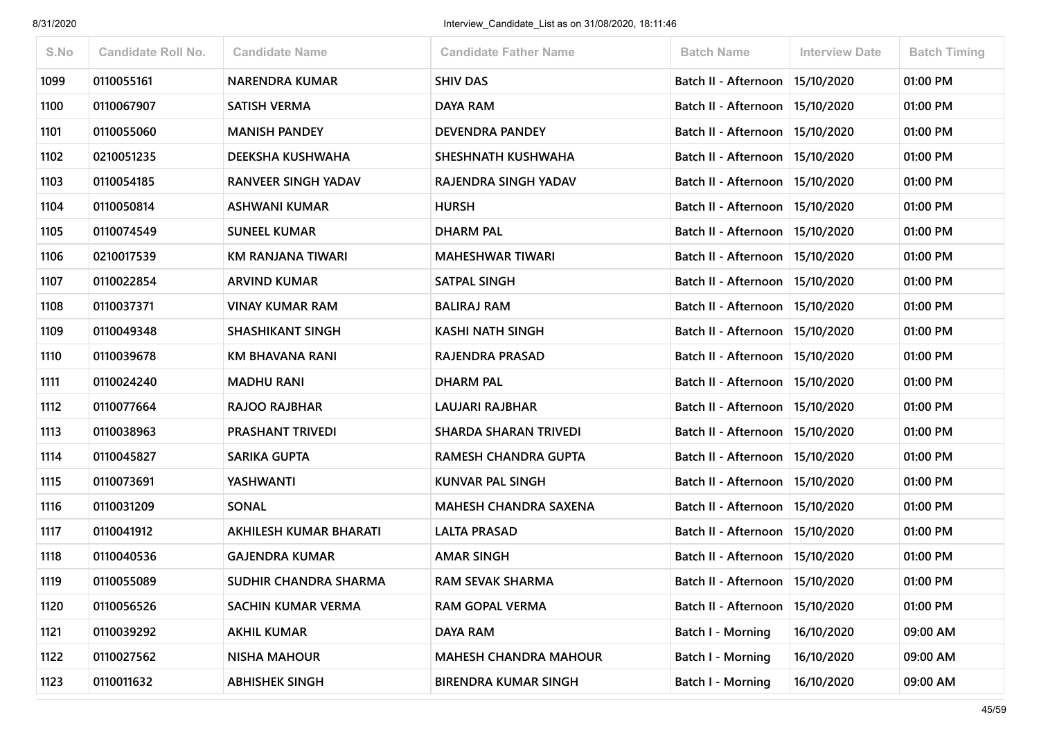| S.No | Candidate Roll No. | Candidate Name | Candidate Father Name | Batch Name | Interview Date | Batch Timing |
|---|---|---|---|---|---|---|
| 1099 | 0110055161 | NARENDRA KUMAR | SHIV DAS | Batch II - Afternoon | 15/10/2020 | 01:00 PM |
| 1100 | 0110067907 | SATISH VERMA | DAYA RAM | Batch II - Afternoon | 15/10/2020 | 01:00 PM |
| 1101 | 0110055060 | MANISH PANDEY | DEVENDRA PANDEY | Batch II - Afternoon | 15/10/2020 | 01:00 PM |
| 1102 | 0210051235 | DEEKSHA KUSHWAHA | SHESHNATH KUSHWAHA | Batch II - Afternoon | 15/10/2020 | 01:00 PM |
| 1103 | 0110054185 | RANVEER SINGH YADAV | RAJENDRA SINGH YADAV | Batch II - Afternoon | 15/10/2020 | 01:00 PM |
| 1104 | 0110050814 | ASHWANI KUMAR | HURSH | Batch II - Afternoon | 15/10/2020 | 01:00 PM |
| 1105 | 0110074549 | SUNEEL KUMAR | DHARM PAL | Batch II - Afternoon | 15/10/2020 | 01:00 PM |
| 1106 | 0210017539 | KM RANJANA TIWARI | MAHESHWAR TIWARI | Batch II - Afternoon | 15/10/2020 | 01:00 PM |
| 1107 | 0110022854 | ARVIND KUMAR | SATPAL SINGH | Batch II - Afternoon | 15/10/2020 | 01:00 PM |
| 1108 | 0110037371 | VINAY KUMAR RAM | BALIRAJ RAM | Batch II - Afternoon | 15/10/2020 | 01:00 PM |
| 1109 | 0110049348 | SHASHIKANT SINGH | KASHI NATH SINGH | Batch II - Afternoon | 15/10/2020 | 01:00 PM |
| 1110 | 0110039678 | KM BHAVANA RANI | RAJENDRA PRASAD | Batch II - Afternoon | 15/10/2020 | 01:00 PM |
| 1111 | 0110024240 | MADHU RANI | DHARM PAL | Batch II - Afternoon | 15/10/2020 | 01:00 PM |
| 1112 | 0110077664 | RAJOO RAJBHAR | LAUJARI RAJBHAR | Batch II - Afternoon | 15/10/2020 | 01:00 PM |
| 1113 | 0110038963 | PRASHANT TRIVEDI | SHARDA SHARAN TRIVEDI | Batch II - Afternoon | 15/10/2020 | 01:00 PM |
| 1114 | 0110045827 | SARIKA GUPTA | RAMESH CHANDRA GUPTA | Batch II - Afternoon | 15/10/2020 | 01:00 PM |
| 1115 | 0110073691 | YASHWANTI | KUNVAR PAL SINGH | Batch II - Afternoon | 15/10/2020 | 01:00 PM |
| 1116 | 0110031209 | SONAL | MAHESH CHANDRA SAXENA | Batch II - Afternoon | 15/10/2020 | 01:00 PM |
| 1117 | 0110041912 | AKHILESH KUMAR BHARATI | LALTA PRASAD | Batch II - Afternoon | 15/10/2020 | 01:00 PM |
| 1118 | 0110040536 | GAJENDRA KUMAR | AMAR SINGH | Batch II - Afternoon | 15/10/2020 | 01:00 PM |
| 1119 | 0110055089 | SUDHIR CHANDRA SHARMA | RAM SEVAK SHARMA | Batch II - Afternoon | 15/10/2020 | 01:00 PM |
| 1120 | 0110056526 | SACHIN KUMAR VERMA | RAM GOPAL VERMA | Batch II - Afternoon | 15/10/2020 | 01:00 PM |
| 1121 | 0110039292 | AKHIL KUMAR | DAYA RAM | Batch I - Morning | 16/10/2020 | 09:00 AM |
| 1122 | 0110027562 | NISHA MAHOUR | MAHESH CHANDRA MAHOUR | Batch I - Morning | 16/10/2020 | 09:00 AM |
| 1123 | 0110011632 | ABHISHEK SINGH | BIRENDRA KUMAR SINGH | Batch I - Morning | 16/10/2020 | 09:00 AM |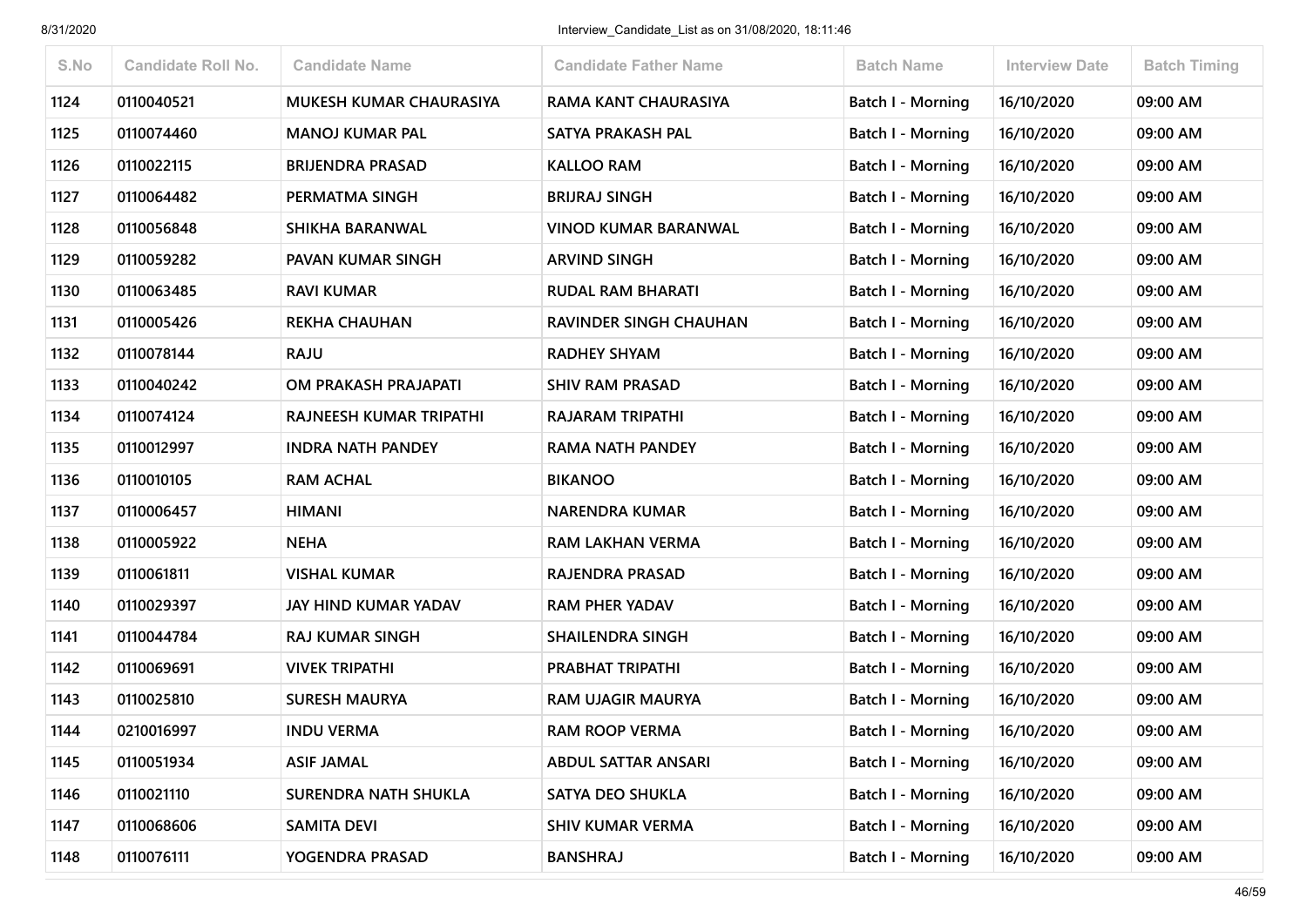| S.No | Candidate Roll No. | Candidate Name | Candidate Father Name | Batch Name | Interview Date | Batch Timing |
|---|---|---|---|---|---|---|
| 1124 | 0110040521 | MUKESH KUMAR CHAURASIYA | RAMA KANT CHAURASIYA | Batch I - Morning | 16/10/2020 | 09:00 AM |
| 1125 | 0110074460 | MANOJ KUMAR PAL | SATYA PRAKASH PAL | Batch I - Morning | 16/10/2020 | 09:00 AM |
| 1126 | 0110022115 | BRIJENDRA PRASAD | KALLOO RAM | Batch I - Morning | 16/10/2020 | 09:00 AM |
| 1127 | 0110064482 | PERMATMA SINGH | BRIJRAJ SINGH | Batch I - Morning | 16/10/2020 | 09:00 AM |
| 1128 | 0110056848 | SHIKHA BARANWAL | VINOD KUMAR BARANWAL | Batch I - Morning | 16/10/2020 | 09:00 AM |
| 1129 | 0110059282 | PAVAN KUMAR SINGH | ARVIND SINGH | Batch I - Morning | 16/10/2020 | 09:00 AM |
| 1130 | 0110063485 | RAVI KUMAR | RUDAL RAM BHARATI | Batch I - Morning | 16/10/2020 | 09:00 AM |
| 1131 | 0110005426 | REKHA CHAUHAN | RAVINDER SINGH CHAUHAN | Batch I - Morning | 16/10/2020 | 09:00 AM |
| 1132 | 0110078144 | RAJU | RADHEY SHYAM | Batch I - Morning | 16/10/2020 | 09:00 AM |
| 1133 | 0110040242 | OM PRAKASH PRAJAPATI | SHIV RAM PRASAD | Batch I - Morning | 16/10/2020 | 09:00 AM |
| 1134 | 0110074124 | RAJNEESH KUMAR TRIPATHI | RAJARAM TRIPATHI | Batch I - Morning | 16/10/2020 | 09:00 AM |
| 1135 | 0110012997 | INDRA NATH PANDEY | RAMA NATH PANDEY | Batch I - Morning | 16/10/2020 | 09:00 AM |
| 1136 | 0110010105 | RAM ACHAL | BIKANOO | Batch I - Morning | 16/10/2020 | 09:00 AM |
| 1137 | 0110006457 | HIMANI | NARENDRA KUMAR | Batch I - Morning | 16/10/2020 | 09:00 AM |
| 1138 | 0110005922 | NEHA | RAM LAKHAN VERMA | Batch I - Morning | 16/10/2020 | 09:00 AM |
| 1139 | 0110061811 | VISHAL KUMAR | RAJENDRA PRASAD | Batch I - Morning | 16/10/2020 | 09:00 AM |
| 1140 | 0110029397 | JAY HIND KUMAR YADAV | RAM PHER YADAV | Batch I - Morning | 16/10/2020 | 09:00 AM |
| 1141 | 0110044784 | RAJ KUMAR SINGH | SHAILENDRA SINGH | Batch I - Morning | 16/10/2020 | 09:00 AM |
| 1142 | 0110069691 | VIVEK TRIPATHI | PRABHAT TRIPATHI | Batch I - Morning | 16/10/2020 | 09:00 AM |
| 1143 | 0110025810 | SURESH MAURYA | RAM UJAGIR MAURYA | Batch I - Morning | 16/10/2020 | 09:00 AM |
| 1144 | 0210016997 | INDU VERMA | RAM ROOP VERMA | Batch I - Morning | 16/10/2020 | 09:00 AM |
| 1145 | 0110051934 | ASIF JAMAL | ABDUL SATTAR ANSARI | Batch I - Morning | 16/10/2020 | 09:00 AM |
| 1146 | 0110021110 | SURENDRA NATH SHUKLA | SATYA DEO SHUKLA | Batch I - Morning | 16/10/2020 | 09:00 AM |
| 1147 | 0110068606 | SAMITA DEVI | SHIV KUMAR VERMA | Batch I - Morning | 16/10/2020 | 09:00 AM |
| 1148 | 0110076111 | YOGENDRA PRASAD | BANSHRAJ | Batch I - Morning | 16/10/2020 | 09:00 AM |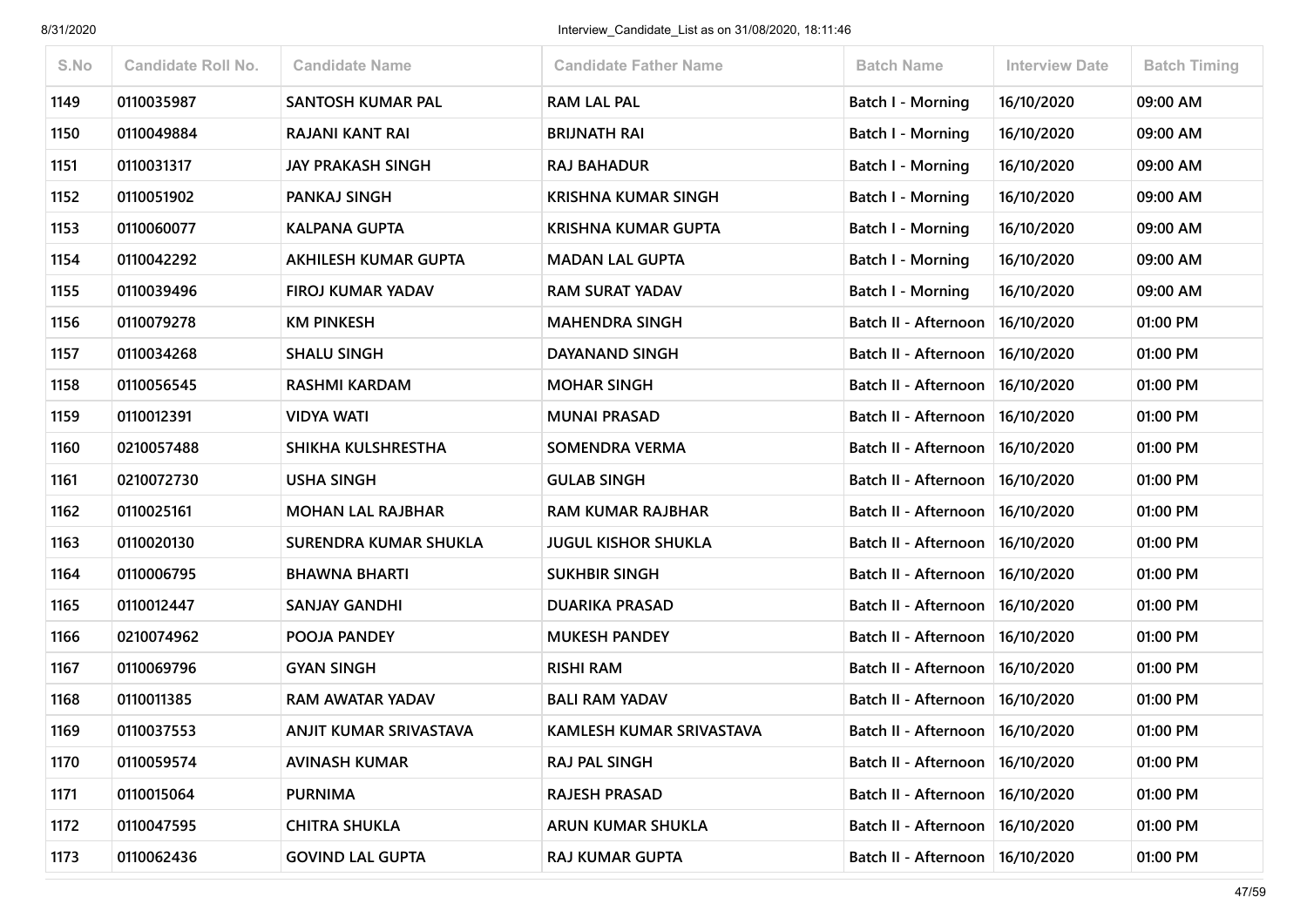| S.No | Candidate Roll No. | Candidate Name | Candidate Father Name | Batch Name | Interview Date | Batch Timing |
|---|---|---|---|---|---|---|
| 1149 | 0110035987 | SANTOSH KUMAR PAL | RAM LAL PAL | Batch I - Morning | 16/10/2020 | 09:00 AM |
| 1150 | 0110049884 | RAJANI KANT RAI | BRIJNATH RAI | Batch I - Morning | 16/10/2020 | 09:00 AM |
| 1151 | 0110031317 | JAY PRAKASH SINGH | RAJ BAHADUR | Batch I - Morning | 16/10/2020 | 09:00 AM |
| 1152 | 0110051902 | PANKAJ SINGH | KRISHNA KUMAR SINGH | Batch I - Morning | 16/10/2020 | 09:00 AM |
| 1153 | 0110060077 | KALPANA GUPTA | KRISHNA KUMAR GUPTA | Batch I - Morning | 16/10/2020 | 09:00 AM |
| 1154 | 0110042292 | AKHILESH KUMAR GUPTA | MADAN LAL GUPTA | Batch I - Morning | 16/10/2020 | 09:00 AM |
| 1155 | 0110039496 | FIROJ KUMAR YADAV | RAM SURAT YADAV | Batch I - Morning | 16/10/2020 | 09:00 AM |
| 1156 | 0110079278 | KM PINKESH | MAHENDRA SINGH | Batch II - Afternoon | 16/10/2020 | 01:00 PM |
| 1157 | 0110034268 | SHALU SINGH | DAYANAND SINGH | Batch II - Afternoon | 16/10/2020 | 01:00 PM |
| 1158 | 0110056545 | RASHMI KARDAM | MOHAR SINGH | Batch II - Afternoon | 16/10/2020 | 01:00 PM |
| 1159 | 0110012391 | VIDYA WATI | MUNAI PRASAD | Batch II - Afternoon | 16/10/2020 | 01:00 PM |
| 1160 | 0210057488 | SHIKHA KULSHRESTHA | SOMENDRA VERMA | Batch II - Afternoon | 16/10/2020 | 01:00 PM |
| 1161 | 0210072730 | USHA SINGH | GULAB SINGH | Batch II - Afternoon | 16/10/2020 | 01:00 PM |
| 1162 | 0110025161 | MOHAN LAL RAJBHAR | RAM KUMAR RAJBHAR | Batch II - Afternoon | 16/10/2020 | 01:00 PM |
| 1163 | 0110020130 | SURENDRA KUMAR SHUKLA | JUGUL KISHOR SHUKLA | Batch II - Afternoon | 16/10/2020 | 01:00 PM |
| 1164 | 0110006795 | BHAWNA BHARTI | SUKHBIR SINGH | Batch II - Afternoon | 16/10/2020 | 01:00 PM |
| 1165 | 0110012447 | SANJAY GANDHI | DUARIKA PRASAD | Batch II - Afternoon | 16/10/2020 | 01:00 PM |
| 1166 | 0210074962 | POOJA PANDEY | MUKESH PANDEY | Batch II - Afternoon | 16/10/2020 | 01:00 PM |
| 1167 | 0110069796 | GYAN SINGH | RISHI RAM | Batch II - Afternoon | 16/10/2020 | 01:00 PM |
| 1168 | 0110011385 | RAM AWATAR YADAV | BALI RAM YADAV | Batch II - Afternoon | 16/10/2020 | 01:00 PM |
| 1169 | 0110037553 | ANJIT KUMAR SRIVASTAVA | KAMLESH KUMAR SRIVASTAVA | Batch II - Afternoon | 16/10/2020 | 01:00 PM |
| 1170 | 0110059574 | AVINASH KUMAR | RAJ PAL SINGH | Batch II - Afternoon | 16/10/2020 | 01:00 PM |
| 1171 | 0110015064 | PURNIMA | RAJESH PRASAD | Batch II - Afternoon | 16/10/2020 | 01:00 PM |
| 1172 | 0110047595 | CHITRA SHUKLA | ARUN KUMAR SHUKLA | Batch II - Afternoon | 16/10/2020 | 01:00 PM |
| 1173 | 0110062436 | GOVIND LAL GUPTA | RAJ KUMAR GUPTA | Batch II - Afternoon | 16/10/2020 | 01:00 PM |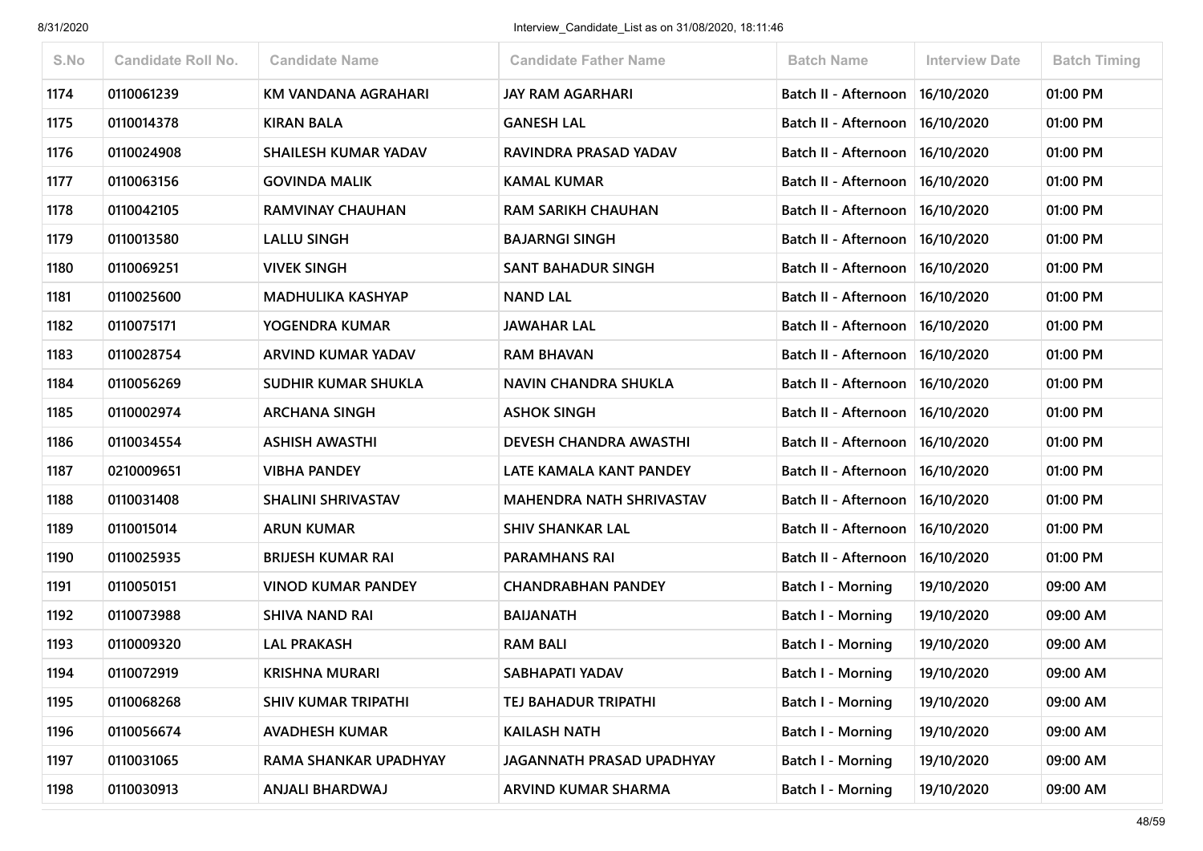| S.No | Candidate Roll No. | Candidate Name | Candidate Father Name | Batch Name | Interview Date | Batch Timing |
|---|---|---|---|---|---|---|
| 1174 | 0110061239 | KM VANDANA AGRAHARI | JAY RAM AGARHARI | Batch II - Afternoon | 16/10/2020 | 01:00 PM |
| 1175 | 0110014378 | KIRAN BALA | GANESH LAL | Batch II - Afternoon | 16/10/2020 | 01:00 PM |
| 1176 | 0110024908 | SHAILESH KUMAR YADAV | RAVINDRA PRASAD YADAV | Batch II - Afternoon | 16/10/2020 | 01:00 PM |
| 1177 | 0110063156 | GOVINDA MALIK | KAMAL KUMAR | Batch II - Afternoon | 16/10/2020 | 01:00 PM |
| 1178 | 0110042105 | RAMVINAY CHAUHAN | RAM SARIKH CHAUHAN | Batch II - Afternoon | 16/10/2020 | 01:00 PM |
| 1179 | 0110013580 | LALLU SINGH | BAJARNGI SINGH | Batch II - Afternoon | 16/10/2020 | 01:00 PM |
| 1180 | 0110069251 | VIVEK SINGH | SANT BAHADUR SINGH | Batch II - Afternoon | 16/10/2020 | 01:00 PM |
| 1181 | 0110025600 | MADHULIKA KASHYAP | NAND LAL | Batch II - Afternoon | 16/10/2020 | 01:00 PM |
| 1182 | 0110075171 | YOGENDRA KUMAR | JAWAHAR LAL | Batch II - Afternoon | 16/10/2020 | 01:00 PM |
| 1183 | 0110028754 | ARVIND KUMAR YADAV | RAM BHAVAN | Batch II - Afternoon | 16/10/2020 | 01:00 PM |
| 1184 | 0110056269 | SUDHIR KUMAR SHUKLA | NAVIN CHANDRA SHUKLA | Batch II - Afternoon | 16/10/2020 | 01:00 PM |
| 1185 | 0110002974 | ARCHANA SINGH | ASHOK SINGH | Batch II - Afternoon | 16/10/2020 | 01:00 PM |
| 1186 | 0110034554 | ASHISH AWASTHI | DEVESH CHANDRA AWASTHI | Batch II - Afternoon | 16/10/2020 | 01:00 PM |
| 1187 | 0210009651 | VIBHA PANDEY | LATE KAMALA KANT PANDEY | Batch II - Afternoon | 16/10/2020 | 01:00 PM |
| 1188 | 0110031408 | SHALINI SHRIVASTAV | MAHENDRA NATH SHRIVASTAV | Batch II - Afternoon | 16/10/2020 | 01:00 PM |
| 1189 | 0110015014 | ARUN KUMAR | SHIV SHANKAR LAL | Batch II - Afternoon | 16/10/2020 | 01:00 PM |
| 1190 | 0110025935 | BRIJESH KUMAR RAI | PARAMHANS RAI | Batch II - Afternoon | 16/10/2020 | 01:00 PM |
| 1191 | 0110050151 | VINOD KUMAR PANDEY | CHANDRABHAN PANDEY | Batch I - Morning | 19/10/2020 | 09:00 AM |
| 1192 | 0110073988 | SHIVA NAND RAI | BAIJANATH | Batch I - Morning | 19/10/2020 | 09:00 AM |
| 1193 | 0110009320 | LAL PRAKASH | RAM BALI | Batch I - Morning | 19/10/2020 | 09:00 AM |
| 1194 | 0110072919 | KRISHNA MURARI | SABHAPATI YADAV | Batch I - Morning | 19/10/2020 | 09:00 AM |
| 1195 | 0110068268 | SHIV KUMAR TRIPATHI | TEJ BAHADUR TRIPATHI | Batch I - Morning | 19/10/2020 | 09:00 AM |
| 1196 | 0110056674 | AVADHESH KUMAR | KAILASH NATH | Batch I - Morning | 19/10/2020 | 09:00 AM |
| 1197 | 0110031065 | RAMA SHANKAR UPADHYAY | JAGANNATH PRASAD UPADHYAY | Batch I - Morning | 19/10/2020 | 09:00 AM |
| 1198 | 0110030913 | ANJALI BHARDWAJ | ARVIND KUMAR SHARMA | Batch I - Morning | 19/10/2020 | 09:00 AM |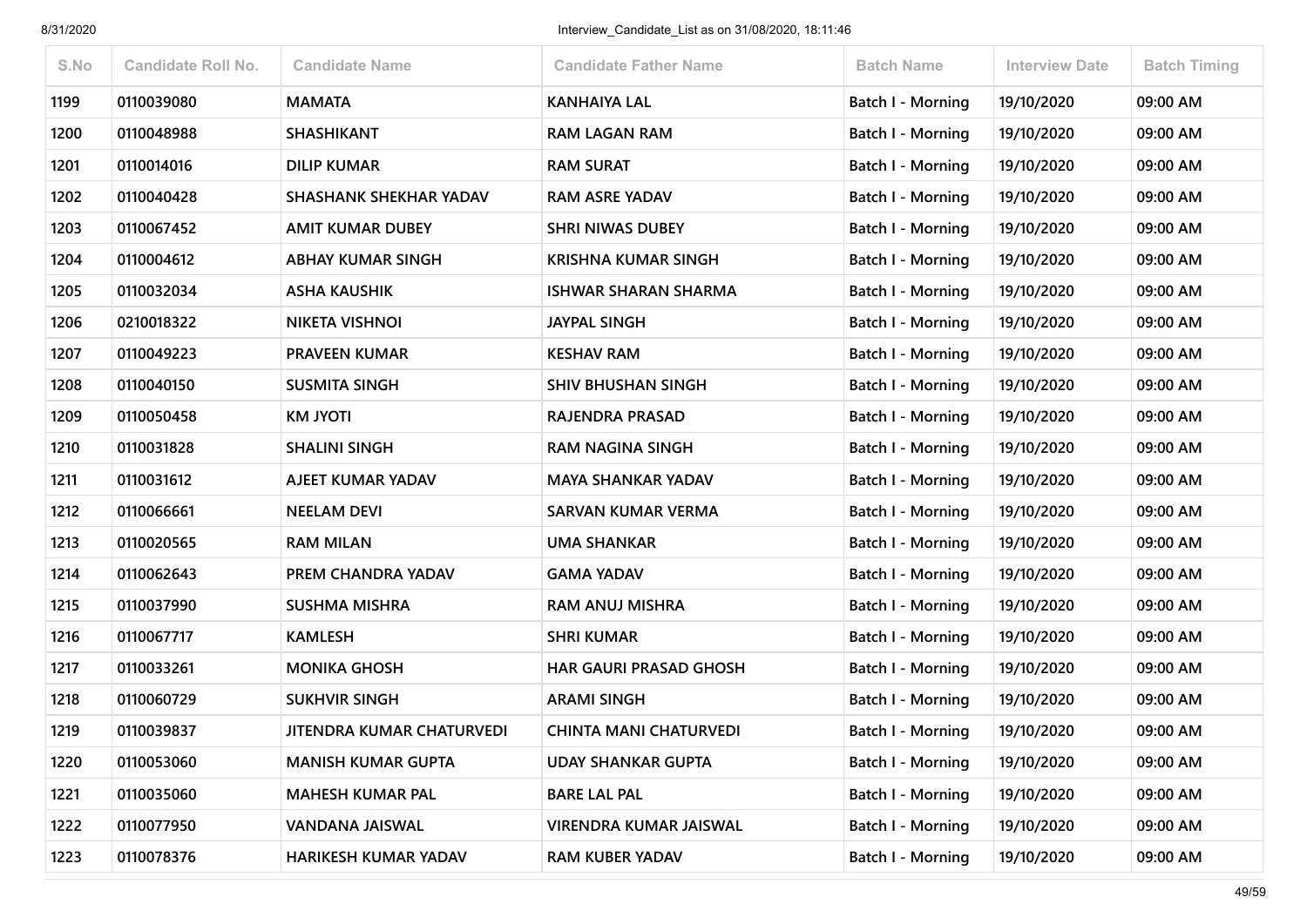| S.No | Candidate Roll No. | Candidate Name | Candidate Father Name | Batch Name | Interview Date | Batch Timing |
|---|---|---|---|---|---|---|
| 1199 | 0110039080 | MAMATA | KANHAIYA LAL | Batch I - Morning | 19/10/2020 | 09:00 AM |
| 1200 | 0110048988 | SHASHIKANT | RAM LAGAN RAM | Batch I - Morning | 19/10/2020 | 09:00 AM |
| 1201 | 0110014016 | DILIP KUMAR | RAM SURAT | Batch I - Morning | 19/10/2020 | 09:00 AM |
| 1202 | 0110040428 | SHASHANK SHEKHAR YADAV | RAM ASRE YADAV | Batch I - Morning | 19/10/2020 | 09:00 AM |
| 1203 | 0110067452 | AMIT KUMAR DUBEY | SHRI NIWAS DUBEY | Batch I - Morning | 19/10/2020 | 09:00 AM |
| 1204 | 0110004612 | ABHAY KUMAR SINGH | KRISHNA KUMAR SINGH | Batch I - Morning | 19/10/2020 | 09:00 AM |
| 1205 | 0110032034 | ASHA KAUSHIK | ISHWAR SHARAN SHARMA | Batch I - Morning | 19/10/2020 | 09:00 AM |
| 1206 | 0210018322 | NIKETA VISHNOI | JAYPAL SINGH | Batch I - Morning | 19/10/2020 | 09:00 AM |
| 1207 | 0110049223 | PRAVEEN KUMAR | KESHAV RAM | Batch I - Morning | 19/10/2020 | 09:00 AM |
| 1208 | 0110040150 | SUSMITA SINGH | SHIV BHUSHAN SINGH | Batch I - Morning | 19/10/2020 | 09:00 AM |
| 1209 | 0110050458 | KM JYOTI | RAJENDRA PRASAD | Batch I - Morning | 19/10/2020 | 09:00 AM |
| 1210 | 0110031828 | SHALINI SINGH | RAM NAGINA SINGH | Batch I - Morning | 19/10/2020 | 09:00 AM |
| 1211 | 0110031612 | AJEET KUMAR YADAV | MAYA SHANKAR YADAV | Batch I - Morning | 19/10/2020 | 09:00 AM |
| 1212 | 0110066661 | NEELAM DEVI | SARVAN KUMAR VERMA | Batch I - Morning | 19/10/2020 | 09:00 AM |
| 1213 | 0110020565 | RAM MILAN | UMA SHANKAR | Batch I - Morning | 19/10/2020 | 09:00 AM |
| 1214 | 0110062643 | PREM CHANDRA YADAV | GAMA YADAV | Batch I - Morning | 19/10/2020 | 09:00 AM |
| 1215 | 0110037990 | SUSHMA MISHRA | RAM ANUJ MISHRA | Batch I - Morning | 19/10/2020 | 09:00 AM |
| 1216 | 0110067717 | KAMLESH | SHRI KUMAR | Batch I - Morning | 19/10/2020 | 09:00 AM |
| 1217 | 0110033261 | MONIKA GHOSH | HAR GAURI PRASAD GHOSH | Batch I - Morning | 19/10/2020 | 09:00 AM |
| 1218 | 0110060729 | SUKHVIR SINGH | ARAMI SINGH | Batch I - Morning | 19/10/2020 | 09:00 AM |
| 1219 | 0110039837 | JITENDRA KUMAR CHATURVEDI | CHINTA MANI CHATURVEDI | Batch I - Morning | 19/10/2020 | 09:00 AM |
| 1220 | 0110053060 | MANISH KUMAR GUPTA | UDAY SHANKAR GUPTA | Batch I - Morning | 19/10/2020 | 09:00 AM |
| 1221 | 0110035060 | MAHESH KUMAR PAL | BARE LAL PAL | Batch I - Morning | 19/10/2020 | 09:00 AM |
| 1222 | 0110077950 | VANDANA JAISWAL | VIRENDRA KUMAR JAISWAL | Batch I - Morning | 19/10/2020 | 09:00 AM |
| 1223 | 0110078376 | HARIKESH KUMAR YADAV | RAM KUBER YADAV | Batch I - Morning | 19/10/2020 | 09:00 AM |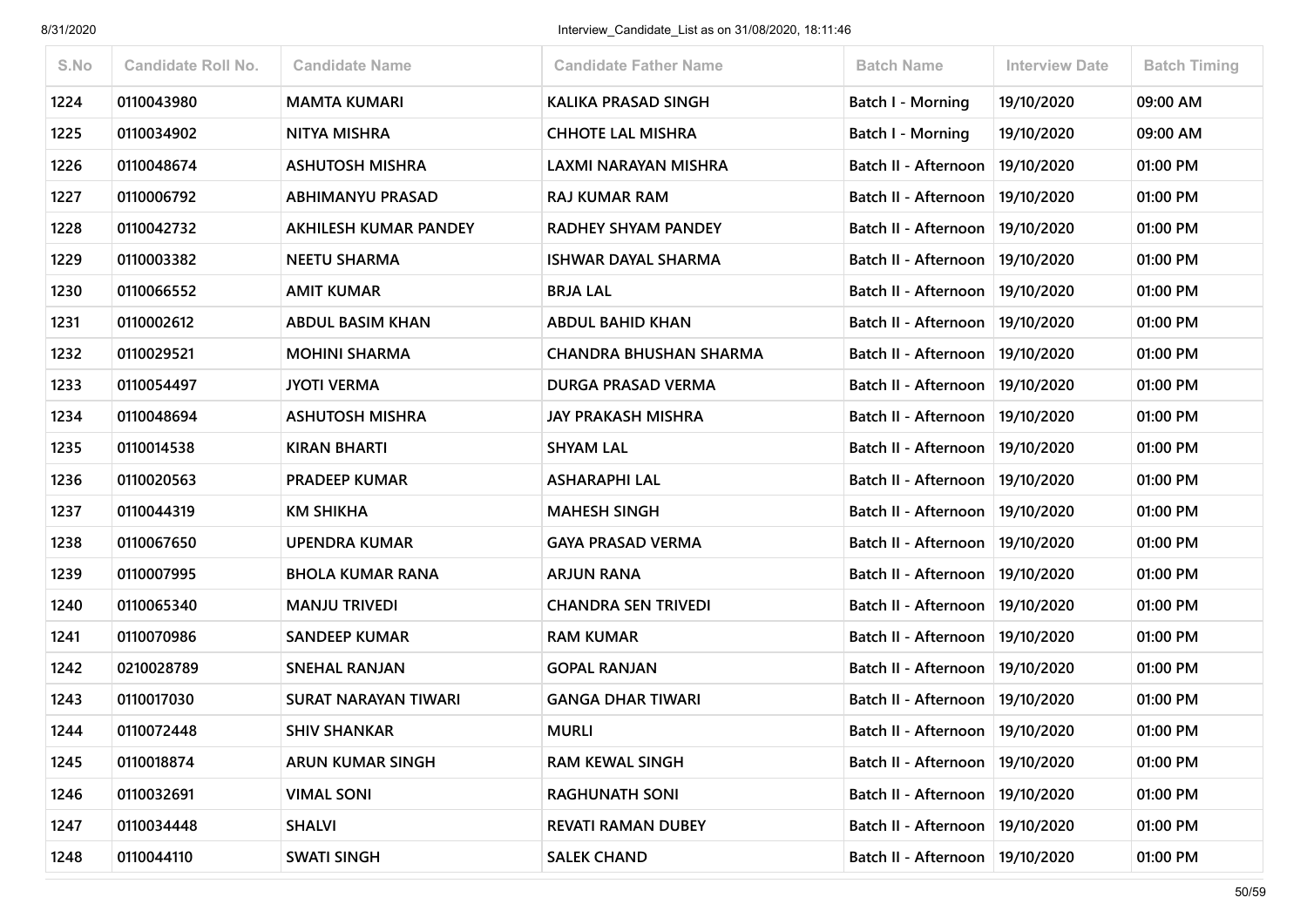| S.No | Candidate Roll No. | Candidate Name | Candidate Father Name | Batch Name | Interview Date | Batch Timing |
|---|---|---|---|---|---|---|
| 1224 | 0110043980 | MAMTA KUMARI | KALIKA PRASAD SINGH | Batch I - Morning | 19/10/2020 | 09:00 AM |
| 1225 | 0110034902 | NITYA MISHRA | CHHOTE LAL MISHRA | Batch I - Morning | 19/10/2020 | 09:00 AM |
| 1226 | 0110048674 | ASHUTOSH MISHRA | LAXMI NARAYAN MISHRA | Batch II - Afternoon | 19/10/2020 | 01:00 PM |
| 1227 | 0110006792 | ABHIMANYU PRASAD | RAJ KUMAR RAM | Batch II - Afternoon | 19/10/2020 | 01:00 PM |
| 1228 | 0110042732 | AKHILESH KUMAR PANDEY | RADHEY SHYAM PANDEY | Batch II - Afternoon | 19/10/2020 | 01:00 PM |
| 1229 | 0110003382 | NEETU SHARMA | ISHWAR DAYAL SHARMA | Batch II - Afternoon | 19/10/2020 | 01:00 PM |
| 1230 | 0110066552 | AMIT KUMAR | BRJA LAL | Batch II - Afternoon | 19/10/2020 | 01:00 PM |
| 1231 | 0110002612 | ABDUL BASIM KHAN | ABDUL BAHID KHAN | Batch II - Afternoon | 19/10/2020 | 01:00 PM |
| 1232 | 0110029521 | MOHINI SHARMA | CHANDRA BHUSHAN SHARMA | Batch II - Afternoon | 19/10/2020 | 01:00 PM |
| 1233 | 0110054497 | JYOTI VERMA | DURGA PRASAD VERMA | Batch II - Afternoon | 19/10/2020 | 01:00 PM |
| 1234 | 0110048694 | ASHUTOSH MISHRA | JAY PRAKASH MISHRA | Batch II - Afternoon | 19/10/2020 | 01:00 PM |
| 1235 | 0110014538 | KIRAN BHARTI | SHYAM LAL | Batch II - Afternoon | 19/10/2020 | 01:00 PM |
| 1236 | 0110020563 | PRADEEP KUMAR | ASHARAPHI LAL | Batch II - Afternoon | 19/10/2020 | 01:00 PM |
| 1237 | 0110044319 | KM SHIKHA | MAHESH SINGH | Batch II - Afternoon | 19/10/2020 | 01:00 PM |
| 1238 | 0110067650 | UPENDRA KUMAR | GAYA PRASAD VERMA | Batch II - Afternoon | 19/10/2020 | 01:00 PM |
| 1239 | 0110007995 | BHOLA KUMAR RANA | ARJUN RANA | Batch II - Afternoon | 19/10/2020 | 01:00 PM |
| 1240 | 0110065340 | MANJU TRIVEDI | CHANDRA SEN TRIVEDI | Batch II - Afternoon | 19/10/2020 | 01:00 PM |
| 1241 | 0110070986 | SANDEEP KUMAR | RAM KUMAR | Batch II - Afternoon | 19/10/2020 | 01:00 PM |
| 1242 | 0210028789 | SNEHAL RANJAN | GOPAL RANJAN | Batch II - Afternoon | 19/10/2020 | 01:00 PM |
| 1243 | 0110017030 | SURAT NARAYAN TIWARI | GANGA DHAR TIWARI | Batch II - Afternoon | 19/10/2020 | 01:00 PM |
| 1244 | 0110072448 | SHIV SHANKAR | MURLI | Batch II - Afternoon | 19/10/2020 | 01:00 PM |
| 1245 | 0110018874 | ARUN KUMAR SINGH | RAM KEWAL SINGH | Batch II - Afternoon | 19/10/2020 | 01:00 PM |
| 1246 | 0110032691 | VIMAL SONI | RAGHUNATH SONI | Batch II - Afternoon | 19/10/2020 | 01:00 PM |
| 1247 | 0110034448 | SHALVI | REVATI RAMAN DUBEY | Batch II - Afternoon | 19/10/2020 | 01:00 PM |
| 1248 | 0110044110 | SWATI SINGH | SALEK CHAND | Batch II - Afternoon | 19/10/2020 | 01:00 PM |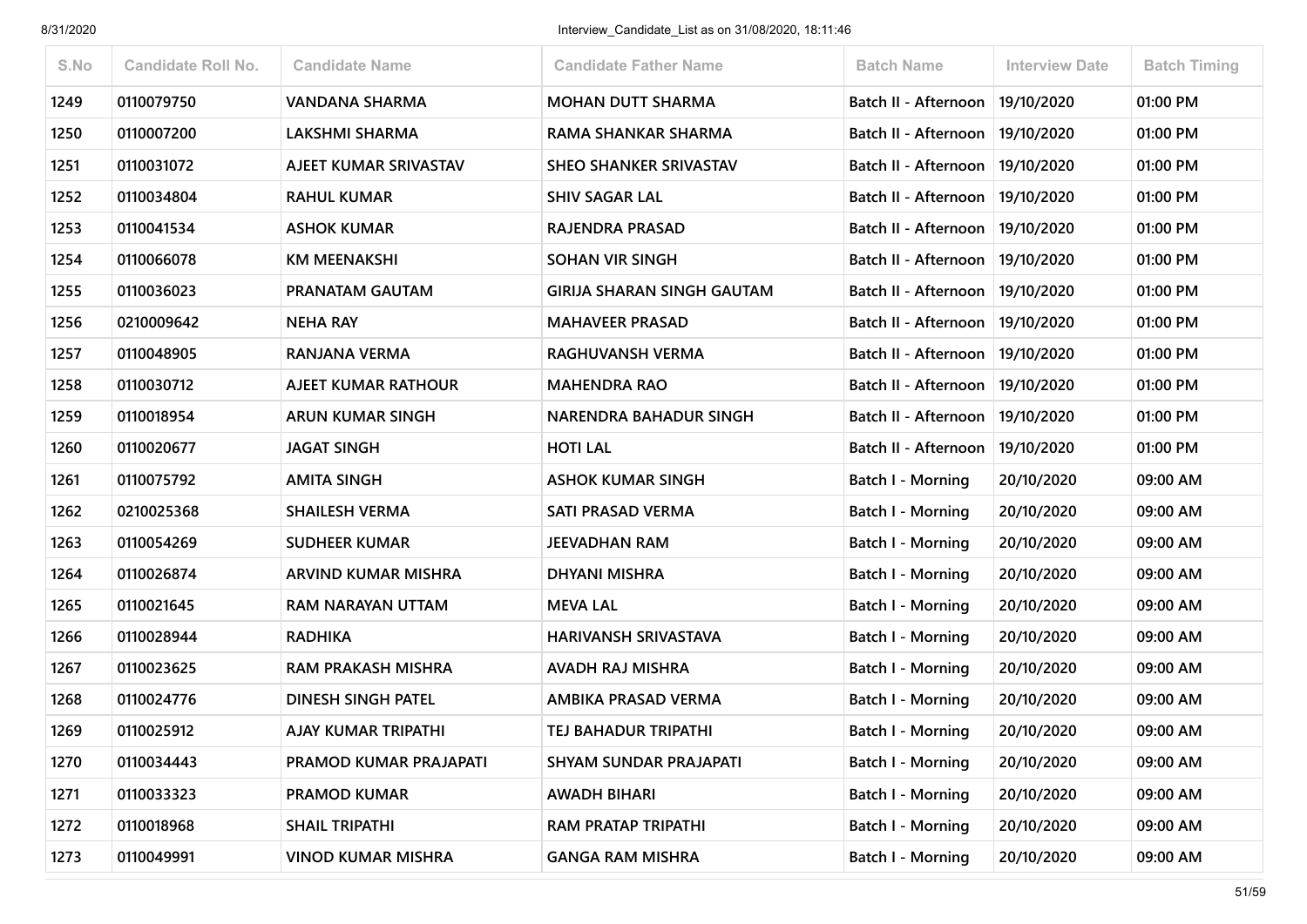| S.No | Candidate Roll No. | Candidate Name | Candidate Father Name | Batch Name | Interview Date | Batch Timing |
|---|---|---|---|---|---|---|
| 1249 | 0110079750 | VANDANA SHARMA | MOHAN DUTT SHARMA | Batch II - Afternoon | 19/10/2020 | 01:00 PM |
| 1250 | 0110007200 | LAKSHMI SHARMA | RAMA SHANKAR SHARMA | Batch II - Afternoon | 19/10/2020 | 01:00 PM |
| 1251 | 0110031072 | AJEET KUMAR SRIVASTAV | SHEO SHANKER SRIVASTAV | Batch II - Afternoon | 19/10/2020 | 01:00 PM |
| 1252 | 0110034804 | RAHUL KUMAR | SHIV SAGAR LAL | Batch II - Afternoon | 19/10/2020 | 01:00 PM |
| 1253 | 0110041534 | ASHOK KUMAR | RAJENDRA PRASAD | Batch II - Afternoon | 19/10/2020 | 01:00 PM |
| 1254 | 0110066078 | KM MEENAKSHI | SOHAN VIR SINGH | Batch II - Afternoon | 19/10/2020 | 01:00 PM |
| 1255 | 0110036023 | PRANATAM GAUTAM | GIRIJA SHARAN SINGH GAUTAM | Batch II - Afternoon | 19/10/2020 | 01:00 PM |
| 1256 | 0210009642 | NEHA RAY | MAHAVEER PRASAD | Batch II - Afternoon | 19/10/2020 | 01:00 PM |
| 1257 | 0110048905 | RANJANA VERMA | RAGHUVANSH VERMA | Batch II - Afternoon | 19/10/2020 | 01:00 PM |
| 1258 | 0110030712 | AJEET KUMAR RATHOUR | MAHENDRA RAO | Batch II - Afternoon | 19/10/2020 | 01:00 PM |
| 1259 | 0110018954 | ARUN KUMAR SINGH | NARENDRA BAHADUR SINGH | Batch II - Afternoon | 19/10/2020 | 01:00 PM |
| 1260 | 0110020677 | JAGAT SINGH | HOTI LAL | Batch II - Afternoon | 19/10/2020 | 01:00 PM |
| 1261 | 0110075792 | AMITA SINGH | ASHOK KUMAR SINGH | Batch I - Morning | 20/10/2020 | 09:00 AM |
| 1262 | 0210025368 | SHAILESH VERMA | SATI PRASAD VERMA | Batch I - Morning | 20/10/2020 | 09:00 AM |
| 1263 | 0110054269 | SUDHEER KUMAR | JEEVADHAN RAM | Batch I - Morning | 20/10/2020 | 09:00 AM |
| 1264 | 0110026874 | ARVIND KUMAR MISHRA | DHYANI MISHRA | Batch I - Morning | 20/10/2020 | 09:00 AM |
| 1265 | 0110021645 | RAM NARAYAN UTTAM | MEVA LAL | Batch I - Morning | 20/10/2020 | 09:00 AM |
| 1266 | 0110028944 | RADHIKA | HARIVANSH SRIVASTAVA | Batch I - Morning | 20/10/2020 | 09:00 AM |
| 1267 | 0110023625 | RAM PRAKASH MISHRA | AVADH RAJ MISHRA | Batch I - Morning | 20/10/2020 | 09:00 AM |
| 1268 | 0110024776 | DINESH SINGH PATEL | AMBIKA PRASAD VERMA | Batch I - Morning | 20/10/2020 | 09:00 AM |
| 1269 | 0110025912 | AJAY KUMAR TRIPATHI | TEJ BAHADUR TRIPATHI | Batch I - Morning | 20/10/2020 | 09:00 AM |
| 1270 | 0110034443 | PRAMOD KUMAR PRAJAPATI | SHYAM SUNDAR PRAJAPATI | Batch I - Morning | 20/10/2020 | 09:00 AM |
| 1271 | 0110033323 | PRAMOD KUMAR | AWADH BIHARI | Batch I - Morning | 20/10/2020 | 09:00 AM |
| 1272 | 0110018968 | SHAIL TRIPATHI | RAM PRATAP TRIPATHI | Batch I - Morning | 20/10/2020 | 09:00 AM |
| 1273 | 0110049991 | VINOD KUMAR MISHRA | GANGA RAM MISHRA | Batch I - Morning | 20/10/2020 | 09:00 AM |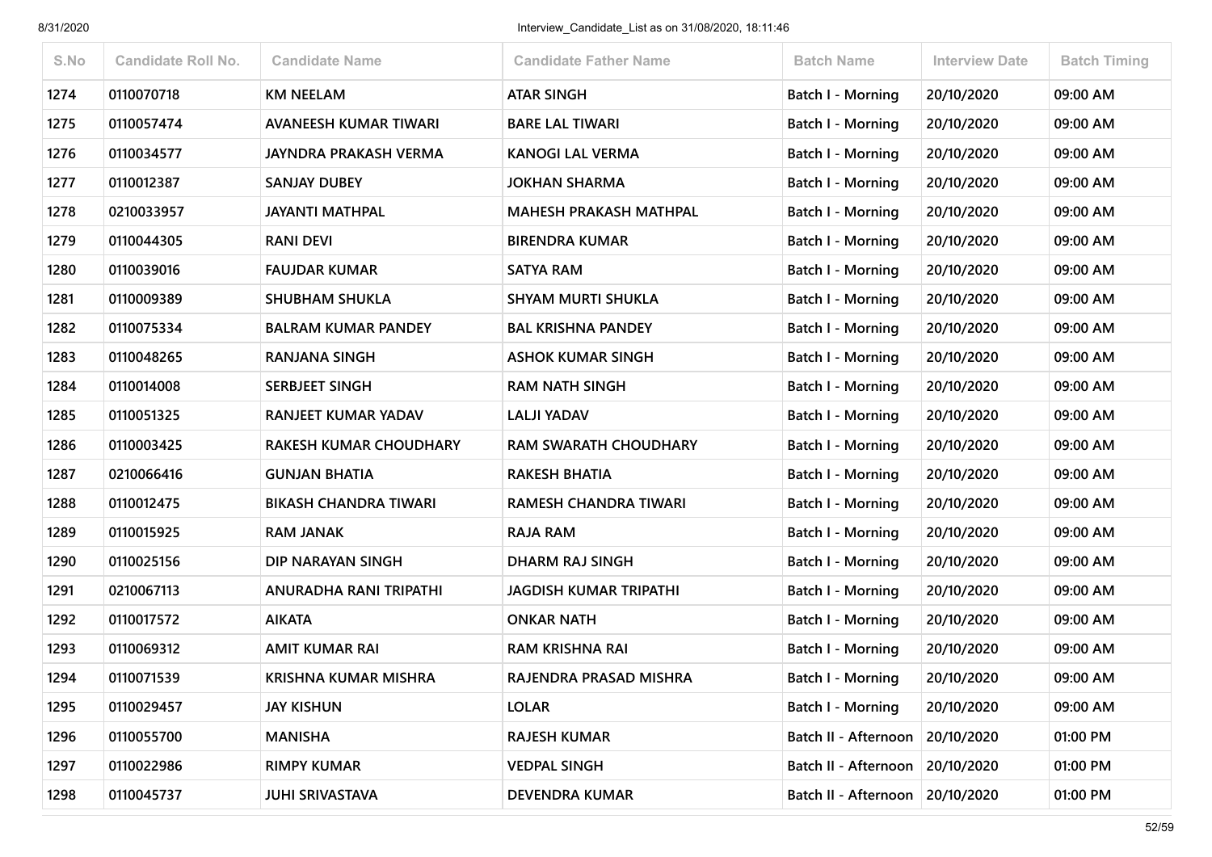| S.No | Candidate Roll No. | Candidate Name | Candidate Father Name | Batch Name | Interview Date | Batch Timing |
|---|---|---|---|---|---|---|
| 1274 | 0110070718 | KM NEELAM | ATAR SINGH | Batch I - Morning | 20/10/2020 | 09:00 AM |
| 1275 | 0110057474 | AVANEESH KUMAR TIWARI | BARE LAL TIWARI | Batch I - Morning | 20/10/2020 | 09:00 AM |
| 1276 | 0110034577 | JAYNDRA PRAKASH VERMA | KANOGI LAL VERMA | Batch I - Morning | 20/10/2020 | 09:00 AM |
| 1277 | 0110012387 | SANJAY DUBEY | JOKHAN SHARMA | Batch I - Morning | 20/10/2020 | 09:00 AM |
| 1278 | 0210033957 | JAYANTI MATHPAL | MAHESH PRAKASH MATHPAL | Batch I - Morning | 20/10/2020 | 09:00 AM |
| 1279 | 0110044305 | RANI DEVI | BIRENDRA KUMAR | Batch I - Morning | 20/10/2020 | 09:00 AM |
| 1280 | 0110039016 | FAUJDAR KUMAR | SATYA RAM | Batch I - Morning | 20/10/2020 | 09:00 AM |
| 1281 | 0110009389 | SHUBHAM SHUKLA | SHYAM MURTI SHUKLA | Batch I - Morning | 20/10/2020 | 09:00 AM |
| 1282 | 0110075334 | BALRAM KUMAR PANDEY | BAL KRISHNA PANDEY | Batch I - Morning | 20/10/2020 | 09:00 AM |
| 1283 | 0110048265 | RANJANA SINGH | ASHOK KUMAR SINGH | Batch I - Morning | 20/10/2020 | 09:00 AM |
| 1284 | 0110014008 | SERBJEET SINGH | RAM NATH SINGH | Batch I - Morning | 20/10/2020 | 09:00 AM |
| 1285 | 0110051325 | RANJEET KUMAR YADAV | LALJI YADAV | Batch I - Morning | 20/10/2020 | 09:00 AM |
| 1286 | 0110003425 | RAKESH KUMAR CHOUDHARY | RAM SWARATH CHOUDHARY | Batch I - Morning | 20/10/2020 | 09:00 AM |
| 1287 | 0210066416 | GUNJAN BHATIA | RAKESH BHATIA | Batch I - Morning | 20/10/2020 | 09:00 AM |
| 1288 | 0110012475 | BIKASH CHANDRA TIWARI | RAMESH CHANDRA TIWARI | Batch I - Morning | 20/10/2020 | 09:00 AM |
| 1289 | 0110015925 | RAM JANAK | RAJA RAM | Batch I - Morning | 20/10/2020 | 09:00 AM |
| 1290 | 0110025156 | DIP NARAYAN SINGH | DHARM RAJ SINGH | Batch I - Morning | 20/10/2020 | 09:00 AM |
| 1291 | 0210067113 | ANURADHA RANI TRIPATHI | JAGDISH KUMAR TRIPATHI | Batch I - Morning | 20/10/2020 | 09:00 AM |
| 1292 | 0110017572 | AIKATA | ONKAR NATH | Batch I - Morning | 20/10/2020 | 09:00 AM |
| 1293 | 0110069312 | AMIT KUMAR RAI | RAM KRISHNA RAI | Batch I - Morning | 20/10/2020 | 09:00 AM |
| 1294 | 0110071539 | KRISHNA KUMAR MISHRA | RAJENDRA PRASAD MISHRA | Batch I - Morning | 20/10/2020 | 09:00 AM |
| 1295 | 0110029457 | JAY KISHUN | LOLAR | Batch I - Morning | 20/10/2020 | 09:00 AM |
| 1296 | 0110055700 | MANISHA | RAJESH KUMAR | Batch II - Afternoon | 20/10/2020 | 01:00 PM |
| 1297 | 0110022986 | RIMPY KUMAR | VEDPAL SINGH | Batch II - Afternoon | 20/10/2020 | 01:00 PM |
| 1298 | 0110045737 | JUHI SRIVASTAVA | DEVENDRA KUMAR | Batch II - Afternoon | 20/10/2020 | 01:00 PM |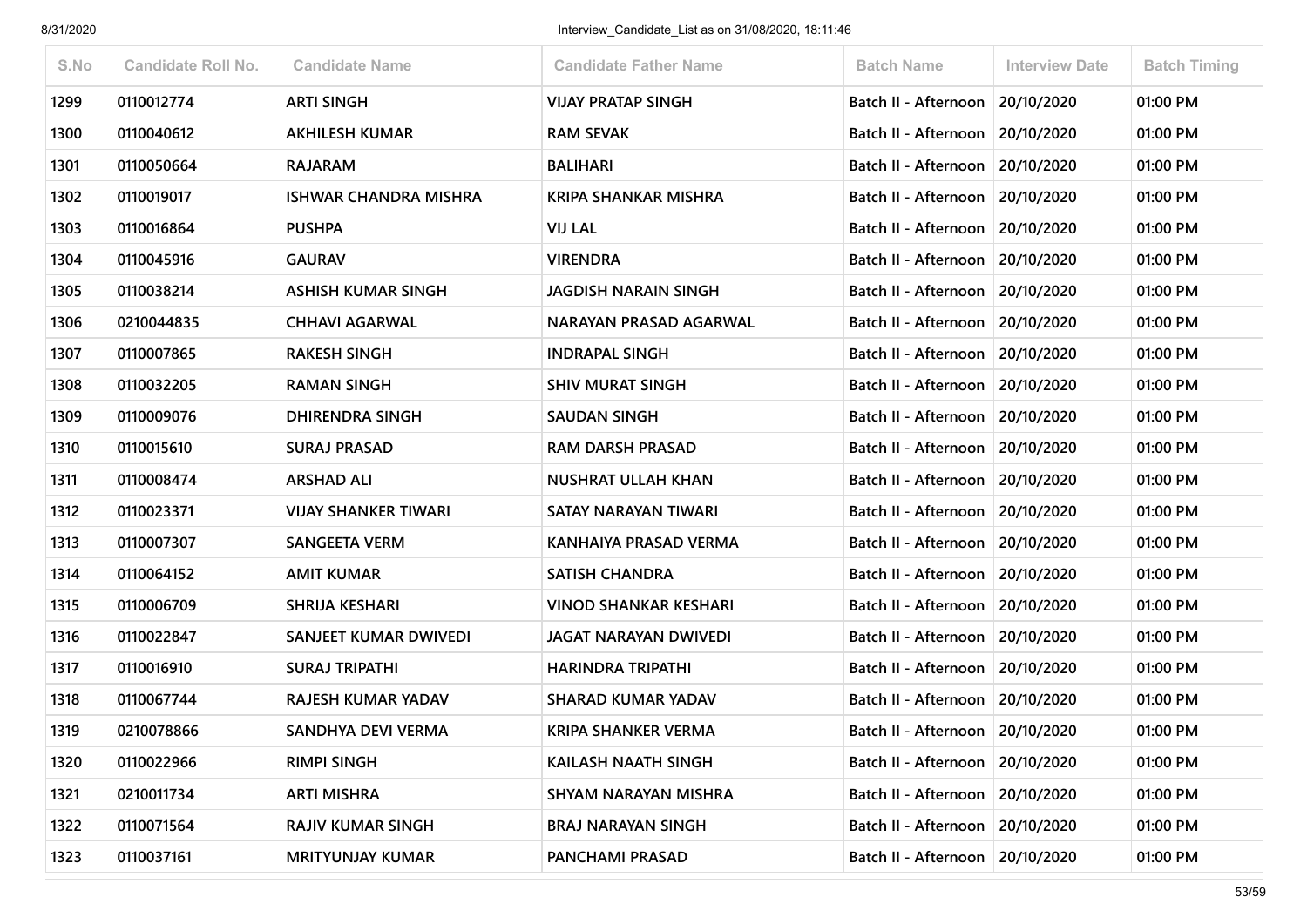| S.No | Candidate Roll No. | Candidate Name | Candidate Father Name | Batch Name | Interview Date | Batch Timing |
|---|---|---|---|---|---|---|
| 1299 | 0110012774 | ARTI SINGH | VIJAY PRATAP SINGH | Batch II - Afternoon | 20/10/2020 | 01:00 PM |
| 1300 | 0110040612 | AKHILESH KUMAR | RAM SEVAK | Batch II - Afternoon | 20/10/2020 | 01:00 PM |
| 1301 | 0110050664 | RAJARAM | BALIHARI | Batch II - Afternoon | 20/10/2020 | 01:00 PM |
| 1302 | 0110019017 | ISHWAR CHANDRA MISHRA | KRIPA SHANKAR MISHRA | Batch II - Afternoon | 20/10/2020 | 01:00 PM |
| 1303 | 0110016864 | PUSHPA | VIJ LAL | Batch II - Afternoon | 20/10/2020 | 01:00 PM |
| 1304 | 0110045916 | GAURAV | VIRENDRA | Batch II - Afternoon | 20/10/2020 | 01:00 PM |
| 1305 | 0110038214 | ASHISH KUMAR SINGH | JAGDISH NARAIN SINGH | Batch II - Afternoon | 20/10/2020 | 01:00 PM |
| 1306 | 0210044835 | CHHAVI AGARWAL | NARAYAN PRASAD AGARWAL | Batch II - Afternoon | 20/10/2020 | 01:00 PM |
| 1307 | 0110007865 | RAKESH SINGH | INDRAPAL SINGH | Batch II - Afternoon | 20/10/2020 | 01:00 PM |
| 1308 | 0110032205 | RAMAN SINGH | SHIV MURAT SINGH | Batch II - Afternoon | 20/10/2020 | 01:00 PM |
| 1309 | 0110009076 | DHIRENDRA SINGH | SAUDAN SINGH | Batch II - Afternoon | 20/10/2020 | 01:00 PM |
| 1310 | 0110015610 | SURAJ PRASAD | RAM DARSH PRASAD | Batch II - Afternoon | 20/10/2020 | 01:00 PM |
| 1311 | 0110008474 | ARSHAD ALI | NUSHRAT ULLAH KHAN | Batch II - Afternoon | 20/10/2020 | 01:00 PM |
| 1312 | 0110023371 | VIJAY SHANKER TIWARI | SATAY NARAYAN TIWARI | Batch II - Afternoon | 20/10/2020 | 01:00 PM |
| 1313 | 0110007307 | SANGEETA VERM | KANHAIYA PRASAD VERMA | Batch II - Afternoon | 20/10/2020 | 01:00 PM |
| 1314 | 0110064152 | AMIT KUMAR | SATISH CHANDRA | Batch II - Afternoon | 20/10/2020 | 01:00 PM |
| 1315 | 0110006709 | SHRIJA KESHARI | VINOD SHANKAR KESHARI | Batch II - Afternoon | 20/10/2020 | 01:00 PM |
| 1316 | 0110022847 | SANJEET KUMAR DWIVEDI | JAGAT NARAYAN DWIVEDI | Batch II - Afternoon | 20/10/2020 | 01:00 PM |
| 1317 | 0110016910 | SURAJ TRIPATHI | HARINDRA TRIPATHI | Batch II - Afternoon | 20/10/2020 | 01:00 PM |
| 1318 | 0110067744 | RAJESH KUMAR YADAV | SHARAD KUMAR YADAV | Batch II - Afternoon | 20/10/2020 | 01:00 PM |
| 1319 | 0210078866 | SANDHYA DEVI VERMA | KRIPA SHANKER VERMA | Batch II - Afternoon | 20/10/2020 | 01:00 PM |
| 1320 | 0110022966 | RIMPI SINGH | KAILASH NAATH SINGH | Batch II - Afternoon | 20/10/2020 | 01:00 PM |
| 1321 | 0210011734 | ARTI MISHRA | SHYAM NARAYAN MISHRA | Batch II - Afternoon | 20/10/2020 | 01:00 PM |
| 1322 | 0110071564 | RAJIV KUMAR SINGH | BRAJ NARAYAN SINGH | Batch II - Afternoon | 20/10/2020 | 01:00 PM |
| 1323 | 0110037161 | MRITYUNJAY KUMAR | PANCHAMI PRASAD | Batch II - Afternoon | 20/10/2020 | 01:00 PM |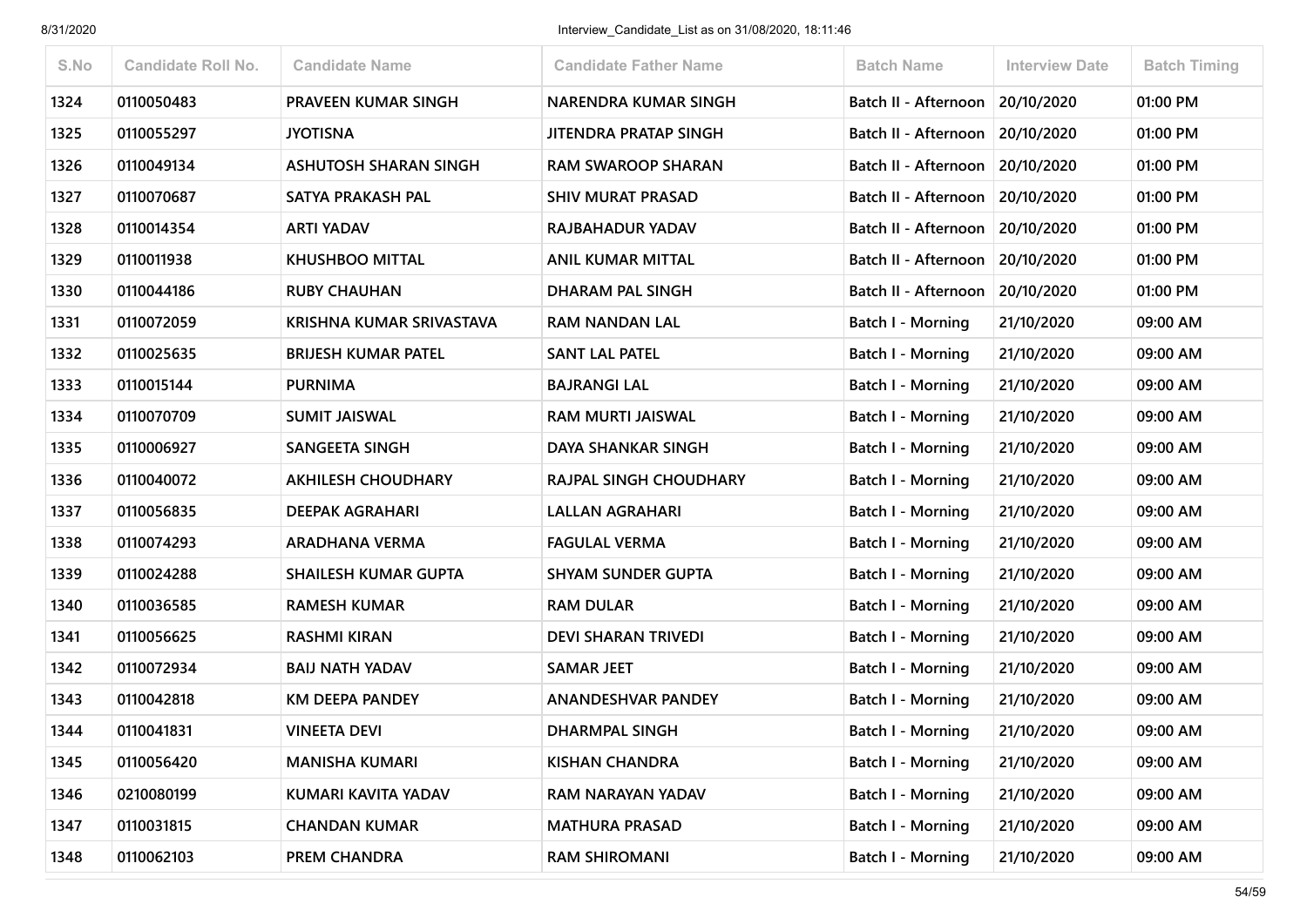| S.No | Candidate Roll No. | Candidate Name | Candidate Father Name | Batch Name | Interview Date | Batch Timing |
|---|---|---|---|---|---|---|
| 1324 | 0110050483 | PRAVEEN KUMAR SINGH | NARENDRA KUMAR SINGH | Batch II - Afternoon | 20/10/2020 | 01:00 PM |
| 1325 | 0110055297 | JYOTISNA | JITENDRA PRATAP SINGH | Batch II - Afternoon | 20/10/2020 | 01:00 PM |
| 1326 | 0110049134 | ASHUTOSH SHARAN SINGH | RAM SWAROOP SHARAN | Batch II - Afternoon | 20/10/2020 | 01:00 PM |
| 1327 | 0110070687 | SATYA PRAKASH PAL | SHIV MURAT PRASAD | Batch II - Afternoon | 20/10/2020 | 01:00 PM |
| 1328 | 0110014354 | ARTI YADAV | RAJBAHADUR YADAV | Batch II - Afternoon | 20/10/2020 | 01:00 PM |
| 1329 | 0110011938 | KHUSHBOO MITTAL | ANIL KUMAR MITTAL | Batch II - Afternoon | 20/10/2020 | 01:00 PM |
| 1330 | 0110044186 | RUBY CHAUHAN | DHARAM PAL SINGH | Batch II - Afternoon | 20/10/2020 | 01:00 PM |
| 1331 | 0110072059 | KRISHNA KUMAR SRIVASTAVA | RAM NANDAN LAL | Batch I - Morning | 21/10/2020 | 09:00 AM |
| 1332 | 0110025635 | BRIJESH KUMAR PATEL | SANT LAL PATEL | Batch I - Morning | 21/10/2020 | 09:00 AM |
| 1333 | 0110015144 | PURNIMA | BAJRANGI LAL | Batch I - Morning | 21/10/2020 | 09:00 AM |
| 1334 | 0110070709 | SUMIT JAISWAL | RAM MURTI JAISWAL | Batch I - Morning | 21/10/2020 | 09:00 AM |
| 1335 | 0110006927 | SANGEETA SINGH | DAYA SHANKAR SINGH | Batch I - Morning | 21/10/2020 | 09:00 AM |
| 1336 | 0110040072 | AKHILESH CHOUDHARY | RAJPAL SINGH CHOUDHARY | Batch I - Morning | 21/10/2020 | 09:00 AM |
| 1337 | 0110056835 | DEEPAK AGRAHARI | LALLAN AGRAHARI | Batch I - Morning | 21/10/2020 | 09:00 AM |
| 1338 | 0110074293 | ARADHANA VERMA | FAGULAL VERMA | Batch I - Morning | 21/10/2020 | 09:00 AM |
| 1339 | 0110024288 | SHAILESH KUMAR GUPTA | SHYAM SUNDER GUPTA | Batch I - Morning | 21/10/2020 | 09:00 AM |
| 1340 | 0110036585 | RAMESH KUMAR | RAM DULAR | Batch I - Morning | 21/10/2020 | 09:00 AM |
| 1341 | 0110056625 | RASHMI KIRAN | DEVI SHARAN TRIVEDI | Batch I - Morning | 21/10/2020 | 09:00 AM |
| 1342 | 0110072934 | BAIJ NATH YADAV | SAMAR JEET | Batch I - Morning | 21/10/2020 | 09:00 AM |
| 1343 | 0110042818 | KM DEEPA PANDEY | ANANDESHVAR PANDEY | Batch I - Morning | 21/10/2020 | 09:00 AM |
| 1344 | 0110041831 | VINEETA DEVI | DHARMPAL SINGH | Batch I - Morning | 21/10/2020 | 09:00 AM |
| 1345 | 0110056420 | MANISHA KUMARI | KISHAN CHANDRA | Batch I - Morning | 21/10/2020 | 09:00 AM |
| 1346 | 0210080199 | KUMARI KAVITA YADAV | RAM NARAYAN YADAV | Batch I - Morning | 21/10/2020 | 09:00 AM |
| 1347 | 0110031815 | CHANDAN KUMAR | MATHURA PRASAD | Batch I - Morning | 21/10/2020 | 09:00 AM |
| 1348 | 0110062103 | PREM CHANDRA | RAM SHIROMANI | Batch I - Morning | 21/10/2020 | 09:00 AM |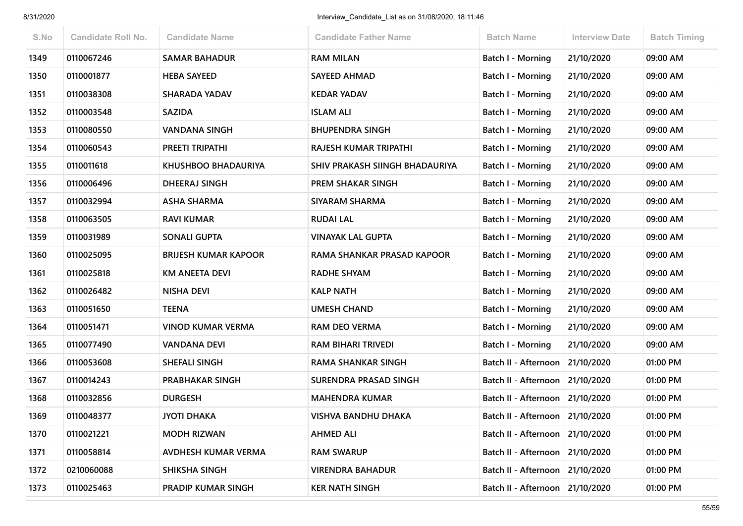| S.No | Candidate Roll No. | Candidate Name | Candidate Father Name | Batch Name | Interview Date | Batch Timing |
|---|---|---|---|---|---|---|
| 1349 | 0110067246 | SAMAR BAHADUR | RAM MILAN | Batch I - Morning | 21/10/2020 | 09:00 AM |
| 1350 | 0110001877 | HEBA SAYEED | SAYEED AHMAD | Batch I - Morning | 21/10/2020 | 09:00 AM |
| 1351 | 0110038308 | SHARADA YADAV | KEDAR YADAV | Batch I - Morning | 21/10/2020 | 09:00 AM |
| 1352 | 0110003548 | SAZIDA | ISLAM ALI | Batch I - Morning | 21/10/2020 | 09:00 AM |
| 1353 | 0110080550 | VANDANA SINGH | BHUPENDRA SINGH | Batch I - Morning | 21/10/2020 | 09:00 AM |
| 1354 | 0110060543 | PREETI TRIPATHI | RAJESH KUMAR TRIPATHI | Batch I - Morning | 21/10/2020 | 09:00 AM |
| 1355 | 0110011618 | KHUSHBOO BHADAURIYA | SHIV PRAKASH SIINGH BHADAURIYA | Batch I - Morning | 21/10/2020 | 09:00 AM |
| 1356 | 0110006496 | DHEERAJ SINGH | PREM SHAKAR SINGH | Batch I - Morning | 21/10/2020 | 09:00 AM |
| 1357 | 0110032994 | ASHA SHARMA | SIYARAM SHARMA | Batch I - Morning | 21/10/2020 | 09:00 AM |
| 1358 | 0110063505 | RAVI KUMAR | RUDAI LAL | Batch I - Morning | 21/10/2020 | 09:00 AM |
| 1359 | 0110031989 | SONALI GUPTA | VINAYAK LAL GUPTA | Batch I - Morning | 21/10/2020 | 09:00 AM |
| 1360 | 0110025095 | BRIJESH KUMAR KAPOOR | RAMA SHANKAR PRASAD KAPOOR | Batch I - Morning | 21/10/2020 | 09:00 AM |
| 1361 | 0110025818 | KM ANEETA DEVI | RADHE SHYAM | Batch I - Morning | 21/10/2020 | 09:00 AM |
| 1362 | 0110026482 | NISHA DEVI | KALP NATH | Batch I - Morning | 21/10/2020 | 09:00 AM |
| 1363 | 0110051650 | TEENA | UMESH CHAND | Batch I - Morning | 21/10/2020 | 09:00 AM |
| 1364 | 0110051471 | VINOD KUMAR VERMA | RAM DEO VERMA | Batch I - Morning | 21/10/2020 | 09:00 AM |
| 1365 | 0110077490 | VANDANA DEVI | RAM BIHARI TRIVEDI | Batch I - Morning | 21/10/2020 | 09:00 AM |
| 1366 | 0110053608 | SHEFALI SINGH | RAMA SHANKAR SINGH | Batch II - Afternoon | 21/10/2020 | 01:00 PM |
| 1367 | 0110014243 | PRABHAKAR SINGH | SURENDRA PRASAD SINGH | Batch II - Afternoon | 21/10/2020 | 01:00 PM |
| 1368 | 0110032856 | DURGESH | MAHENDRA KUMAR | Batch II - Afternoon | 21/10/2020 | 01:00 PM |
| 1369 | 0110048377 | JYOTI DHAKA | VISHVA BANDHU DHAKA | Batch II - Afternoon | 21/10/2020 | 01:00 PM |
| 1370 | 0110021221 | MODH RIZWAN | AHMED ALI | Batch II - Afternoon | 21/10/2020 | 01:00 PM |
| 1371 | 0110058814 | AVDHESH KUMAR VERMA | RAM SWARUP | Batch II - Afternoon | 21/10/2020 | 01:00 PM |
| 1372 | 0210060088 | SHIKSHA SINGH | VIRENDRA BAHADUR | Batch II - Afternoon | 21/10/2020 | 01:00 PM |
| 1373 | 0110025463 | PRADIP KUMAR SINGH | KER NATH SINGH | Batch II - Afternoon | 21/10/2020 | 01:00 PM |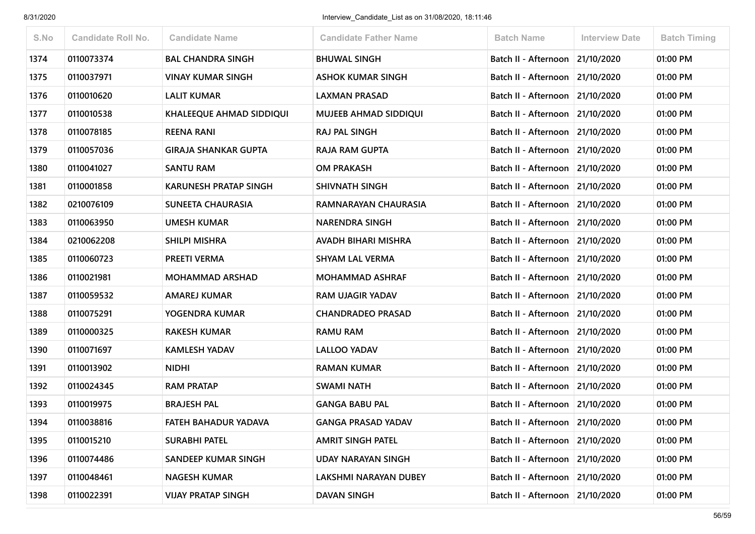| S.No | Candidate Roll No. | Candidate Name | Candidate Father Name | Batch Name | Interview Date | Batch Timing |
|---|---|---|---|---|---|---|
| 1374 | 0110073374 | BAL CHANDRA SINGH | BHUWAL SINGH | Batch II - Afternoon | 21/10/2020 | 01:00 PM |
| 1375 | 0110037971 | VINAY KUMAR SINGH | ASHOK KUMAR SINGH | Batch II - Afternoon | 21/10/2020 | 01:00 PM |
| 1376 | 0110010620 | LALIT KUMAR | LAXMAN PRASAD | Batch II - Afternoon | 21/10/2020 | 01:00 PM |
| 1377 | 0110010538 | KHALEEQUE AHMAD SIDDIQUI | MUJEEB AHMAD SIDDIQUI | Batch II - Afternoon | 21/10/2020 | 01:00 PM |
| 1378 | 0110078185 | REENA RANI | RAJ PAL SINGH | Batch II - Afternoon | 21/10/2020 | 01:00 PM |
| 1379 | 0110057036 | GIRAJA SHANKAR GUPTA | RAJA RAM GUPTA | Batch II - Afternoon | 21/10/2020 | 01:00 PM |
| 1380 | 0110041027 | SANTU RAM | OM PRAKASH | Batch II - Afternoon | 21/10/2020 | 01:00 PM |
| 1381 | 0110001858 | KARUNESH PRATAP SINGH | SHIVNATH SINGH | Batch II - Afternoon | 21/10/2020 | 01:00 PM |
| 1382 | 0210076109 | SUNEETA CHAURASIA | RAMNARAYAN CHAURASIA | Batch II - Afternoon | 21/10/2020 | 01:00 PM |
| 1383 | 0110063950 | UMESH KUMAR | NARENDRA SINGH | Batch II - Afternoon | 21/10/2020 | 01:00 PM |
| 1384 | 0210062208 | SHILPI MISHRA | AVADH BIHARI MISHRA | Batch II - Afternoon | 21/10/2020 | 01:00 PM |
| 1385 | 0110060723 | PREETI VERMA | SHYAM LAL VERMA | Batch II - Afternoon | 21/10/2020 | 01:00 PM |
| 1386 | 0110021981 | MOHAMMAD ARSHAD | MOHAMMAD ASHRAF | Batch II - Afternoon | 21/10/2020 | 01:00 PM |
| 1387 | 0110059532 | AMAREJ KUMAR | RAM UJAGIR YADAV | Batch II - Afternoon | 21/10/2020 | 01:00 PM |
| 1388 | 0110075291 | YOGENDRA KUMAR | CHANDRADEO PRASAD | Batch II - Afternoon | 21/10/2020 | 01:00 PM |
| 1389 | 0110000325 | RAKESH KUMAR | RAMU RAM | Batch II - Afternoon | 21/10/2020 | 01:00 PM |
| 1390 | 0110071697 | KAMLESH YADAV | LALLOO YADAV | Batch II - Afternoon | 21/10/2020 | 01:00 PM |
| 1391 | 0110013902 | NIDHI | RAMAN KUMAR | Batch II - Afternoon | 21/10/2020 | 01:00 PM |
| 1392 | 0110024345 | RAM PRATAP | SWAMI NATH | Batch II - Afternoon | 21/10/2020 | 01:00 PM |
| 1393 | 0110019975 | BRAJESH PAL | GANGA BABU PAL | Batch II - Afternoon | 21/10/2020 | 01:00 PM |
| 1394 | 0110038816 | FATEH BAHADUR YADAVA | GANGA PRASAD YADAV | Batch II - Afternoon | 21/10/2020 | 01:00 PM |
| 1395 | 0110015210 | SURABHI PATEL | AMRIT SINGH PATEL | Batch II - Afternoon | 21/10/2020 | 01:00 PM |
| 1396 | 0110074486 | SANDEEP KUMAR SINGH | UDAY NARAYAN SINGH | Batch II - Afternoon | 21/10/2020 | 01:00 PM |
| 1397 | 0110048461 | NAGESH KUMAR | LAKSHMI NARAYAN DUBEY | Batch II - Afternoon | 21/10/2020 | 01:00 PM |
| 1398 | 0110022391 | VIJAY PRATAP SINGH | DAVAN SINGH | Batch II - Afternoon | 21/10/2020 | 01:00 PM |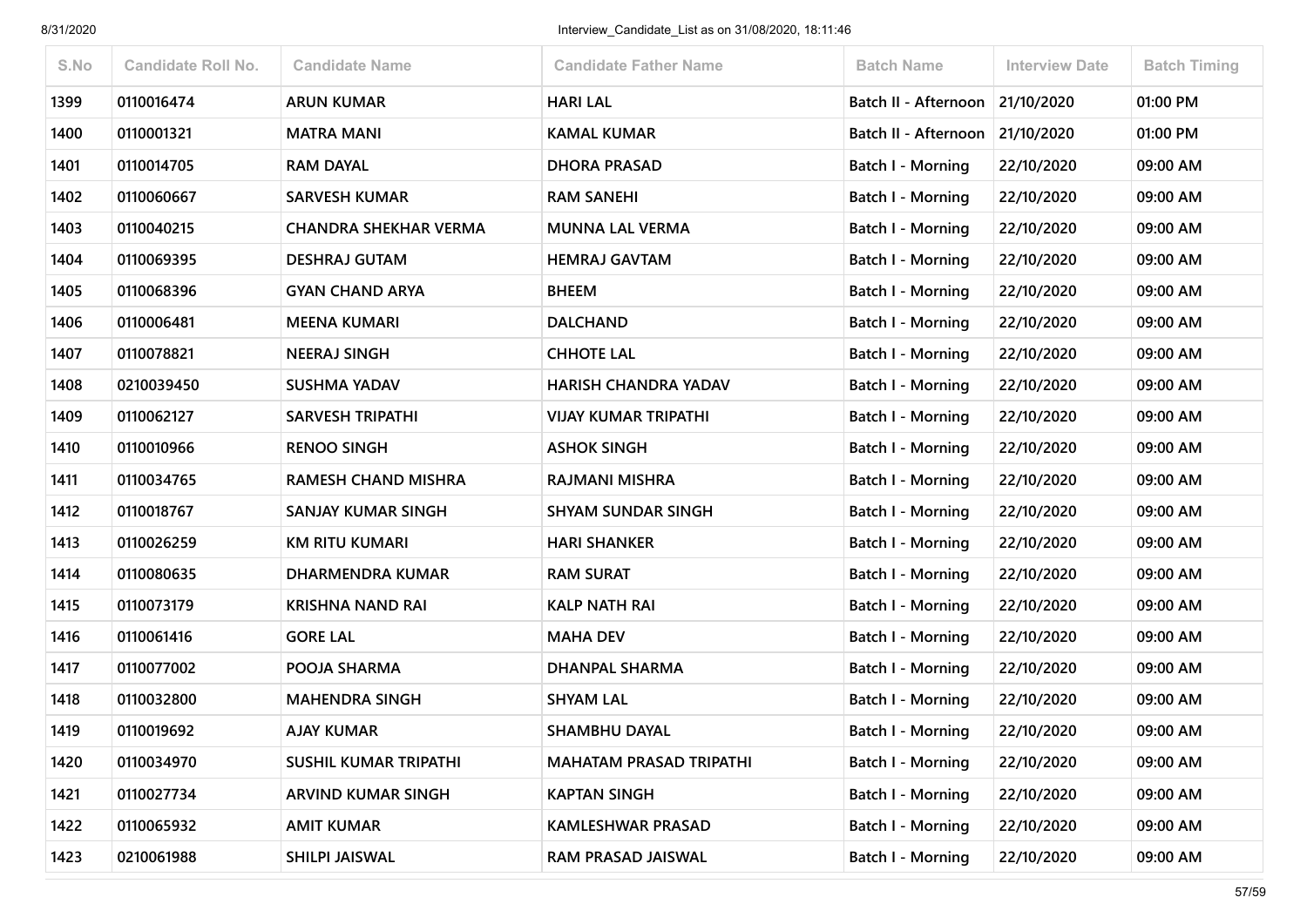| S.No | Candidate Roll No. | Candidate Name | Candidate Father Name | Batch Name | Interview Date | Batch Timing |
|---|---|---|---|---|---|---|
| 1399 | 0110016474 | ARUN KUMAR | HARI LAL | Batch II - Afternoon | 21/10/2020 | 01:00 PM |
| 1400 | 0110001321 | MATRA MANI | KAMAL KUMAR | Batch II - Afternoon | 21/10/2020 | 01:00 PM |
| 1401 | 0110014705 | RAM DAYAL | DHORA PRASAD | Batch I - Morning | 22/10/2020 | 09:00 AM |
| 1402 | 0110060667 | SARVESH KUMAR | RAM SANEHI | Batch I - Morning | 22/10/2020 | 09:00 AM |
| 1403 | 0110040215 | CHANDRA SHEKHAR VERMA | MUNNA LAL VERMA | Batch I - Morning | 22/10/2020 | 09:00 AM |
| 1404 | 0110069395 | DESHRAJ GUTAM | HEMRAJ GAVTAM | Batch I - Morning | 22/10/2020 | 09:00 AM |
| 1405 | 0110068396 | GYAN CHAND ARYA | BHEEM | Batch I - Morning | 22/10/2020 | 09:00 AM |
| 1406 | 0110006481 | MEENA KUMARI | DALCHAND | Batch I - Morning | 22/10/2020 | 09:00 AM |
| 1407 | 0110078821 | NEERAJ SINGH | CHHOTE LAL | Batch I - Morning | 22/10/2020 | 09:00 AM |
| 1408 | 0210039450 | SUSHMA YADAV | HARISH CHANDRA YADAV | Batch I - Morning | 22/10/2020 | 09:00 AM |
| 1409 | 0110062127 | SARVESH TRIPATHI | VIJAY KUMAR TRIPATHI | Batch I - Morning | 22/10/2020 | 09:00 AM |
| 1410 | 0110010966 | RENOO SINGH | ASHOK SINGH | Batch I - Morning | 22/10/2020 | 09:00 AM |
| 1411 | 0110034765 | RAMESH CHAND MISHRA | RAJMANI MISHRA | Batch I - Morning | 22/10/2020 | 09:00 AM |
| 1412 | 0110018767 | SANJAY KUMAR SINGH | SHYAM SUNDAR SINGH | Batch I - Morning | 22/10/2020 | 09:00 AM |
| 1413 | 0110026259 | KM RITU KUMARI | HARI SHANKER | Batch I - Morning | 22/10/2020 | 09:00 AM |
| 1414 | 0110080635 | DHARMENDRA KUMAR | RAM SURAT | Batch I - Morning | 22/10/2020 | 09:00 AM |
| 1415 | 0110073179 | KRISHNA NAND RAI | KALP NATH RAI | Batch I - Morning | 22/10/2020 | 09:00 AM |
| 1416 | 0110061416 | GORE LAL | MAHA DEV | Batch I - Morning | 22/10/2020 | 09:00 AM |
| 1417 | 0110077002 | POOJA SHARMA | DHANPAL SHARMA | Batch I - Morning | 22/10/2020 | 09:00 AM |
| 1418 | 0110032800 | MAHENDRA SINGH | SHYAM LAL | Batch I - Morning | 22/10/2020 | 09:00 AM |
| 1419 | 0110019692 | AJAY KUMAR | SHAMBHU DAYAL | Batch I - Morning | 22/10/2020 | 09:00 AM |
| 1420 | 0110034970 | SUSHIL KUMAR TRIPATHI | MAHATAM PRASAD TRIPATHI | Batch I - Morning | 22/10/2020 | 09:00 AM |
| 1421 | 0110027734 | ARVIND KUMAR SINGH | KAPTAN SINGH | Batch I - Morning | 22/10/2020 | 09:00 AM |
| 1422 | 0110065932 | AMIT KUMAR | KAMLESHWAR PRASAD | Batch I - Morning | 22/10/2020 | 09:00 AM |
| 1423 | 0210061988 | SHILPI JAISWAL | RAM PRASAD JAISWAL | Batch I - Morning | 22/10/2020 | 09:00 AM |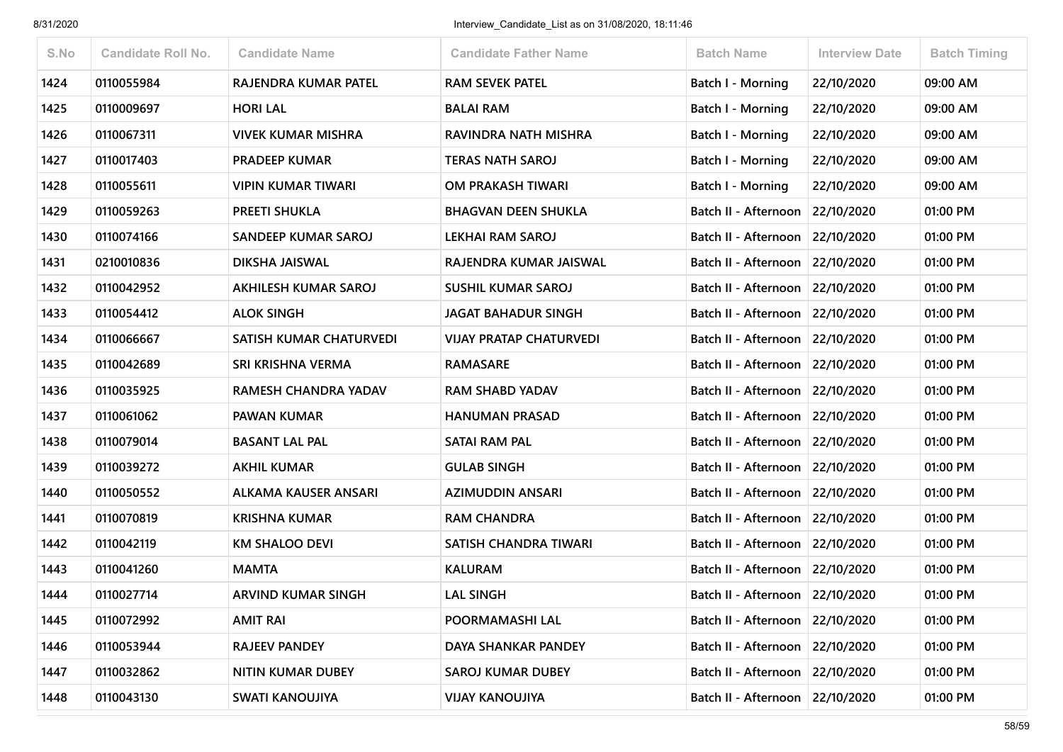| S.No | Candidate Roll No. | Candidate Name | Candidate Father Name | Batch Name | Interview Date | Batch Timing |
|---|---|---|---|---|---|---|
| 1424 | 0110055984 | RAJENDRA KUMAR PATEL | RAM SEVEK PATEL | Batch I - Morning | 22/10/2020 | 09:00 AM |
| 1425 | 0110009697 | HORI LAL | BALAI RAM | Batch I - Morning | 22/10/2020 | 09:00 AM |
| 1426 | 0110067311 | VIVEK KUMAR MISHRA | RAVINDRA NATH MISHRA | Batch I - Morning | 22/10/2020 | 09:00 AM |
| 1427 | 0110017403 | PRADEEP KUMAR | TERAS NATH SAROJ | Batch I - Morning | 22/10/2020 | 09:00 AM |
| 1428 | 0110055611 | VIPIN KUMAR TIWARI | OM PRAKASH TIWARI | Batch I - Morning | 22/10/2020 | 09:00 AM |
| 1429 | 0110059263 | PREETI SHUKLA | BHAGVAN DEEN SHUKLA | Batch II - Afternoon | 22/10/2020 | 01:00 PM |
| 1430 | 0110074166 | SANDEEP KUMAR SAROJ | LEKHAI RAM SAROJ | Batch II - Afternoon | 22/10/2020 | 01:00 PM |
| 1431 | 0210010836 | DIKSHA JAISWAL | RAJENDRA KUMAR JAISWAL | Batch II - Afternoon | 22/10/2020 | 01:00 PM |
| 1432 | 0110042952 | AKHILESH KUMAR SAROJ | SUSHIL KUMAR SAROJ | Batch II - Afternoon | 22/10/2020 | 01:00 PM |
| 1433 | 0110054412 | ALOK SINGH | JAGAT BAHADUR SINGH | Batch II - Afternoon | 22/10/2020 | 01:00 PM |
| 1434 | 0110066667 | SATISH KUMAR CHATURVEDI | VIJAY PRATAP CHATURVEDI | Batch II - Afternoon | 22/10/2020 | 01:00 PM |
| 1435 | 0110042689 | SRI KRISHNA VERMA | RAMASARE | Batch II - Afternoon | 22/10/2020 | 01:00 PM |
| 1436 | 0110035925 | RAMESH CHANDRA YADAV | RAM SHABD YADAV | Batch II - Afternoon | 22/10/2020 | 01:00 PM |
| 1437 | 0110061062 | PAWAN KUMAR | HANUMAN PRASAD | Batch II - Afternoon | 22/10/2020 | 01:00 PM |
| 1438 | 0110079014 | BASANT LAL PAL | SATAI RAM PAL | Batch II - Afternoon | 22/10/2020 | 01:00 PM |
| 1439 | 0110039272 | AKHIL KUMAR | GULAB SINGH | Batch II - Afternoon | 22/10/2020 | 01:00 PM |
| 1440 | 0110050552 | ALKAMA KAUSER ANSARI | AZIMUDDIN ANSARI | Batch II - Afternoon | 22/10/2020 | 01:00 PM |
| 1441 | 0110070819 | KRISHNA KUMAR | RAM CHANDRA | Batch II - Afternoon | 22/10/2020 | 01:00 PM |
| 1442 | 0110042119 | KM SHALOO DEVI | SATISH CHANDRA TIWARI | Batch II - Afternoon | 22/10/2020 | 01:00 PM |
| 1443 | 0110041260 | MAMTA | KALURAM | Batch II - Afternoon | 22/10/2020 | 01:00 PM |
| 1444 | 0110027714 | ARVIND KUMAR SINGH | LAL SINGH | Batch II - Afternoon | 22/10/2020 | 01:00 PM |
| 1445 | 0110072992 | AMIT RAI | POORMAMASHI LAL | Batch II - Afternoon | 22/10/2020 | 01:00 PM |
| 1446 | 0110053944 | RAJEEV PANDEY | DAYA SHANKAR PANDEY | Batch II - Afternoon | 22/10/2020 | 01:00 PM |
| 1447 | 0110032862 | NITIN KUMAR DUBEY | SAROJ KUMAR DUBEY | Batch II - Afternoon | 22/10/2020 | 01:00 PM |
| 1448 | 0110043130 | SWATI KANOUJIYA | VIJAY KANOUJIYA | Batch II - Afternoon | 22/10/2020 | 01:00 PM |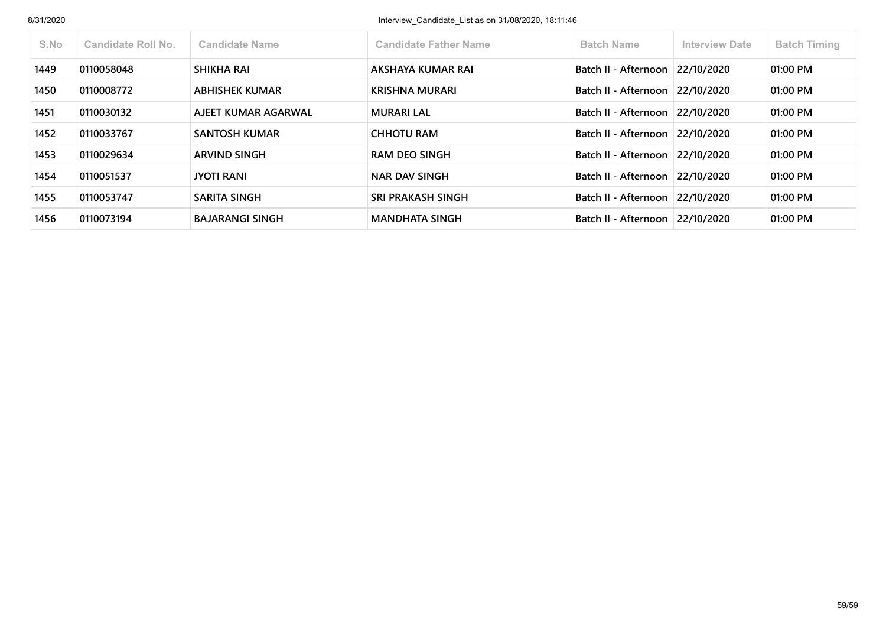| S.No | Candidate Roll No. | Candidate Name | Candidate Father Name | Batch Name | Interview Date | Batch Timing |
|---|---|---|---|---|---|---|
| 1449 | 0110058048 | SHIKHA RAI | AKSHAYA KUMAR RAI | Batch II - Afternoon | 22/10/2020 | 01:00 PM |
| 1450 | 0110008772 | ABHISHEK KUMAR | KRISHNA MURARI | Batch II - Afternoon | 22/10/2020 | 01:00 PM |
| 1451 | 0110030132 | AJEET KUMAR AGARWAL | MURARI LAL | Batch II - Afternoon | 22/10/2020 | 01:00 PM |
| 1452 | 0110033767 | SANTOSH KUMAR | CHHOTU RAM | Batch II - Afternoon | 22/10/2020 | 01:00 PM |
| 1453 | 0110029634 | ARVIND SINGH | RAM DEO SINGH | Batch II - Afternoon | 22/10/2020 | 01:00 PM |
| 1454 | 0110051537 | JYOTI RANI | NAR DAV SINGH | Batch II - Afternoon | 22/10/2020 | 01:00 PM |
| 1455 | 0110053747 | SARITA SINGH | SRI PRAKASH SINGH | Batch II - Afternoon | 22/10/2020 | 01:00 PM |
| 1456 | 0110073194 | BAJARANGI SINGH | MANDHATA SINGH | Batch II - Afternoon | 22/10/2020 | 01:00 PM |